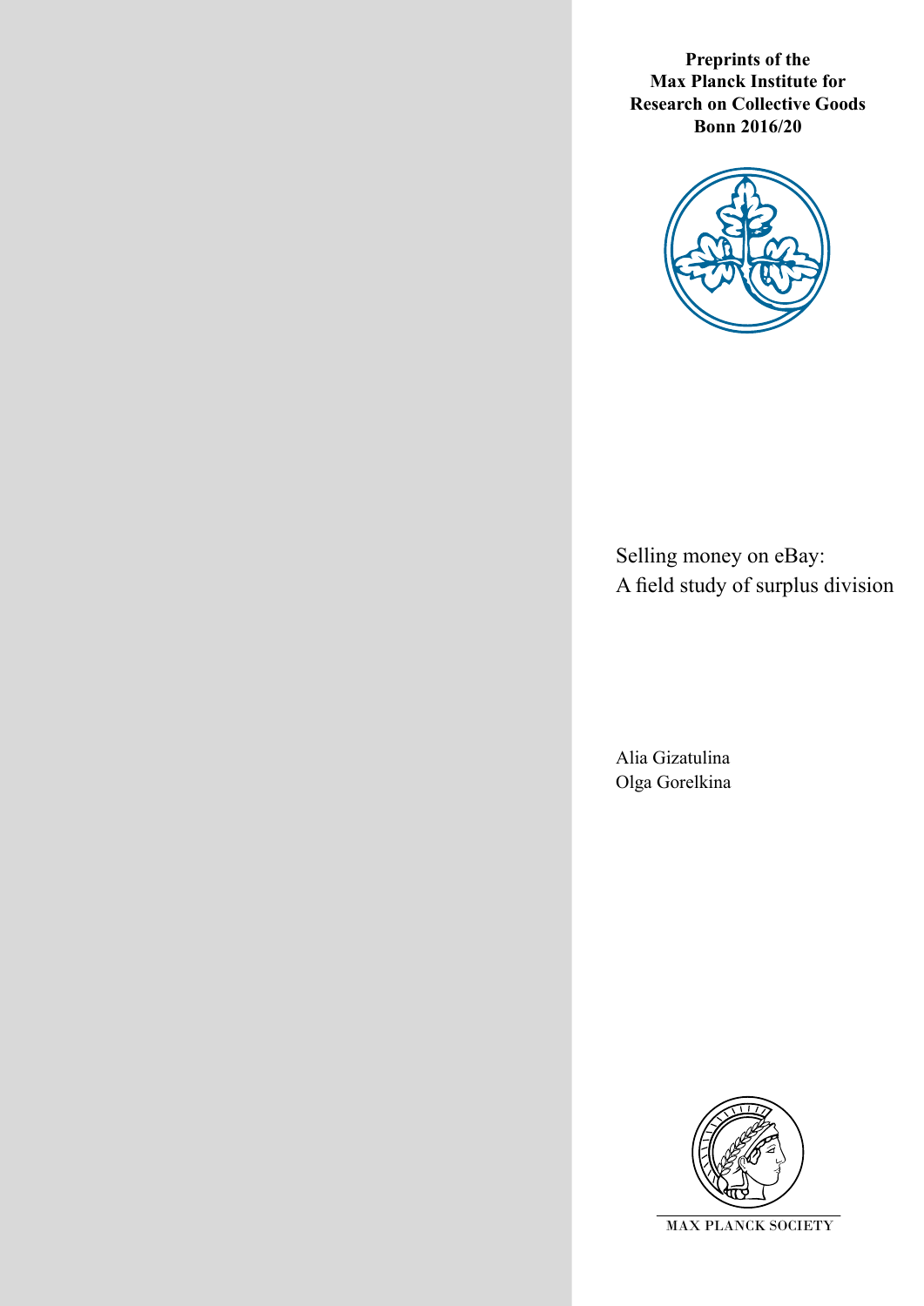**Preprints of the Max Planck Institute for Research on Collective Goods Bonn 2016/20**

# Selling money on eBay: A field study of surplus division

Alia Gizatulina
Olga Gorelkina

MAX PLANCK SOCIETY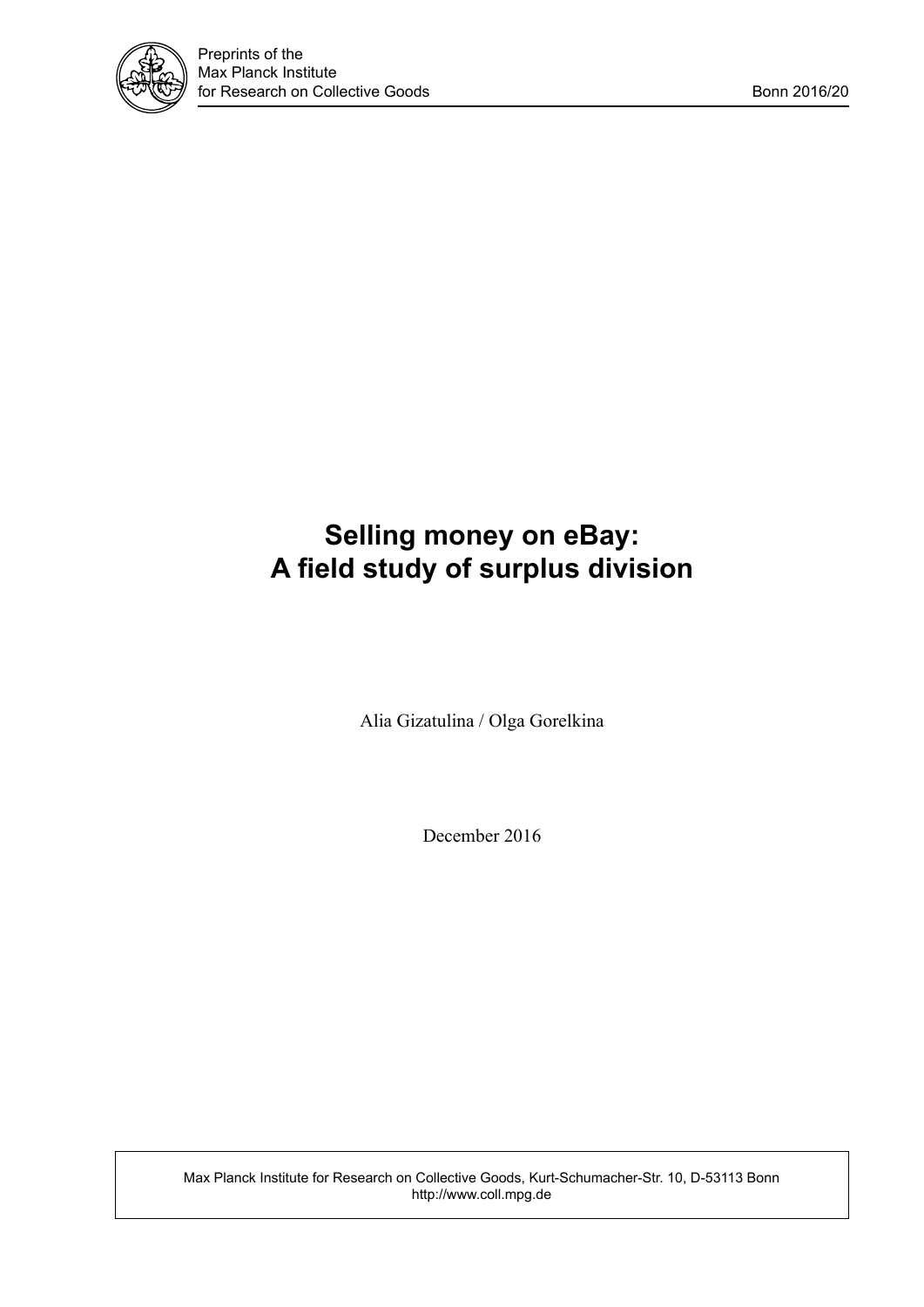# Selling money on eBay: A field study of surplus division

Alia Gizatulina / Olga Gorelkina

December 2016

Max Planck Institute for Research on Collective Goods, Kurt-Schumacher-Str. 10, D-53113 Bonn
http://www.coll.mpg.de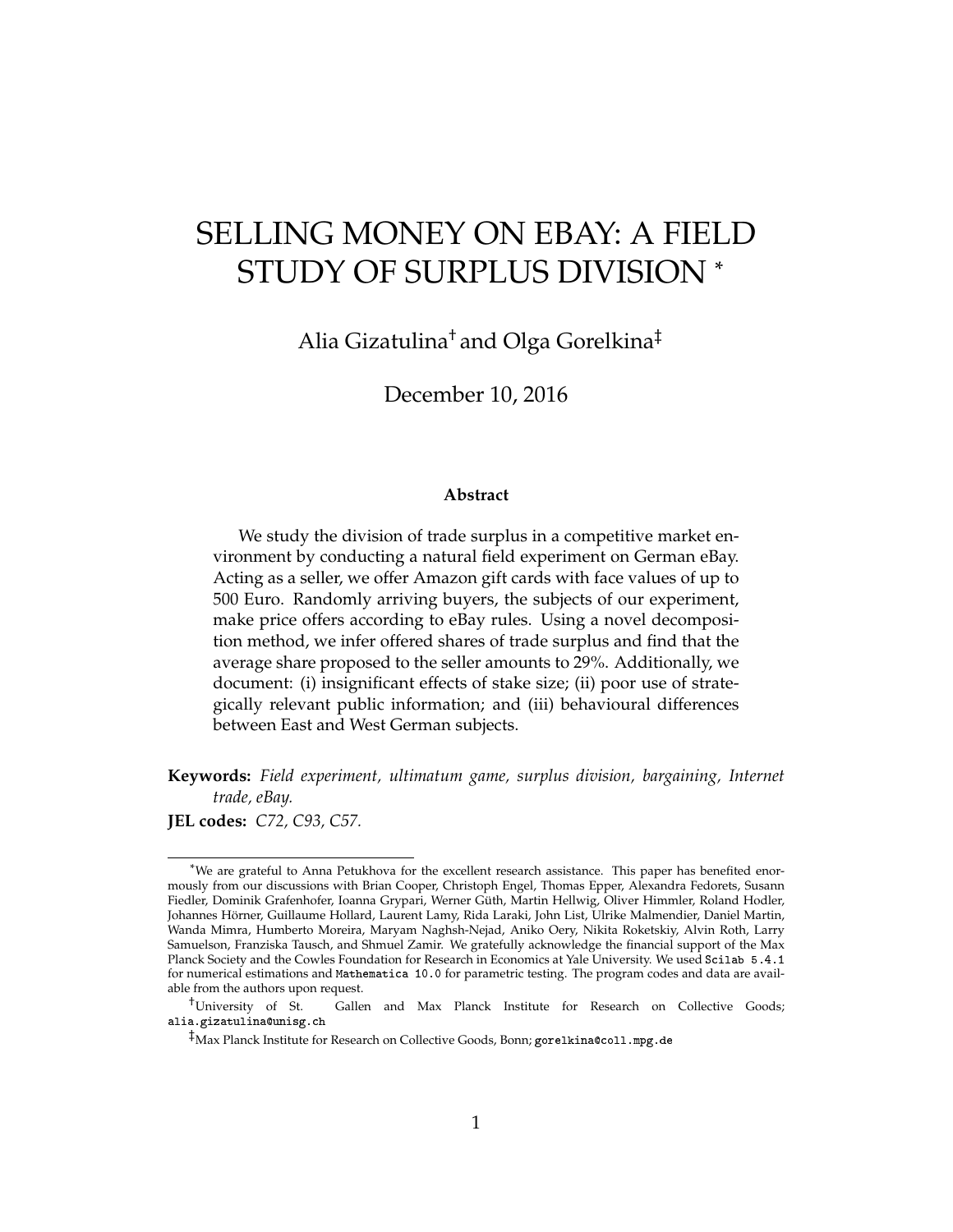# SELLING MONEY ON EBAY: A FIELD STUDY OF SURPLUS DIVISION *

Alia Gizatulina[†] and Olga Gorelkina[‡]

December 10, 2016

### Abstract

We study the division of trade surplus in a competitive market environment by conducting a natural field experiment on German eBay. Acting as a seller, we offer Amazon gift cards with face values of up to 500 Euro. Randomly arriving buyers, the subjects of our experiment, make price offers according to eBay rules. Using a novel decomposition method, we infer offered shares of trade surplus and find that the average share proposed to the seller amounts to 29%. Additionally, we document: (i) insignificant effects of stake size; (ii) poor use of strategically relevant public information; and (iii) behavioural differences between East and West German subjects.

**Keywords:** *Field experiment, ultimatum game, surplus division, bargaining, Internet trade, eBay.*

**JEL codes:** *C72, C93, C57.*

---

*We are grateful to Anna Petukhova for the excellent research assistance. This paper has benefited enormously from our discussions with Brian Cooper, Christoph Engel, Thomas Epper, Alexandra Fedorets, Susann Fiedler, Dominik Grafenhofer, Ioanna Grypari, Werner Güth, Martin Hellwig, Oliver Himmler, Roland Hodler, Johannes Hörner, Guillaume Hollard, Laurent Lamy, Rida Laraki, John List, Ulrike Malmendier, Daniel Martin, Wanda Mimra, Humberto Moreira, Maryam Naghsh-Nejad, Aniko Oery, Nikita Roketskiy, Alvin Roth, Larry Samuelson, Franziska Tausch, and Shmuel Zamir. We gratefully acknowledge the financial support of the Max Planck Society and the Cowles Foundation for Research in Economics at Yale University. We used `Scilab 5.4.1` for numerical estimations and `Mathematica 10.0` for parametric testing. The program codes and data are available from the authors upon request.

[†] University of St. Gallen and Max Planck Institute for Research on Collective Goods; `alia.gizatulina@unisg.ch`

[‡] Max Planck Institute for Research on Collective Goods, Bonn; `gorelkina@coll.mpg.de`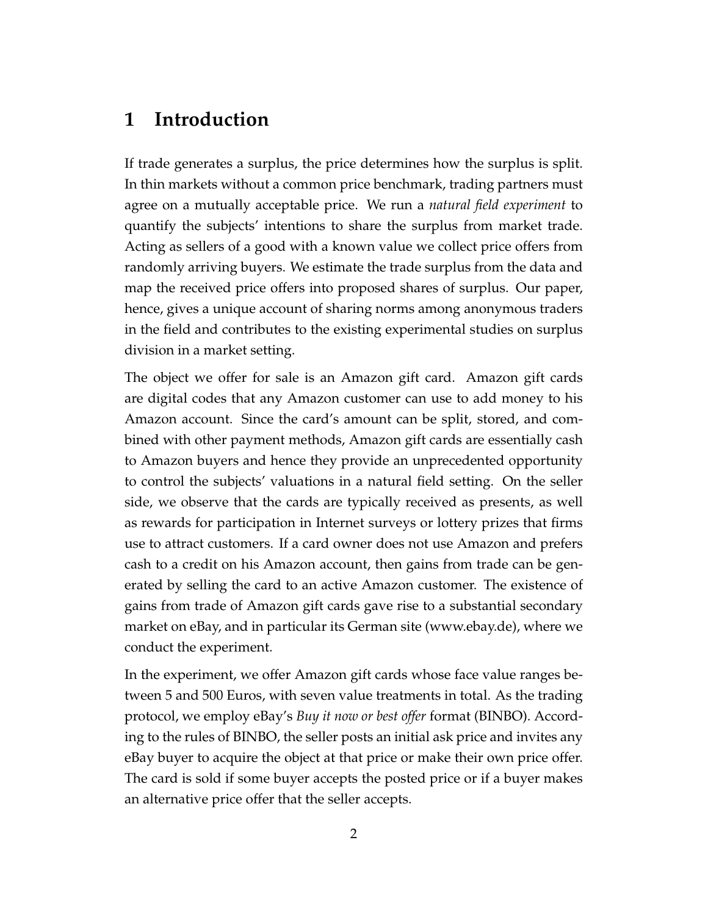# 1 Introduction

If trade generates a surplus, the price determines how the surplus is split. In thin markets without a common price benchmark, trading partners must agree on a mutually acceptable price. We run a *natural field experiment* to quantify the subjects' intentions to share the surplus from market trade. Acting as sellers of a good with a known value we collect price offers from randomly arriving buyers. We estimate the trade surplus from the data and map the received price offers into proposed shares of surplus. Our paper, hence, gives a unique account of sharing norms among anonymous traders in the field and contributes to the existing experimental studies on surplus division in a market setting.

The object we offer for sale is an Amazon gift card. Amazon gift cards are digital codes that any Amazon customer can use to add money to his Amazon account. Since the card's amount can be split, stored, and combined with other payment methods, Amazon gift cards are essentially cash to Amazon buyers and hence they provide an unprecedented opportunity to control the subjects' valuations in a natural field setting. On the seller side, we observe that the cards are typically received as presents, as well as rewards for participation in Internet surveys or lottery prizes that firms use to attract customers. If a card owner does not use Amazon and prefers cash to a credit on his Amazon account, then gains from trade can be generated by selling the card to an active Amazon customer. The existence of gains from trade of Amazon gift cards gave rise to a substantial secondary market on eBay, and in particular its German site (www.ebay.de), where we conduct the experiment.

In the experiment, we offer Amazon gift cards whose face value ranges between 5 and 500 Euros, with seven value treatments in total. As the trading protocol, we employ eBay's *Buy it now or best offer* format (BINBO). According to the rules of BINBO, the seller posts an initial ask price and invites any eBay buyer to acquire the object at that price or make their own price offer. The card is sold if some buyer accepts the posted price or if a buyer makes an alternative price offer that the seller accepts.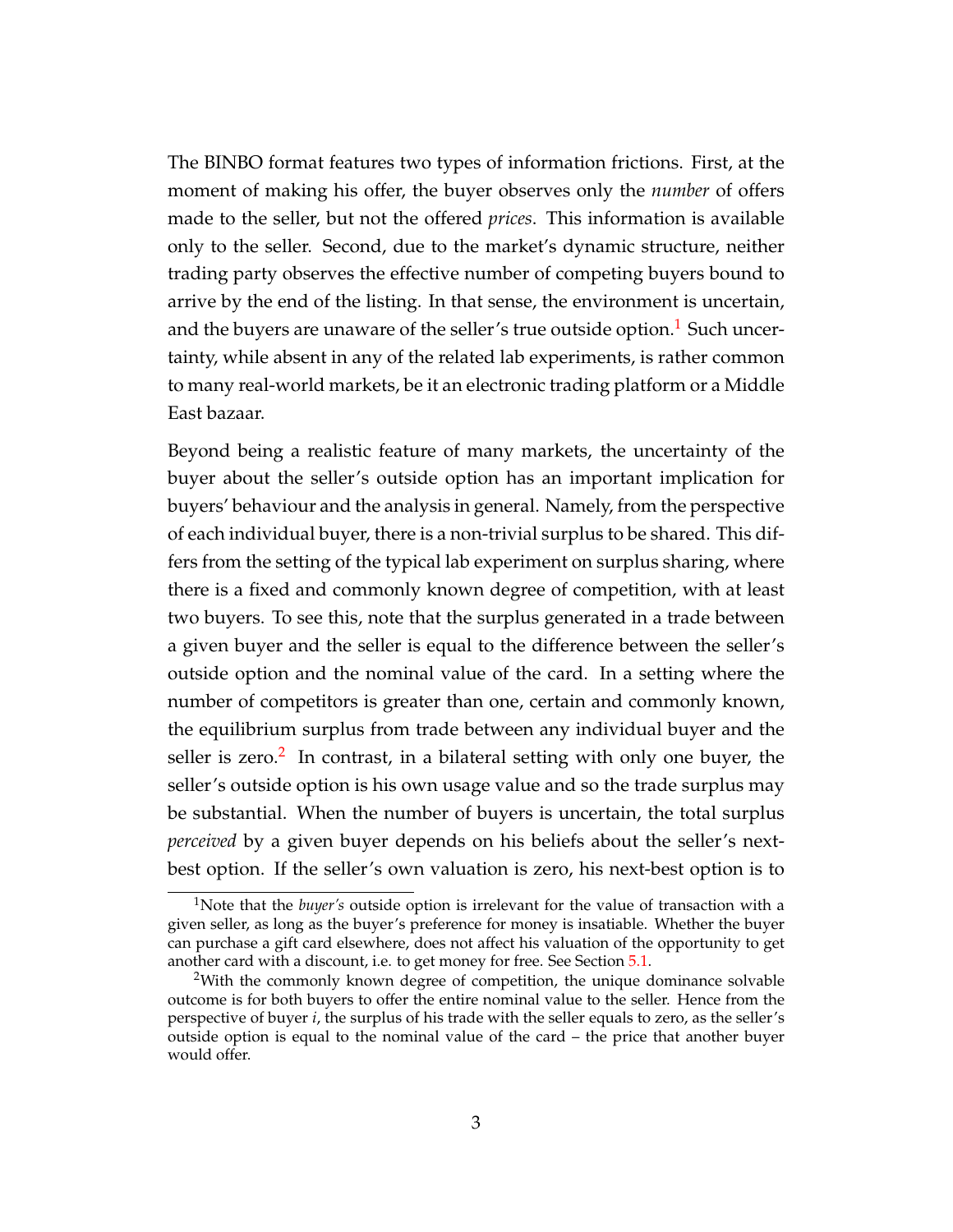The BINBO format features two types of information frictions. First, at the moment of making his offer, the buyer observes only the *number* of offers made to the seller, but not the offered *prices*. This information is available only to the seller. Second, due to the market's dynamic structure, neither trading party observes the effective number of competing buyers bound to arrive by the end of the listing. In that sense, the environment is uncertain, and the buyers are unaware of the seller's true outside option.[1] Such uncertainty, while absent in any of the related lab experiments, is rather common to many real-world markets, be it an electronic trading platform or a Middle East bazaar.

Beyond being a realistic feature of many markets, the uncertainty of the buyer about the seller's outside option has an important implication for buyers' behaviour and the analysis in general. Namely, from the perspective of each individual buyer, there is a non-trivial surplus to be shared. This differs from the setting of the typical lab experiment on surplus sharing, where there is a fixed and commonly known degree of competition, with at least two buyers. To see this, note that the surplus generated in a trade between a given buyer and the seller is equal to the difference between the seller's outside option and the nominal value of the card. In a setting where the number of competitors is greater than one, certain and commonly known, the equilibrium surplus from trade between any individual buyer and the seller is zero.[2] In contrast, in a bilateral setting with only one buyer, the seller's outside option is his own usage value and so the trade surplus may be substantial. When the number of buyers is uncertain, the total surplus *perceived* by a given buyer depends on his beliefs about the seller's next-best option. If the seller's own valuation is zero, his next-best option is to

---

[1] Note that the *buyer's* outside option is irrelevant for the value of transaction with a given seller, as long as the buyer's preference for money is insatiable. Whether the buyer can purchase a gift card elsewhere, does not affect his valuation of the opportunity to get another card with a discount, i.e. to get money for free. See Section 5.1.

[2] With the commonly known degree of competition, the unique dominance solvable outcome is for both buyers to offer the entire nominal value to the seller. Hence from the perspective of buyer $i$, the surplus of his trade with the seller equals to zero, as the seller's outside option is equal to the nominal value of the card – the price that another buyer would offer.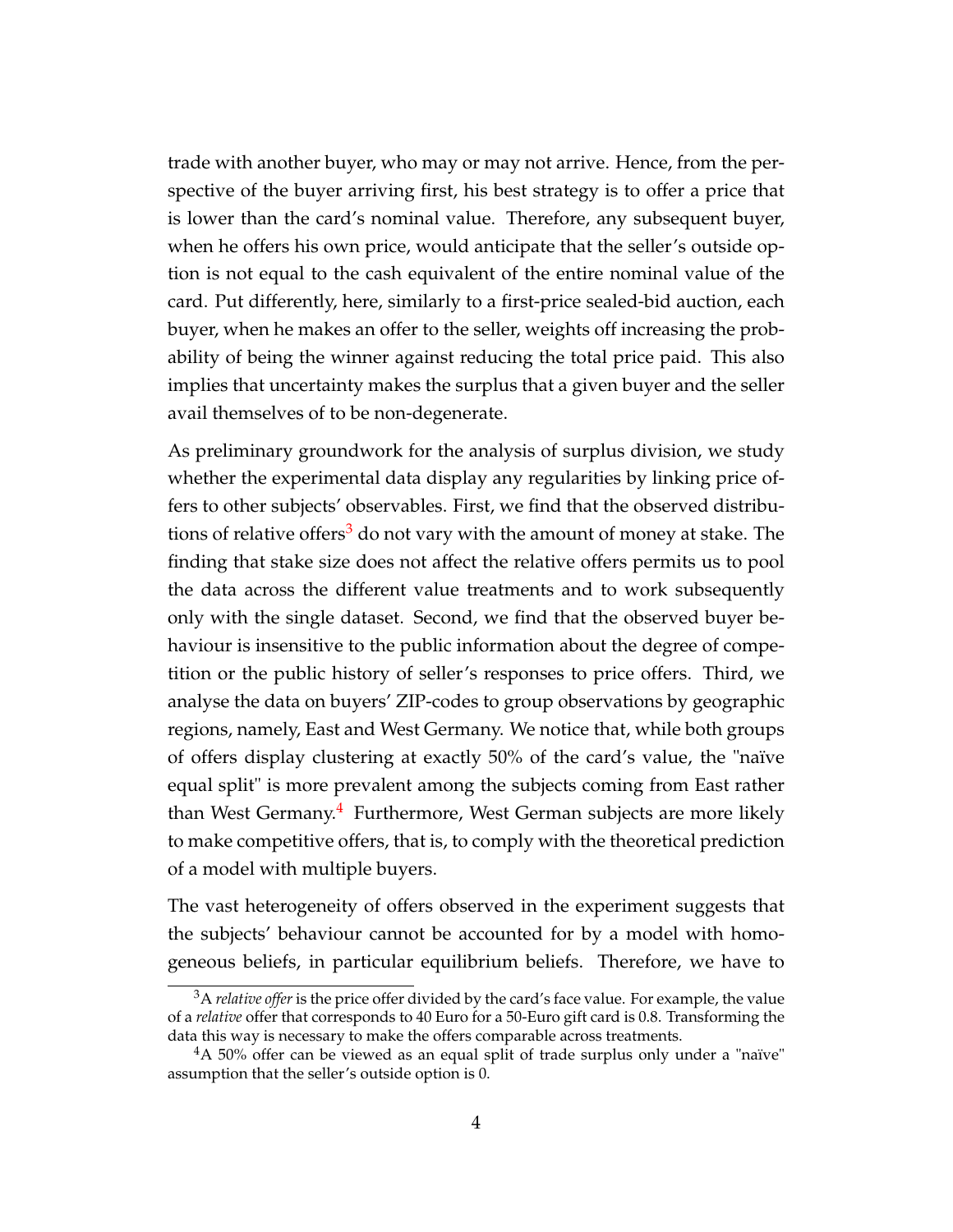trade with another buyer, who may or may not arrive. Hence, from the perspective of the buyer arriving first, his best strategy is to offer a price that is lower than the card's nominal value. Therefore, any subsequent buyer, when he offers his own price, would anticipate that the seller's outside option is not equal to the cash equivalent of the entire nominal value of the card. Put differently, here, similarly to a first-price sealed-bid auction, each buyer, when he makes an offer to the seller, weights off increasing the probability of being the winner against reducing the total price paid. This also implies that uncertainty makes the surplus that a given buyer and the seller avail themselves of to be non-degenerate.

As preliminary groundwork for the analysis of surplus division, we study whether the experimental data display any regularities by linking price offers to other subjects' observables. First, we find that the observed distributions of relative offers[3] do not vary with the amount of money at stake. The finding that stake size does not affect the relative offers permits us to pool the data across the different value treatments and to work subsequently only with the single dataset. Second, we find that the observed buyer behaviour is insensitive to the public information about the degree of competition or the public history of seller's responses to price offers. Third, we analyse the data on buyers' ZIP-codes to group observations by geographic regions, namely, East and West Germany. We notice that, while both groups of offers display clustering at exactly 50% of the card's value, the "naïve equal split" is more prevalent among the subjects coming from East rather than West Germany.[4] Furthermore, West German subjects are more likely to make competitive offers, that is, to comply with the theoretical prediction of a model with multiple buyers.

The vast heterogeneity of offers observed in the experiment suggests that the subjects' behaviour cannot be accounted for by a model with homogeneous beliefs, in particular equilibrium beliefs. Therefore, we have to

[3] A *relative offer* is the price offer divided by the card's face value. For example, the value of a *relative* offer that corresponds to 40 Euro for a 50-Euro gift card is 0.8. Transforming the data this way is necessary to make the offers comparable across treatments.

[4] A 50% offer can be viewed as an equal split of trade surplus only under a "naïve" assumption that the seller's outside option is 0.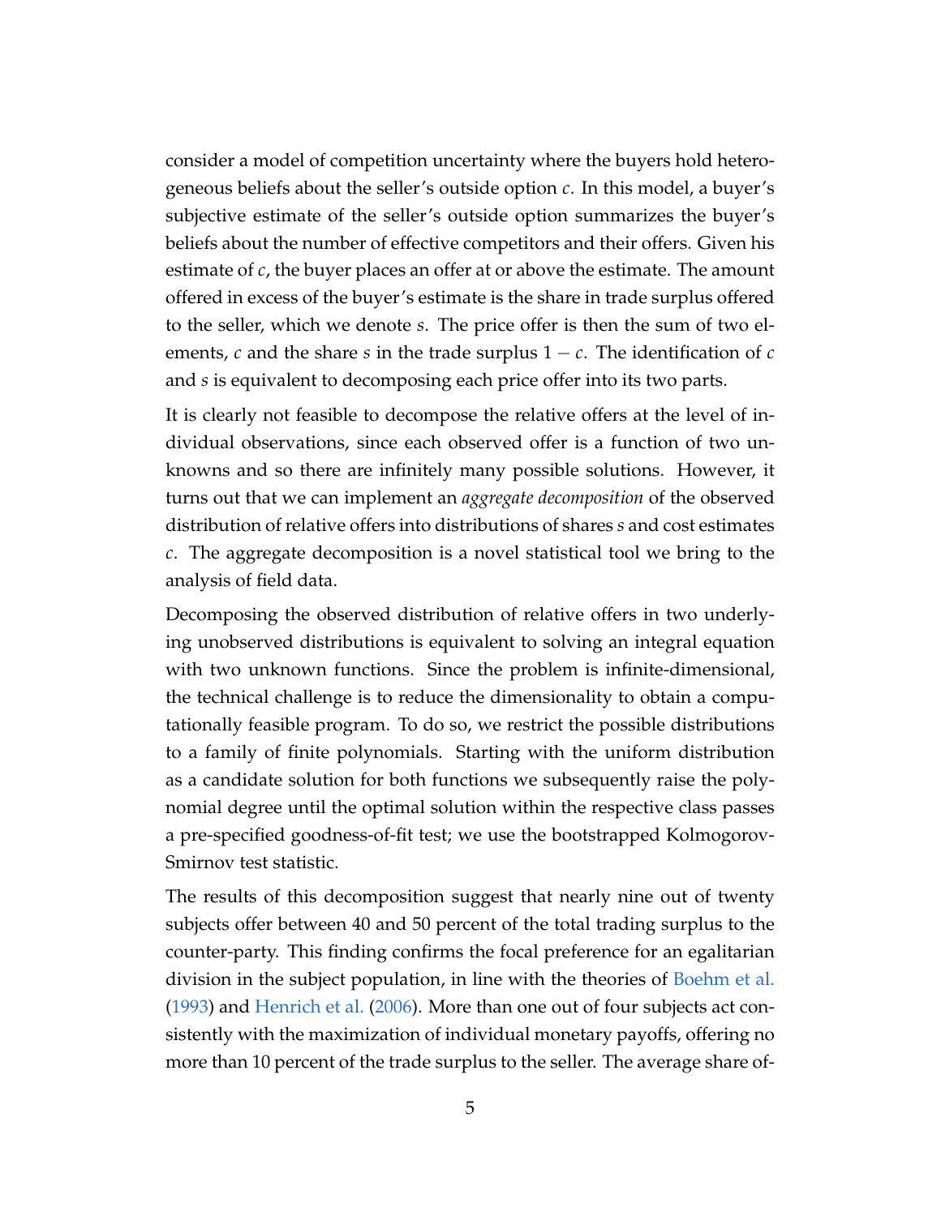consider a model of competition uncertainty where the buyers hold heterogeneous beliefs about the seller's outside option $c$. In this model, a buyer's subjective estimate of the seller's outside option summarizes the buyer's beliefs about the number of effective competitors and their offers. Given his estimate of $c$, the buyer places an offer at or above the estimate. The amount offered in excess of the buyer's estimate is the share in trade surplus offered to the seller, which we denote $s$. The price offer is then the sum of two elements, $c$ and the share $s$ in the trade surplus $1 - c$. The identification of $c$ and $s$ is equivalent to decomposing each price offer into its two parts.

It is clearly not feasible to decompose the relative offers at the level of individual observations, since each observed offer is a function of two unknowns and so there are infinitely many possible solutions. However, it turns out that we can implement an *aggregate decomposition* of the observed distribution of relative offers into distributions of shares $s$ and cost estimates $c$. The aggregate decomposition is a novel statistical tool we bring to the analysis of field data.

Decomposing the observed distribution of relative offers in two underlying unobserved distributions is equivalent to solving an integral equation with two unknown functions. Since the problem is infinite-dimensional, the technical challenge is to reduce the dimensionality to obtain a computationally feasible program. To do so, we restrict the possible distributions to a family of finite polynomials. Starting with the uniform distribution as a candidate solution for both functions we subsequently raise the polynomial degree until the optimal solution within the respective class passes a pre-specified goodness-of-fit test; we use the bootstrapped Kolmogorov-Smirnov test statistic.

The results of this decomposition suggest that nearly nine out of twenty subjects offer between 40 and 50 percent of the total trading surplus to the counter-party. This finding confirms the focal preference for an egalitarian division in the subject population, in line with the theories of Boehm et al. (1993) and Henrich et al. (2006). More than one out of four subjects act consistently with the maximization of individual monetary payoffs, offering no more than 10 percent of the trade surplus to the seller. The average share of-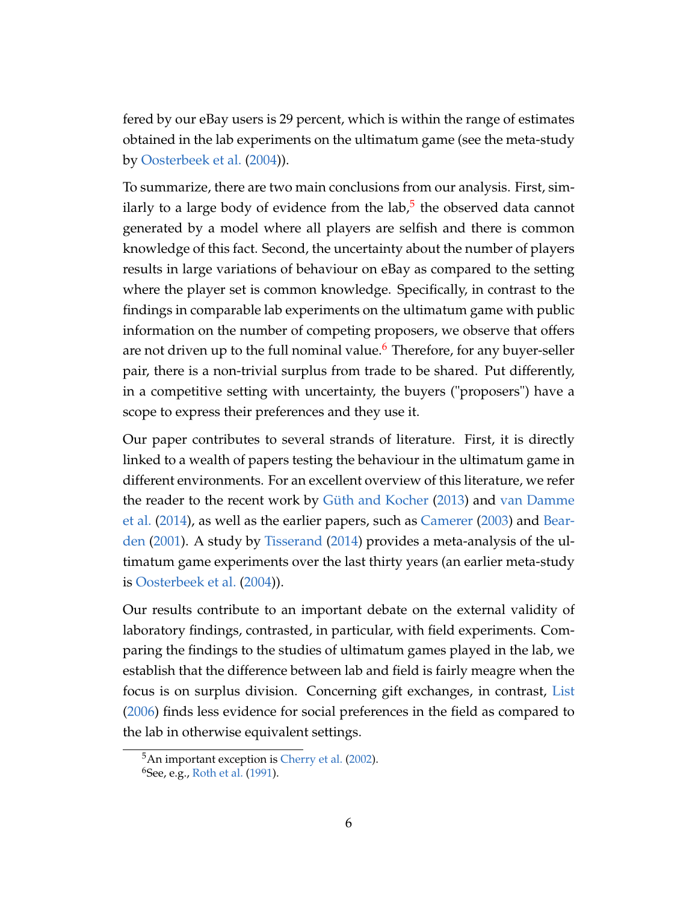fered by our eBay users is 29 percent, which is within the range of estimates obtained in the lab experiments on the ultimatum game (see the meta-study by Oosterbeek et al. (2004)).

To summarize, there are two main conclusions from our analysis. First, similarly to a large body of evidence from the lab,[5] the observed data cannot generated by a model where all players are selfish and there is common knowledge of this fact. Second, the uncertainty about the number of players results in large variations of behaviour on eBay as compared to the setting where the player set is common knowledge. Specifically, in contrast to the findings in comparable lab experiments on the ultimatum game with public information on the number of competing proposers, we observe that offers are not driven up to the full nominal value.[6] Therefore, for any buyer-seller pair, there is a non-trivial surplus from trade to be shared. Put differently, in a competitive setting with uncertainty, the buyers ("proposers") have a scope to express their preferences and they use it.

Our paper contributes to several strands of literature. First, it is directly linked to a wealth of papers testing the behaviour in the ultimatum game in different environments. For an excellent overview of this literature, we refer the reader to the recent work by Güth and Kocher (2013) and van Damme et al. (2014), as well as the earlier papers, such as Camerer (2003) and Bearden (2001). A study by Tisserand (2014) provides a meta-analysis of the ultimatum game experiments over the last thirty years (an earlier meta-study is Oosterbeek et al. (2004)).

Our results contribute to an important debate on the external validity of laboratory findings, contrasted, in particular, with field experiments. Comparing the findings to the studies of ultimatum games played in the lab, we establish that the difference between lab and field is fairly meagre when the focus is on surplus division. Concerning gift exchanges, in contrast, List (2006) finds less evidence for social preferences in the field as compared to the lab in otherwise equivalent settings.

[5] An important exception is Cherry et al. (2002).

[6] See, e.g., Roth et al. (1991).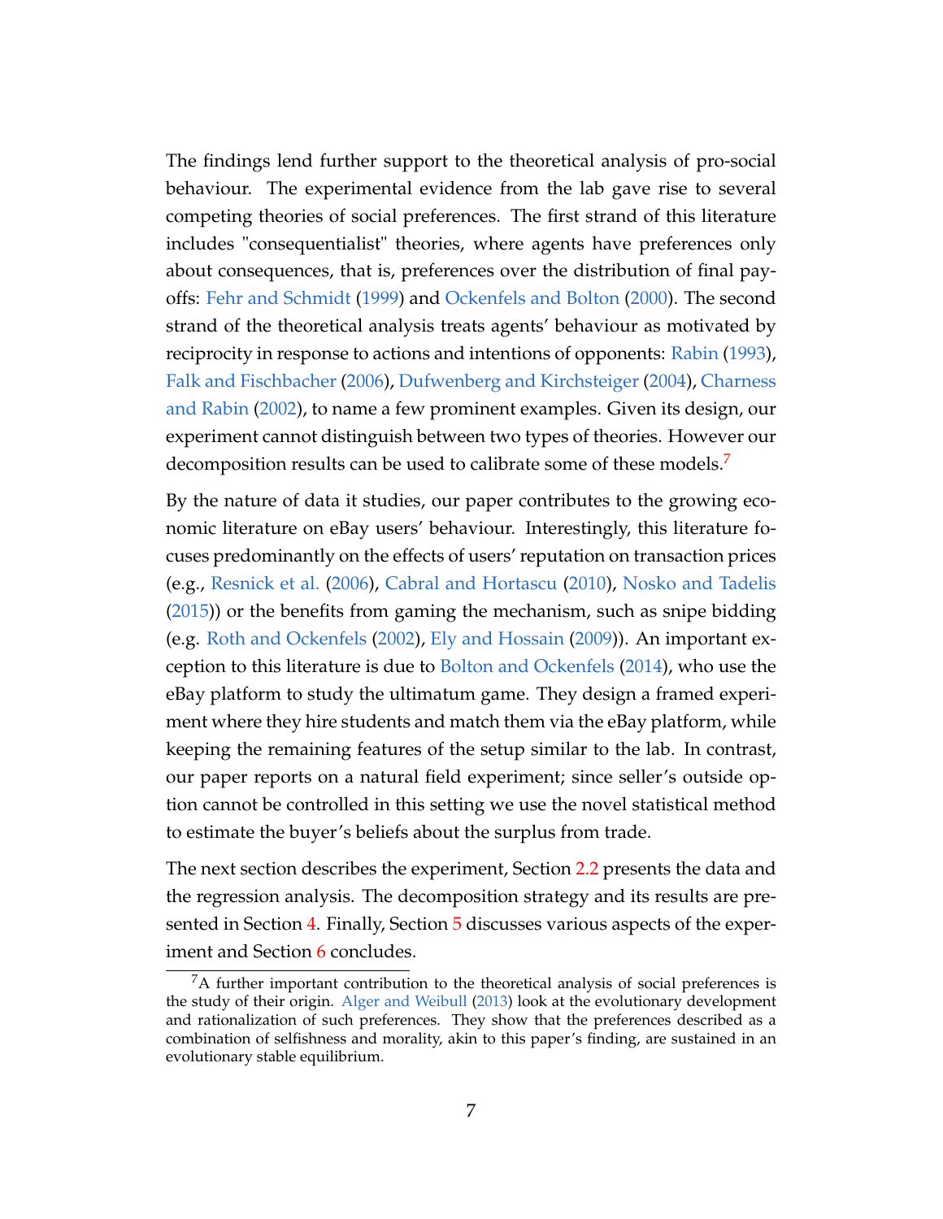The findings lend further support to the theoretical analysis of pro-social behaviour. The experimental evidence from the lab gave rise to several competing theories of social preferences. The first strand of this literature includes "consequentialist" theories, where agents have preferences only about consequences, that is, preferences over the distribution of final payoffs: Fehr and Schmidt (1999) and Ockenfels and Bolton (2000). The second strand of the theoretical analysis treats agents' behaviour as motivated by reciprocity in response to actions and intentions of opponents: Rabin (1993), Falk and Fischbacher (2006), Dufwenberg and Kirchsteiger (2004), Charness and Rabin (2002), to name a few prominent examples. Given its design, our experiment cannot distinguish between two types of theories. However our decomposition results can be used to calibrate some of these models.[7]

By the nature of data it studies, our paper contributes to the growing economic literature on eBay users' behaviour. Interestingly, this literature focuses predominantly on the effects of users' reputation on transaction prices (e.g., Resnick et al. (2006), Cabral and Hortascu (2010), Nosko and Tadelis (2015)) or the benefits from gaming the mechanism, such as snipe bidding (e.g. Roth and Ockenfels (2002), Ely and Hossain (2009)). An important exception to this literature is due to Bolton and Ockenfels (2014), who use the eBay platform to study the ultimatum game. They design a framed experiment where they hire students and match them via the eBay platform, while keeping the remaining features of the setup similar to the lab. In contrast, our paper reports on a natural field experiment; since seller's outside option cannot be controlled in this setting we use the novel statistical method to estimate the buyer's beliefs about the surplus from trade.

The next section describes the experiment, Section 2.2 presents the data and the regression analysis. The decomposition strategy and its results are presented in Section 4. Finally, Section 5 discusses various aspects of the experiment and Section 6 concludes.

[7] A further important contribution to the theoretical analysis of social preferences is the study of their origin. Alger and Weibull (2013) look at the evolutionary development and rationalization of such preferences. They show that the preferences described as a combination of selfishness and morality, akin to this paper's finding, are sustained in an evolutionary stable equilibrium.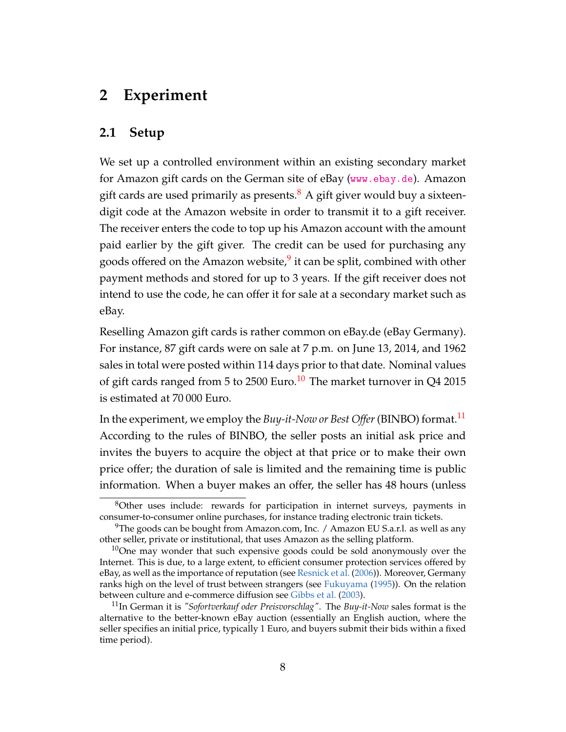# 2 Experiment

## 2.1 Setup

We set up a controlled environment within an existing secondary market for Amazon gift cards on the German site of eBay (www.ebay.de). Amazon gift cards are used primarily as presents.[8] A gift giver would buy a sixteen-digit code at the Amazon website in order to transmit it to a gift receiver. The receiver enters the code to top up his Amazon account with the amount paid earlier by the gift giver. The credit can be used for purchasing any goods offered on the Amazon website,[9] it can be split, combined with other payment methods and stored for up to 3 years. If the gift receiver does not intend to use the code, he can offer it for sale at a secondary market such as eBay.

Reselling Amazon gift cards is rather common on eBay.de (eBay Germany). For instance, 87 gift cards were on sale at 7 p.m. on June 13, 2014, and 1962 sales in total were posted within 114 days prior to that date. Nominal values of gift cards ranged from 5 to 2500 Euro.[10] The market turnover in Q4 2015 is estimated at 70 000 Euro.

In the experiment, we employ the *Buy-it-Now or Best Offer* (BINBO) format.[11] According to the rules of BINBO, the seller posts an initial ask price and invites the buyers to acquire the object at that price or to make their own price offer; the duration of sale is limited and the remaining time is public information. When a buyer makes an offer, the seller has 48 hours (unless

---

[8] Other uses include: rewards for participation in internet surveys, payments in consumer-to-consumer online purchases, for instance trading electronic train tickets.

[9] The goods can be bought from Amazon.com, Inc. / Amazon EU S.a.r.l. as well as any other seller, private or institutional, that uses Amazon as the selling platform.

[10] One may wonder that such expensive goods could be sold anonymously over the Internet. This is due, to a large extent, to efficient consumer protection services offered by eBay, as well as the importance of reputation (see Resnick et al. (2006)). Moreover, Germany ranks high on the level of trust between strangers (see Fukuyama (1995)). On the relation between culture and e-commerce diffusion see Gibbs et al. (2003).

[11] In German it is *"Sofortverkauf oder Preisvorschlag"*. The *Buy-it-Now* sales format is the alternative to the better-known eBay auction (essentially an English auction, where the seller specifies an initial price, typically 1 Euro, and buyers submit their bids within a fixed time period).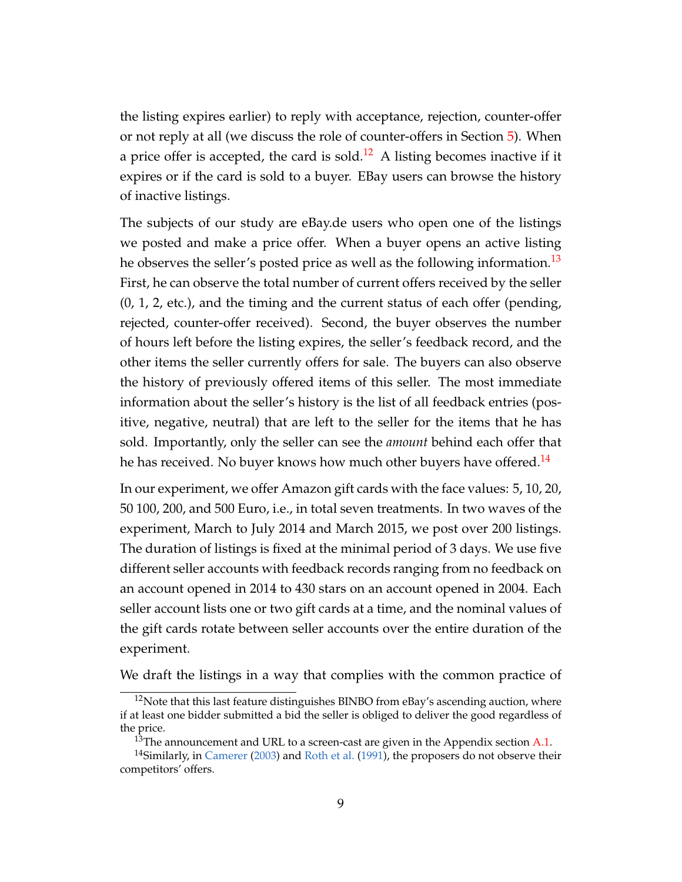the listing expires earlier) to reply with acceptance, rejection, counter-offer or not reply at all (we discuss the role of counter-offers in Section 5). When a price offer is accepted, the card is sold.[12] A listing becomes inactive if it expires or if the card is sold to a buyer. EBay users can browse the history of inactive listings.

The subjects of our study are eBay.de users who open one of the listings we posted and make a price offer. When a buyer opens an active listing he observes the seller's posted price as well as the following information.[13] First, he can observe the total number of current offers received by the seller (0, 1, 2, etc.), and the timing and the current status of each offer (pending, rejected, counter-offer received). Second, the buyer observes the number of hours left before the listing expires, the seller's feedback record, and the other items the seller currently offers for sale. The buyers can also observe the history of previously offered items of this seller. The most immediate information about the seller's history is the list of all feedback entries (positive, negative, neutral) that are left to the seller for the items that he has sold. Importantly, only the seller can see the *amount* behind each offer that he has received. No buyer knows how much other buyers have offered.[14]

In our experiment, we offer Amazon gift cards with the face values: 5, 10, 20, 50 100, 200, and 500 Euro, i.e., in total seven treatments. In two waves of the experiment, March to July 2014 and March 2015, we post over 200 listings. The duration of listings is fixed at the minimal period of 3 days. We use five different seller accounts with feedback records ranging from no feedback on an account opened in 2014 to 430 stars on an account opened in 2004. Each seller account lists one or two gift cards at a time, and the nominal values of the gift cards rotate between seller accounts over the entire duration of the experiment.

We draft the listings in a way that complies with the common practice of

[12] Note that this last feature distinguishes BINBO from eBay's ascending auction, where if at least one bidder submitted a bid the seller is obliged to deliver the good regardless of the price.

[13] The announcement and URL to a screen-cast are given in the Appendix section A.1.

[14] Similarly, in Camerer (2003) and Roth et al. (1991), the proposers do not observe their competitors' offers.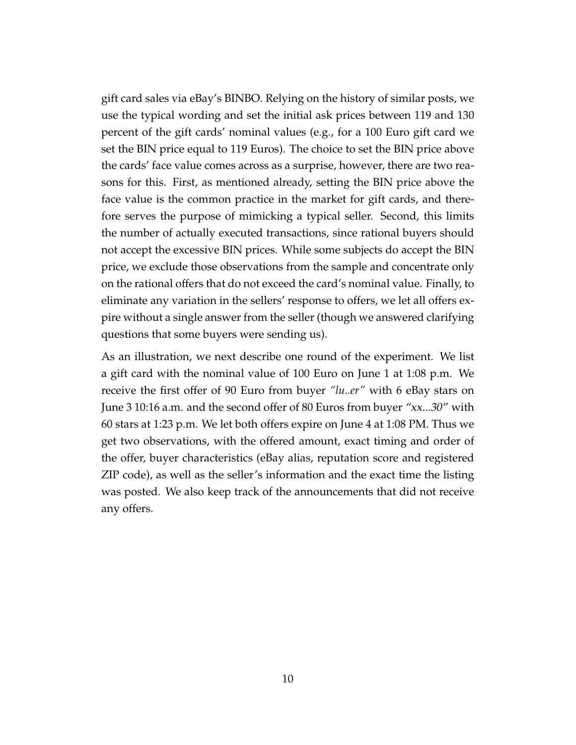gift card sales via eBay's BINBO. Relying on the history of similar posts, we use the typical wording and set the initial ask prices between 119 and 130 percent of the gift cards' nominal values (e.g., for a 100 Euro gift card we set the BIN price equal to 119 Euros). The choice to set the BIN price above the cards' face value comes across as a surprise, however, there are two reasons for this. First, as mentioned already, setting the BIN price above the face value is the common practice in the market for gift cards, and therefore serves the purpose of mimicking a typical seller. Second, this limits the number of actually executed transactions, since rational buyers should not accept the excessive BIN prices. While some subjects do accept the BIN price, we exclude those observations from the sample and concentrate only on the rational offers that do not exceed the card's nominal value. Finally, to eliminate any variation in the sellers' response to offers, we let all offers expire without a single answer from the seller (though we answered clarifying questions that some buyers were sending us).

As an illustration, we next describe one round of the experiment. We list a gift card with the nominal value of 100 Euro on June 1 at 1:08 p.m. We receive the first offer of 90 Euro from buyer *"lu..er"* with 6 eBay stars on June 3 10:16 a.m. and the second offer of 80 Euros from buyer *"xx...30"* with 60 stars at 1:23 p.m. We let both offers expire on June 4 at 1:08 PM. Thus we get two observations, with the offered amount, exact timing and order of the offer, buyer characteristics (eBay alias, reputation score and registered ZIP code), as well as the seller's information and the exact time the listing was posted. We also keep track of the announcements that did not receive any offers.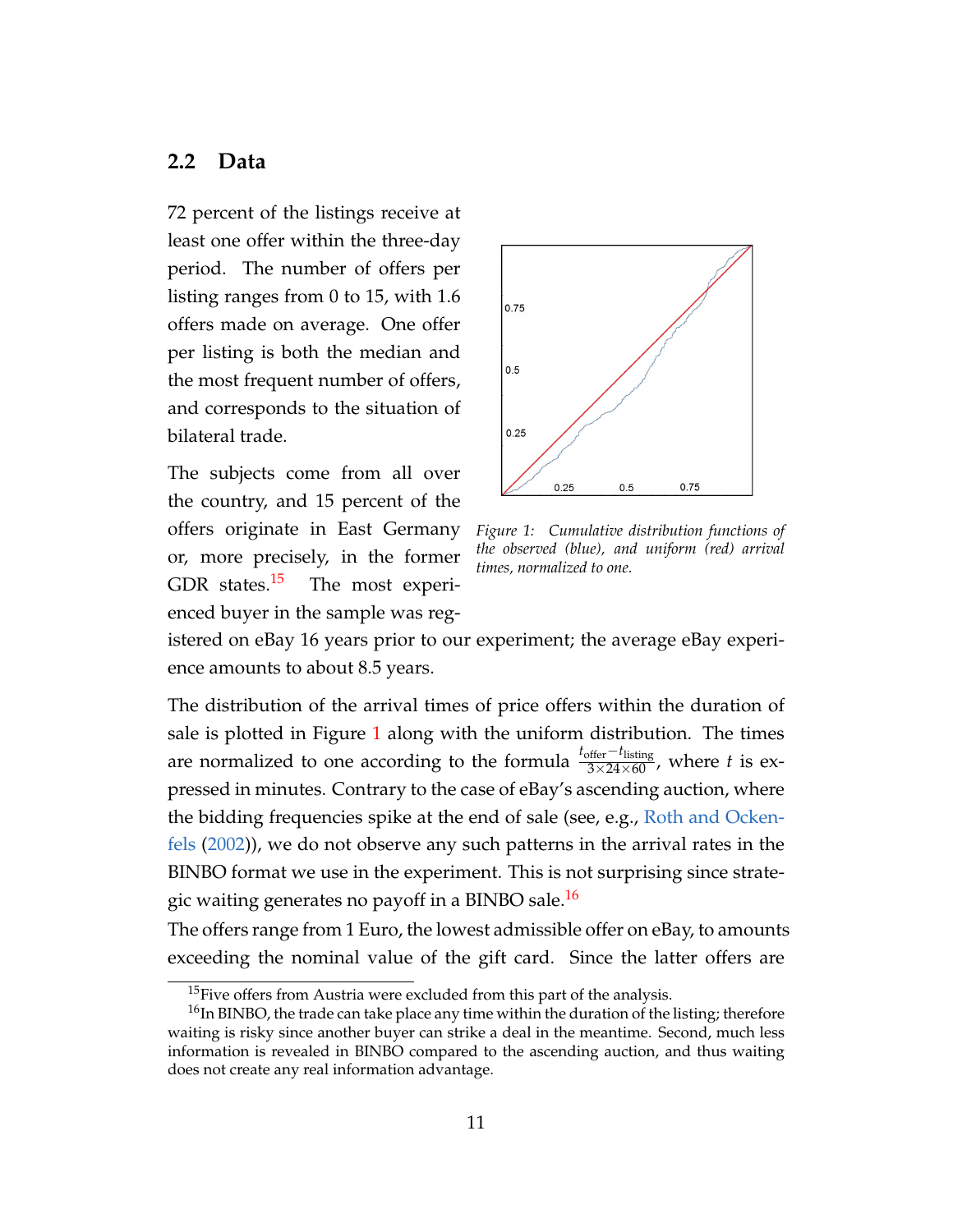## 2.2 Data

72 percent of the listings receive at least one offer within the three-day period. The number of offers per listing ranges from 0 to 15, with 1.6 offers made on average. One offer per listing is both the median and the most frequent number of offers, and corresponds to the situation of bilateral trade.

The subjects come from all over the country, and 15 percent of the offers originate in East Germany or, more precisely, in the former GDR states.[15] The most experienced buyer in the sample was registered on eBay 16 years prior to our experiment; the average eBay experience amounts to about 8.5 years.

*Figure 1: Cumulative distribution functions of the observed (blue), and uniform (red) arrival times, normalized to one.*

The distribution of the arrival times of price offers within the duration of sale is plotted in Figure 1 along with the uniform distribution. The times are normalized to one according to the formula $\frac{t_{\text{offer}} - t_{\text{listing}}}{3 \times 24 \times 60}$, where $t$ is expressed in minutes. Contrary to the case of eBay's ascending auction, where the bidding frequencies spike at the end of sale (see, e.g., Roth and Ockenfels (2002)), we do not observe any such patterns in the arrival rates in the BINBO format we use in the experiment. This is not surprising since strategic waiting generates no payoff in a BINBO sale.[16]

The offers range from 1 Euro, the lowest admissible offer on eBay, to amounts exceeding the nominal value of the gift card. Since the latter offers are

[15] Five offers from Austria were excluded from this part of the analysis.

[16] In BINBO, the trade can take place any time within the duration of the listing; therefore waiting is risky since another buyer can strike a deal in the meantime. Second, much less information is revealed in BINBO compared to the ascending auction, and thus waiting does not create any real information advantage.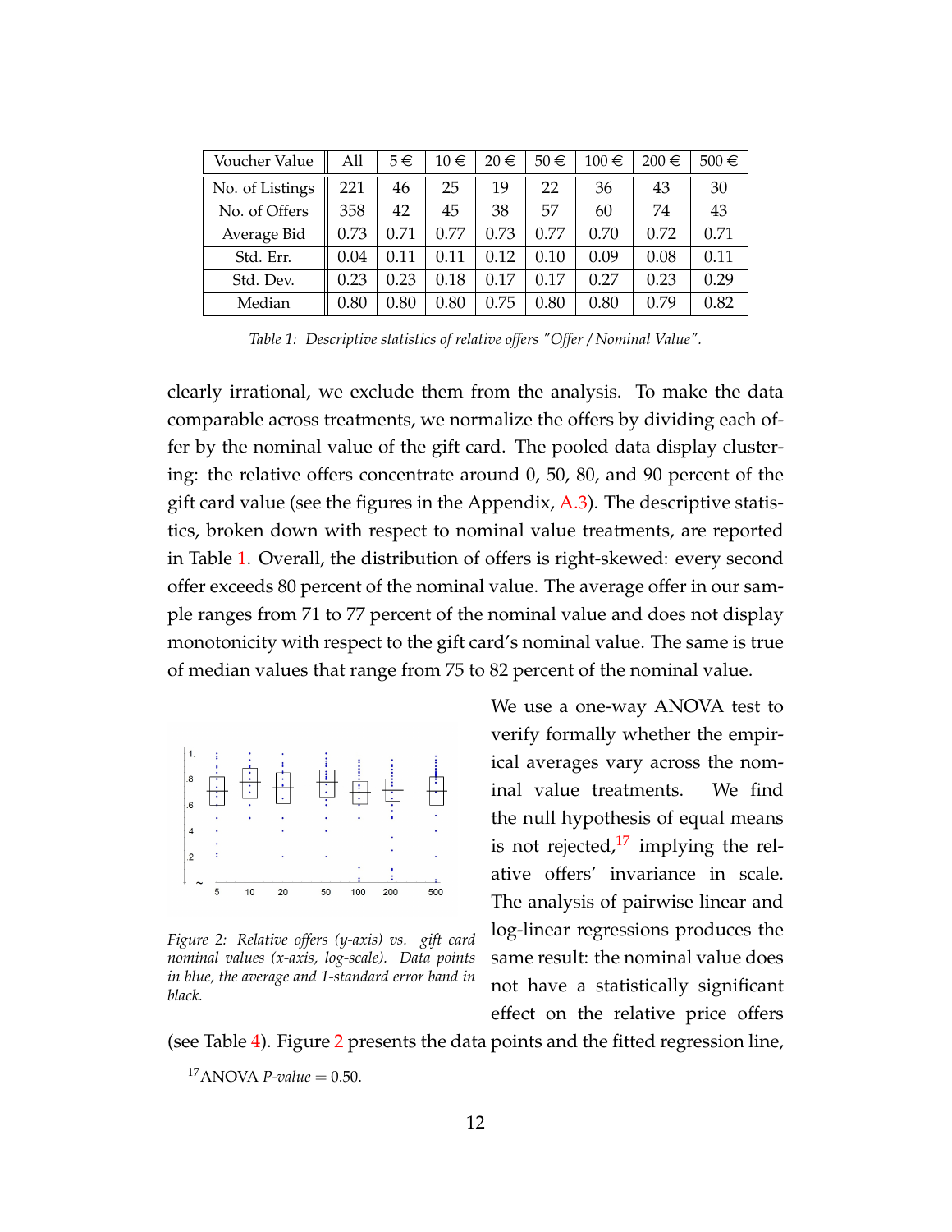| Voucher Value | All | 5 € | 10 € | 20 € | 50 € | 100 € | 200 € | 500 € |
|---|---|---|---|---|---|---|---|---|
| No. of Listings | 221 | 46 | 25 | 19 | 22 | 36 | 43 | 30 |
| No. of Offers | 358 | 42 | 45 | 38 | 57 | 60 | 74 | 43 |
| Average Bid | 0.73 | 0.71 | 0.77 | 0.73 | 0.77 | 0.70 | 0.72 | 0.71 |
| Std. Err. | 0.04 | 0.11 | 0.11 | 0.12 | 0.10 | 0.09 | 0.08 | 0.11 |
| Std. Dev. | 0.23 | 0.23 | 0.18 | 0.17 | 0.17 | 0.27 | 0.23 | 0.29 |
| Median | 0.80 | 0.80 | 0.80 | 0.75 | 0.80 | 0.80 | 0.79 | 0.82 |

*Table 1: Descriptive statistics of relative offers "Offer / Nominal Value".*

clearly irrational, we exclude them from the analysis. To make the data comparable across treatments, we normalize the offers by dividing each offer by the nominal value of the gift card. The pooled data display clustering: the relative offers concentrate around 0, 50, 80, and 90 percent of the gift card value (see the figures in the Appendix, A.3). The descriptive statistics, broken down with respect to nominal value treatments, are reported in Table 1. Overall, the distribution of offers is right-skewed: every second offer exceeds 80 percent of the nominal value. The average offer in our sample ranges from 71 to 77 percent of the nominal value and does not display monotonicity with respect to the gift card's nominal value. The same is true of median values that range from 75 to 82 percent of the nominal value.

*Figure 2: Relative offers (y-axis) vs. gift card nominal values (x-axis, log-scale). Data points in blue, the average and 1-standard error band in black.*

We use a one-way ANOVA test to verify formally whether the empirical averages vary across the nominal value treatments. We find the null hypothesis of equal means is not rejected,[17] implying the relative offers' invariance in scale. The analysis of pairwise linear and log-linear regressions produces the same result: the nominal value does not have a statistically significant effect on the relative price offers (see Table 4). Figure 2 presents the data points and the fitted regression line,

[17] ANOVA *P-value* = 0.50.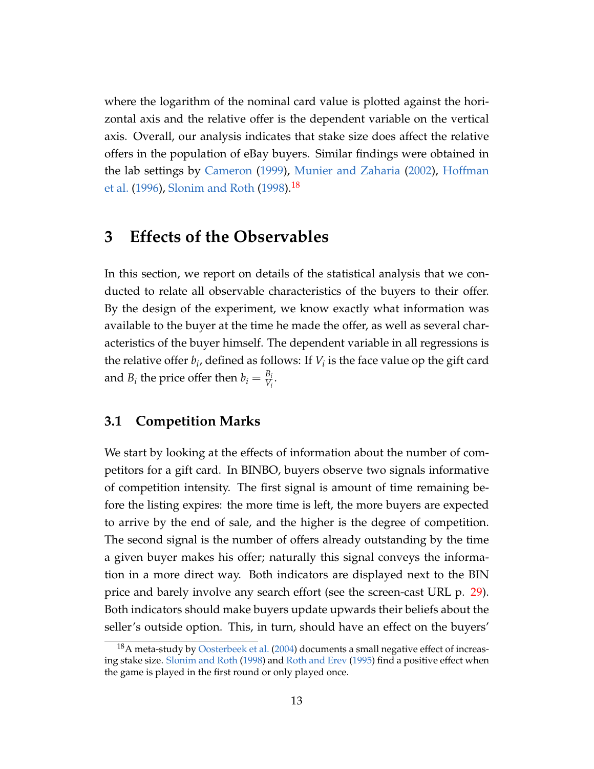where the logarithm of the nominal card value is plotted against the horizontal axis and the relative offer is the dependent variable on the vertical axis. Overall, our analysis indicates that stake size does affect the relative offers in the population of eBay buyers. Similar findings were obtained in the lab settings by Cameron (1999), Munier and Zaharia (2002), Hoffman et al. (1996), Slonim and Roth (1998).[18]

# 3 Effects of the Observables

In this section, we report on details of the statistical analysis that we conducted to relate all observable characteristics of the buyers to their offer. By the design of the experiment, we know exactly what information was available to the buyer at the time he made the offer, as well as several characteristics of the buyer himself. The dependent variable in all regressions is the relative offer $b_i$, defined as follows: If $V_i$ is the face value op the gift card and $B_i$ the price offer then $b_i = \frac{B_i}{V_i}$.

## 3.1 Competition Marks

We start by looking at the effects of information about the number of competitors for a gift card. In BINBO, buyers observe two signals informative of competition intensity. The first signal is amount of time remaining before the listing expires: the more time is left, the more buyers are expected to arrive by the end of sale, and the higher is the degree of competition. The second signal is the number of offers already outstanding by the time a given buyer makes his offer; naturally this signal conveys the information in a more direct way. Both indicators are displayed next to the BIN price and barely involve any search effort (see the screen-cast URL p. 29). Both indicators should make buyers update upwards their beliefs about the seller's outside option. This, in turn, should have an effect on the buyers'

[18] A meta-study by Oosterbeek et al. (2004) documents a small negative effect of increasing stake size. Slonim and Roth (1998) and Roth and Erev (1995) find a positive effect when the game is played in the first round or only played once.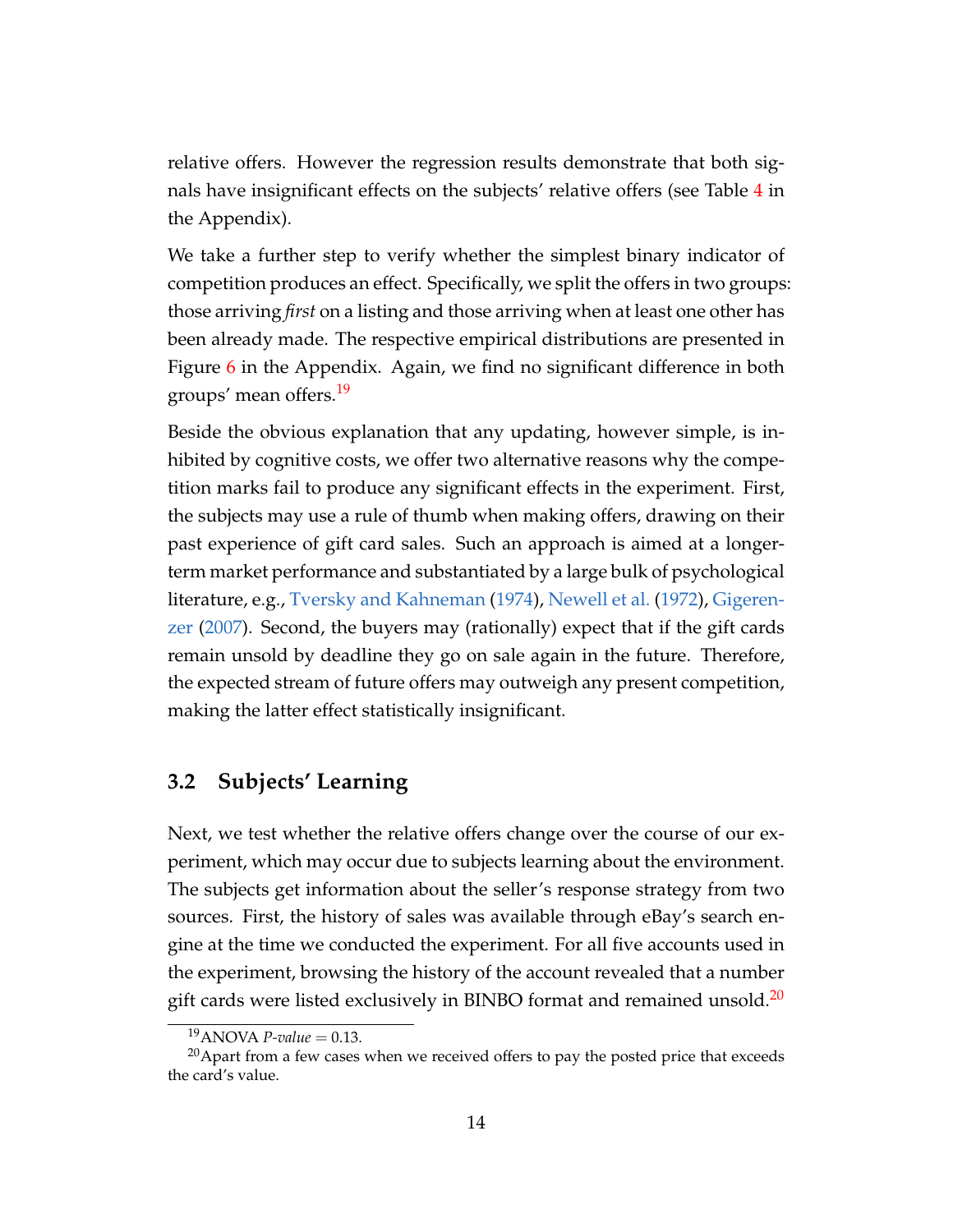relative offers. However the regression results demonstrate that both signals have insignificant effects on the subjects' relative offers (see Table 4 in the Appendix).

We take a further step to verify whether the simplest binary indicator of competition produces an effect. Specifically, we split the offers in two groups: those arriving *first* on a listing and those arriving when at least one other has been already made. The respective empirical distributions are presented in Figure 6 in the Appendix. Again, we find no significant difference in both groups' mean offers.[19]

Beside the obvious explanation that any updating, however simple, is inhibited by cognitive costs, we offer two alternative reasons why the competition marks fail to produce any significant effects in the experiment. First, the subjects may use a rule of thumb when making offers, drawing on their past experience of gift card sales. Such an approach is aimed at a longer-term market performance and substantiated by a large bulk of psychological literature, e.g., Tversky and Kahneman (1974), Newell et al. (1972), Gigerenzer (2007). Second, the buyers may (rationally) expect that if the gift cards remain unsold by deadline they go on sale again in the future. Therefore, the expected stream of future offers may outweigh any present competition, making the latter effect statistically insignificant.

## 3.2 Subjects' Learning

Next, we test whether the relative offers change over the course of our experiment, which may occur due to subjects learning about the environment. The subjects get information about the seller's response strategy from two sources. First, the history of sales was available through eBay's search engine at the time we conducted the experiment. For all five accounts used in the experiment, browsing the history of the account revealed that a number gift cards were listed exclusively in BINBO format and remained unsold.[20]

[19] ANOVA *P-value* $= 0.13$.

[20] Apart from a few cases when we received offers to pay the posted price that exceeds the card's value.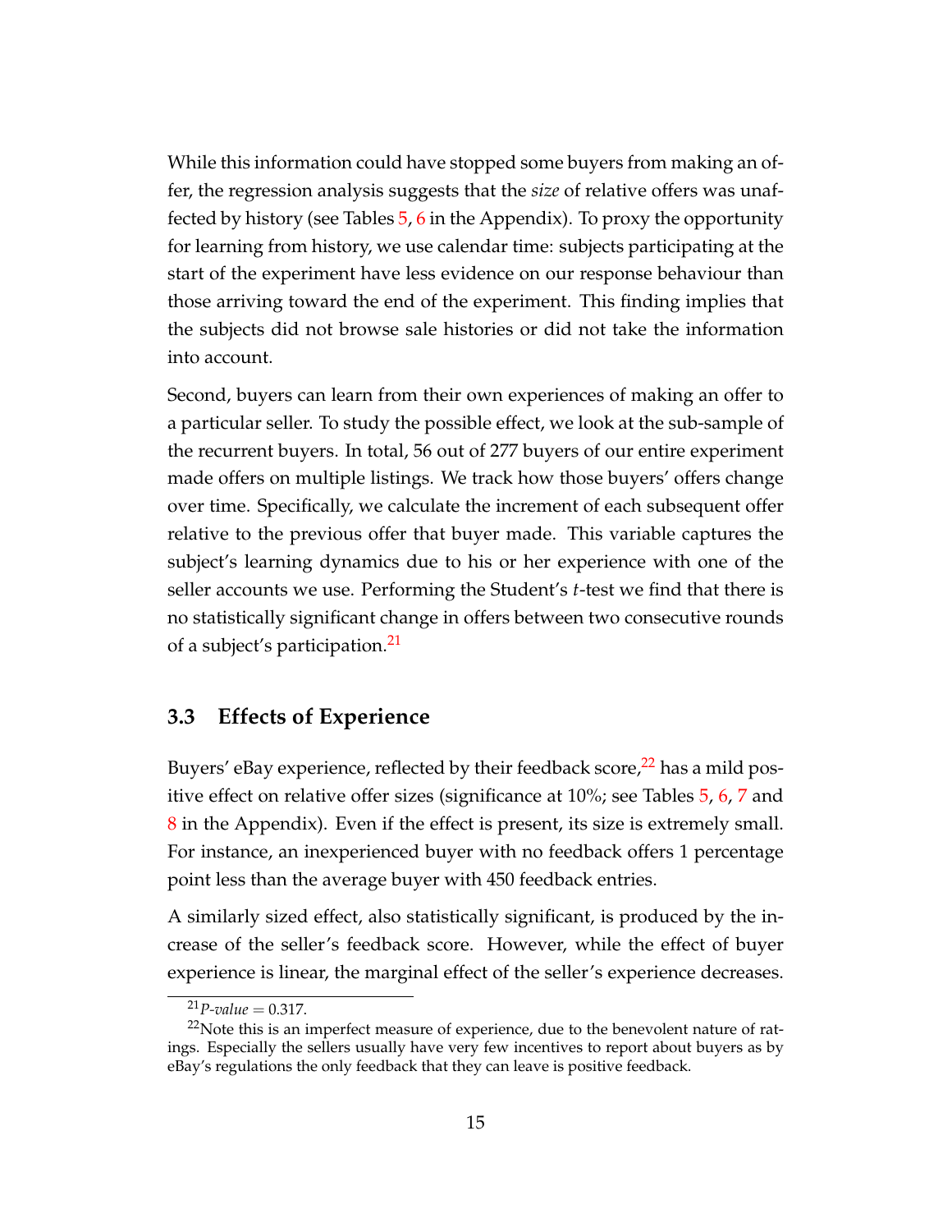While this information could have stopped some buyers from making an offer, the regression analysis suggests that the *size* of relative offers was unaffected by history (see Tables 5, 6 in the Appendix). To proxy the opportunity for learning from history, we use calendar time: subjects participating at the start of the experiment have less evidence on our response behaviour than those arriving toward the end of the experiment. This finding implies that the subjects did not browse sale histories or did not take the information into account.

Second, buyers can learn from their own experiences of making an offer to a particular seller. To study the possible effect, we look at the sub-sample of the recurrent buyers. In total, 56 out of 277 buyers of our entire experiment made offers on multiple listings. We track how those buyers' offers change over time. Specifically, we calculate the increment of each subsequent offer relative to the previous offer that buyer made. This variable captures the subject's learning dynamics due to his or her experience with one of the seller accounts we use. Performing the Student's $t$-test we find that there is no statistically significant change in offers between two consecutive rounds of a subject's participation.[21]

### 3.3 Effects of Experience

Buyers' eBay experience, reflected by their feedback score,[22] has a mild positive effect on relative offer sizes (significance at 10%; see Tables 5, 6, 7 and 8 in the Appendix). Even if the effect is present, its size is extremely small. For instance, an inexperienced buyer with no feedback offers 1 percentage point less than the average buyer with 450 feedback entries.

A similarly sized effect, also statistically significant, is produced by the increase of the seller's feedback score. However, while the effect of buyer experience is linear, the marginal effect of the seller's experience decreases.

[21] *P-value* $= 0.317$.

[22] Note this is an imperfect measure of experience, due to the benevolent nature of ratings. Especially the sellers usually have very few incentives to report about buyers as by eBay's regulations the only feedback that they can leave is positive feedback.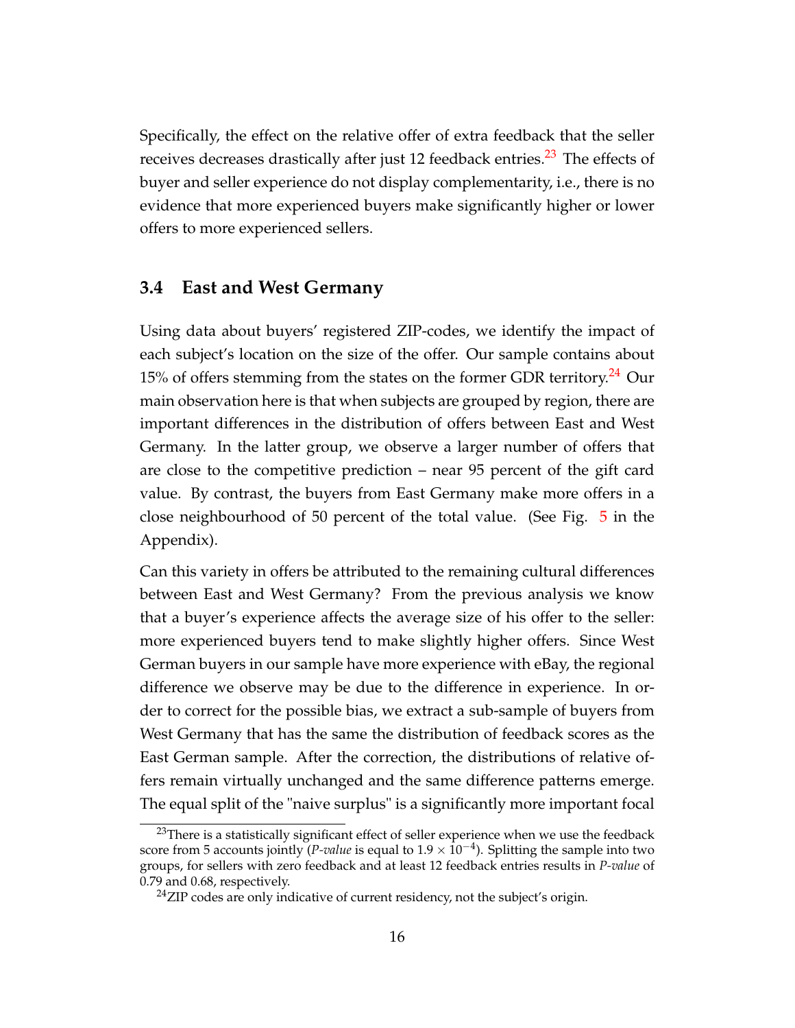Specifically, the effect on the relative offer of extra feedback that the seller receives decreases drastically after just 12 feedback entries.[23] The effects of buyer and seller experience do not display complementarity, i.e., there is no evidence that more experienced buyers make significantly higher or lower offers to more experienced sellers.

### 3.4 East and West Germany

Using data about buyers' registered ZIP-codes, we identify the impact of each subject's location on the size of the offer. Our sample contains about 15% of offers stemming from the states on the former GDR territory.[24] Our main observation here is that when subjects are grouped by region, there are important differences in the distribution of offers between East and West Germany. In the latter group, we observe a larger number of offers that are close to the competitive prediction – near 95 percent of the gift card value. By contrast, the buyers from East Germany make more offers in a close neighbourhood of 50 percent of the total value. (See Fig. 5 in the Appendix).

Can this variety in offers be attributed to the remaining cultural differences between East and West Germany? From the previous analysis we know that a buyer's experience affects the average size of his offer to the seller: more experienced buyers tend to make slightly higher offers. Since West German buyers in our sample have more experience with eBay, the regional difference we observe may be due to the difference in experience. In order to correct for the possible bias, we extract a sub-sample of buyers from West Germany that has the same the distribution of feedback scores as the East German sample. After the correction, the distributions of relative offers remain virtually unchanged and the same difference patterns emerge. The equal split of the "naive surplus" is a significantly more important focal

---

[23] There is a statistically significant effect of seller experience when we use the feedback score from 5 accounts jointly (*P-value* is equal to $1.9 \times 10^{-4}$). Splitting the sample into two groups, for sellers with zero feedback and at least 12 feedback entries results in *P-value* of 0.79 and 0.68, respectively.

[24] ZIP codes are only indicative of current residency, not the subject's origin.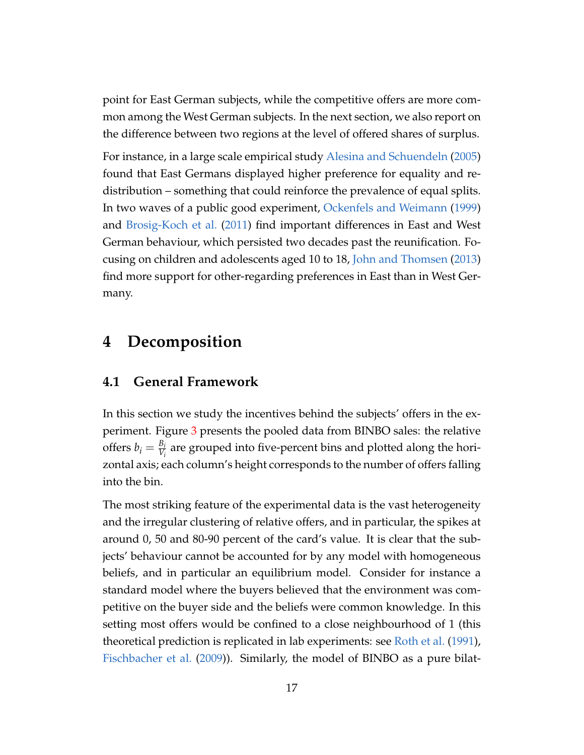point for East German subjects, while the competitive offers are more common among the West German subjects. In the next section, we also report on the difference between two regions at the level of offered shares of surplus.

For instance, in a large scale empirical study Alesina and Schuendeln (2005) found that East Germans displayed higher preference for equality and redistribution – something that could reinforce the prevalence of equal splits. In two waves of a public good experiment, Ockenfels and Weimann (1999) and Brosig-Koch et al. (2011) find important differences in East and West German behaviour, which persisted two decades past the reunification. Focusing on children and adolescents aged 10 to 18, John and Thomsen (2013) find more support for other-regarding preferences in East than in West Germany.

# 4 Decomposition

## 4.1 General Framework

In this section we study the incentives behind the subjects' offers in the experiment. Figure 3 presents the pooled data from BINBO sales: the relative offers $b_i = \frac{B_i}{V_i}$ are grouped into five-percent bins and plotted along the horizontal axis; each column's height corresponds to the number of offers falling into the bin.

The most striking feature of the experimental data is the vast heterogeneity and the irregular clustering of relative offers, and in particular, the spikes at around 0, 50 and 80-90 percent of the card's value. It is clear that the subjects' behaviour cannot be accounted for by any model with homogeneous beliefs, and in particular an equilibrium model. Consider for instance a standard model where the buyers believed that the environment was competitive on the buyer side and the beliefs were common knowledge. In this setting most offers would be confined to a close neighbourhood of 1 (this theoretical prediction is replicated in lab experiments: see Roth et al. (1991), Fischbacher et al. (2009)). Similarly, the model of BINBO as a pure bilat-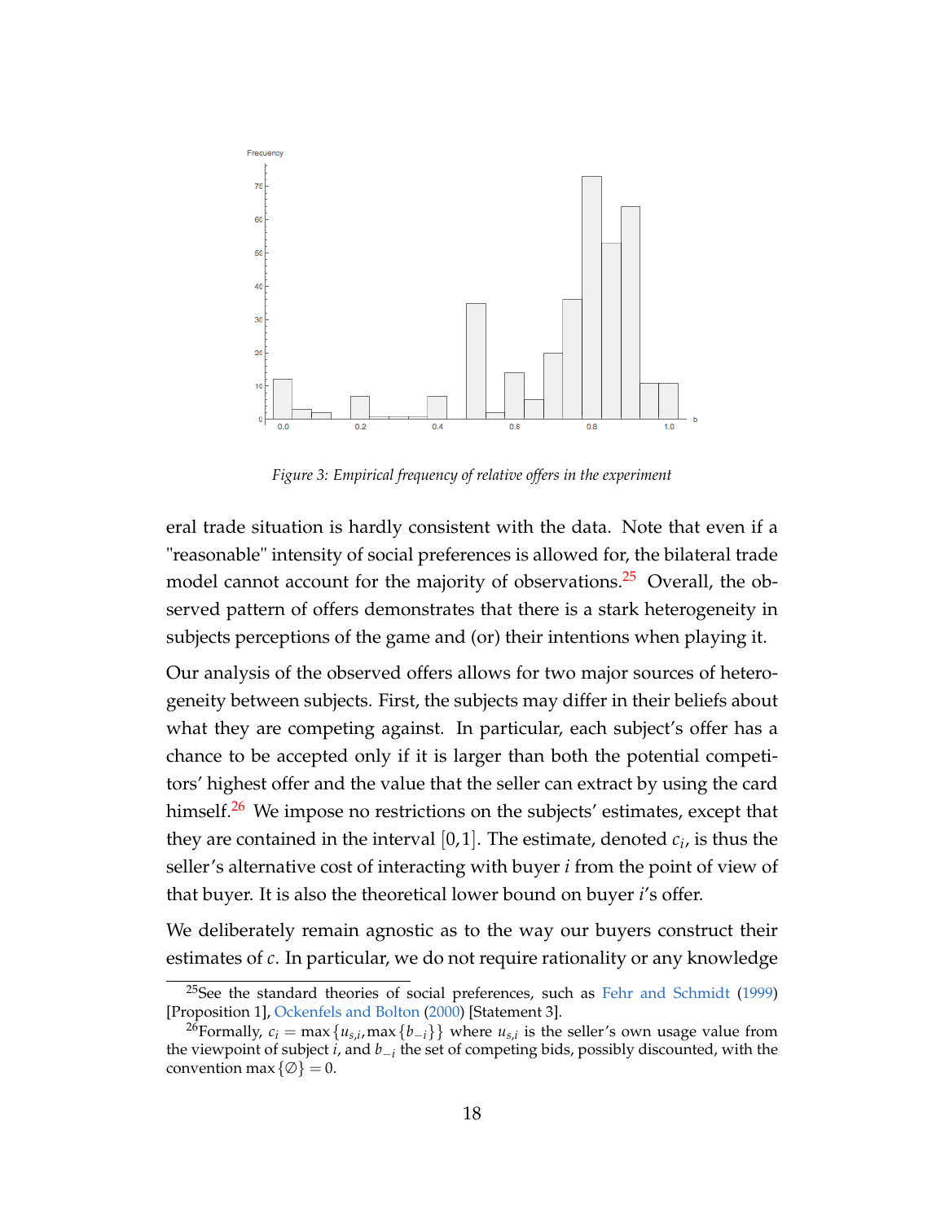Figure 3: Empirical frequency of relative offers in the experiment

eral trade situation is hardly consistent with the data. Note that even if a "reasonable" intensity of social preferences is allowed for, the bilateral trade model cannot account for the majority of observations.[25] Overall, the observed pattern of offers demonstrates that there is a stark heterogeneity in subjects perceptions of the game and (or) their intentions when playing it.

Our analysis of the observed offers allows for two major sources of heterogeneity between subjects. First, the subjects may differ in their beliefs about what they are competing against. In particular, each subject's offer has a chance to be accepted only if it is larger than both the potential competitors' highest offer and the value that the seller can extract by using the card himself.[26] We impose no restrictions on the subjects' estimates, except that they are contained in the interval $[0,1]$. The estimate, denoted $c_i$, is thus the seller's alternative cost of interacting with buyer $i$ from the point of view of that buyer. It is also the theoretical lower bound on buyer $i$'s offer.

We deliberately remain agnostic as to the way our buyers construct their estimates of $c$. In particular, we do not require rationality or any knowledge

[25] See the standard theories of social preferences, such as Fehr and Schmidt (1999) [Proposition 1], Ockenfels and Bolton (2000) [Statement 3].

[26] Formally, $c_i = \max\{u_{s,i}, \max\{b_{-i}\}\}$ where $u_{s,i}$ is the seller's own usage value from the viewpoint of subject $i$, and $b_{-i}$ the set of competing bids, possibly discounted, with the convention $\max\{\emptyset\} = 0$.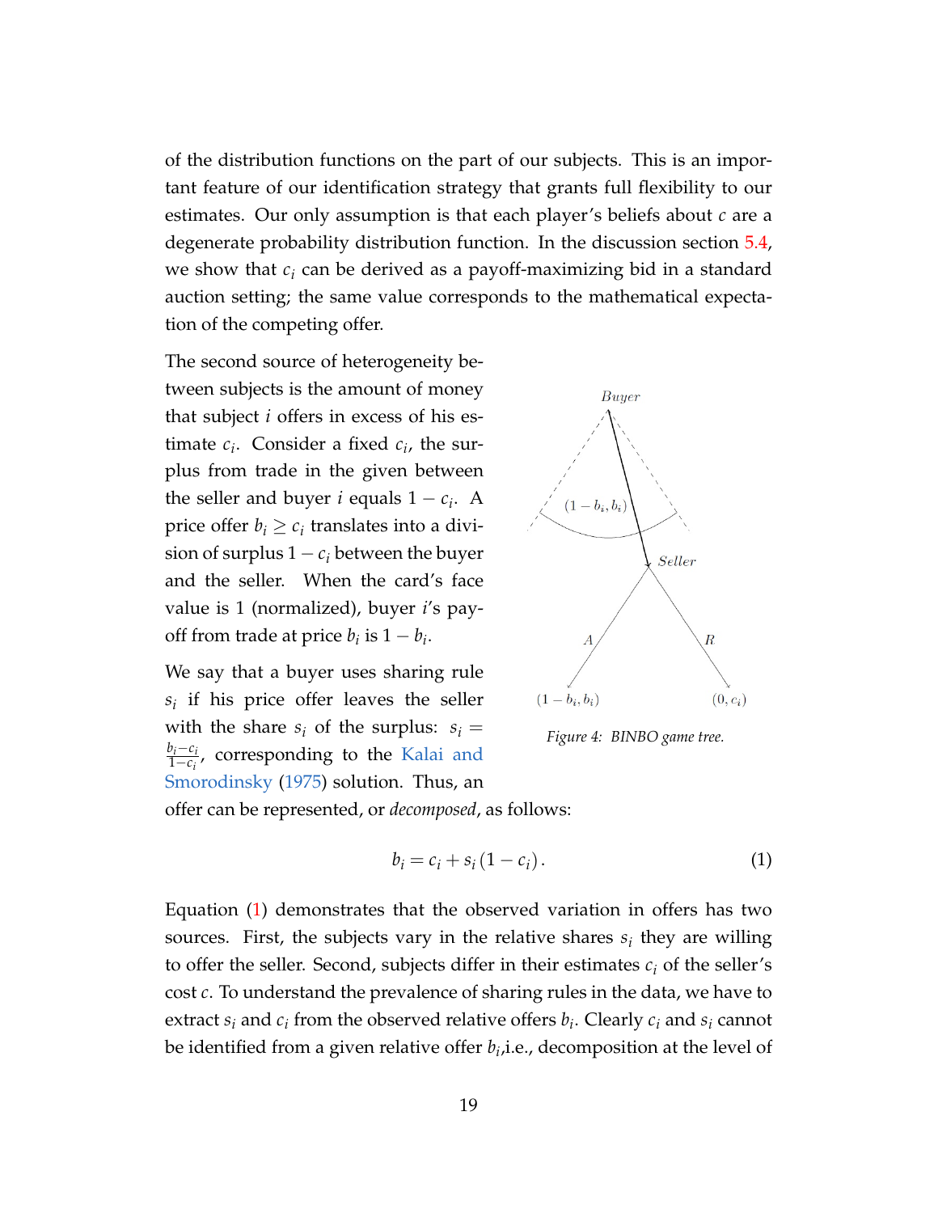of the distribution functions on the part of our subjects. This is an important feature of our identification strategy that grants full flexibility to our estimates. Our only assumption is that each player's beliefs about $c$ are a degenerate probability distribution function. In the discussion section 5.4, we show that $c_i$ can be derived as a payoff-maximizing bid in a standard auction setting; the same value corresponds to the mathematical expectation of the competing offer.

The second source of heterogeneity between subjects is the amount of money that subject $i$ offers in excess of his estimate $c_i$. Consider a fixed $c_i$, the surplus from trade in the given between the seller and buyer $i$ equals $1 - c_i$. A price offer $b_i \geq c_i$ translates into a division of surplus $1 - c_i$ between the buyer and the seller. When the card's face value is 1 (normalized), buyer $i$'s payoff from trade at price $b_i$ is $1 - b_i$.

*Figure 4: BINBO game tree.*

We say that a buyer uses sharing rule $s_i$ if his price offer leaves the seller with the share $s_i$ of the surplus: $s_i = \frac{b_i - c_i}{1 - c_i}$, corresponding to the Kalai and Smorodinsky (1975) solution. Thus, an offer can be represented, or *decomposed*, as follows:

$$b_i = c_i + s_i (1 - c_i). \tag{1}$$

Equation (1) demonstrates that the observed variation in offers has two sources. First, the subjects vary in the relative shares $s_i$ they are willing to offer the seller. Second, subjects differ in their estimates $c_i$ of the seller's cost $c$. To understand the prevalence of sharing rules in the data, we have to extract $s_i$ and $c_i$ from the observed relative offers $b_i$. Clearly $c_i$ and $s_i$ cannot be identified from a given relative offer $b_i$,i.e., decomposition at the level of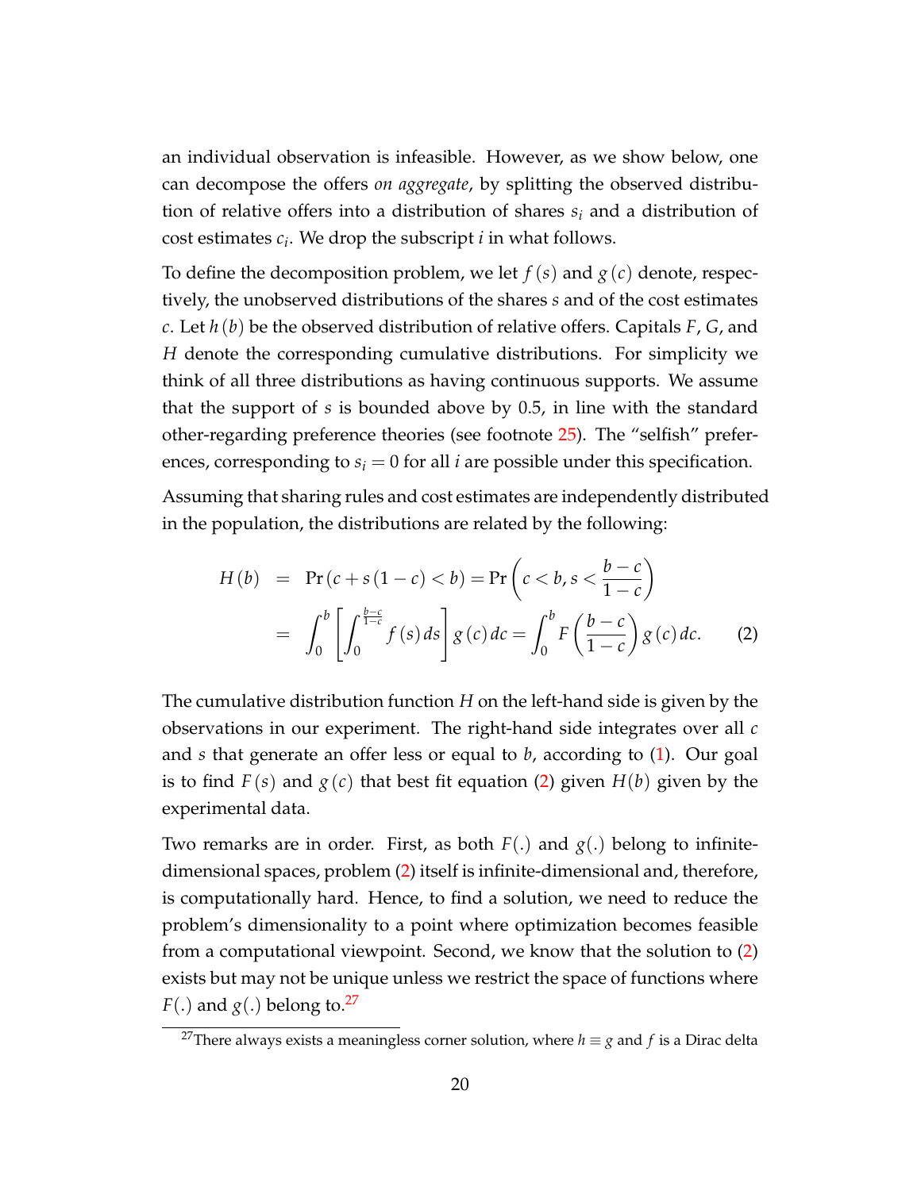an individual observation is infeasible. However, as we show below, one can decompose the offers *on aggregate*, by splitting the observed distribution of relative offers into a distribution of shares $s_i$ and a distribution of cost estimates $c_i$. We drop the subscript $i$ in what follows.

To define the decomposition problem, we let $f(s)$ and $g(c)$ denote, respectively, the unobserved distributions of the shares $s$ and of the cost estimates $c$. Let $h(b)$ be the observed distribution of relative offers. Capitals $F$, $G$, and $H$ denote the corresponding cumulative distributions. For simplicity we think of all three distributions as having continuous supports. We assume that the support of $s$ is bounded above by 0.5, in line with the standard other-regarding preference theories (see footnote 25). The "selfish" preferences, corresponding to $s_i = 0$ for all $i$ are possible under this specification.

Assuming that sharing rules and cost estimates are independently distributed in the population, the distributions are related by the following:

$$
\begin{aligned}
H(b) &= \Pr\left(c + s(1-c) < b\right) = \Pr\left(c < b, s < \frac{b-c}{1-c}\right) \\
&= \int_0^b \left[\int_0^{\frac{b-c}{1-c}} f(s)\, ds\right] g(c)\, dc = \int_0^b F\left(\frac{b-c}{1-c}\right) g(c)\, dc. \qquad (2)
\end{aligned}
$$

The cumulative distribution function $H$ on the left-hand side is given by the observations in our experiment. The right-hand side integrates over all $c$ and $s$ that generate an offer less or equal to $b$, according to (1). Our goal is to find $F(s)$ and $g(c)$ that best fit equation (2) given $H(b)$ given by the experimental data.

Two remarks are in order. First, as both $F(.)$ and $g(.)$ belong to infinite-dimensional spaces, problem (2) itself is infinite-dimensional and, therefore, is computationally hard. Hence, to find a solution, we need to reduce the problem's dimensionality to a point where optimization becomes feasible from a computational viewpoint. Second, we know that the solution to (2) exists but may not be unique unless we restrict the space of functions where $F(.)$ and $g(.)$ belong to.[27]

[27]There always exists a meaningless corner solution, where $h \equiv g$ and $f$ is a Dirac delta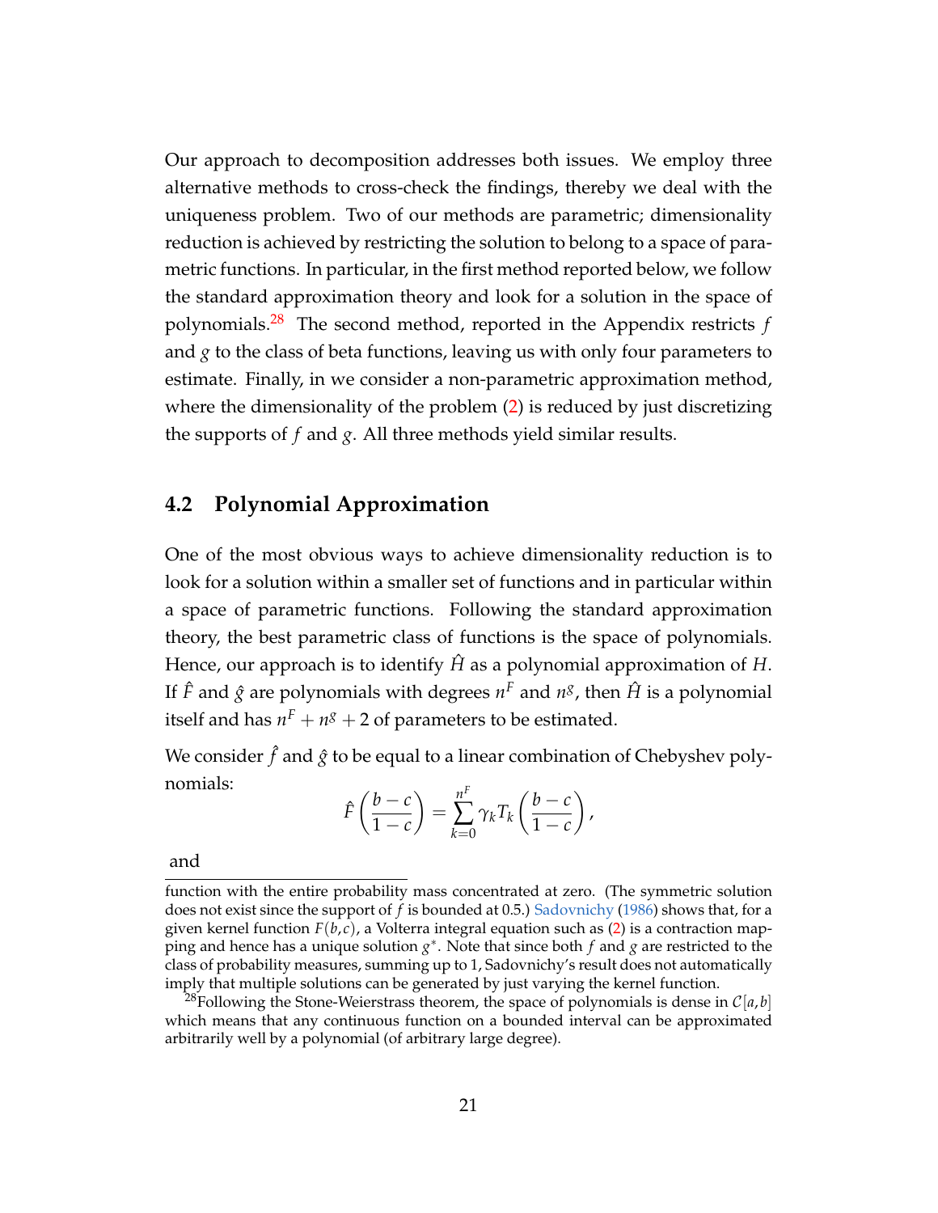Our approach to decomposition addresses both issues. We employ three alternative methods to cross-check the findings, thereby we deal with the uniqueness problem. Two of our methods are parametric; dimensionality reduction is achieved by restricting the solution to belong to a space of parametric functions. In particular, in the first method reported below, we follow the standard approximation theory and look for a solution in the space of polynomials.[28] The second method, reported in the Appendix restricts $f$ and $g$ to the class of beta functions, leaving us with only four parameters to estimate. Finally, in we consider a non-parametric approximation method, where the dimensionality of the problem (2) is reduced by just discretizing the supports of $f$ and $g$. All three methods yield similar results.

## 4.2 Polynomial Approximation

One of the most obvious ways to achieve dimensionality reduction is to look for a solution within a smaller set of functions and in particular within a space of parametric functions. Following the standard approximation theory, the best parametric class of functions is the space of polynomials. Hence, our approach is to identify $\hat{H}$ as a polynomial approximation of $H$. If $\hat{F}$ and $\hat{g}$ are polynomials with degrees $n^F$ and $n^g$, then $\hat{H}$ is a polynomial itself and has $n^F + n^g + 2$ of parameters to be estimated.

We consider $\hat{f}$ and $\hat{g}$ to be equal to a linear combination of Chebyshev polynomials:

$$\hat{F}\left(\frac{b-c}{1-c}\right) = \sum_{k=0}^{n^F} \gamma_k T_k\left(\frac{b-c}{1-c}\right),$$

and

function with the entire probability mass concentrated at zero. (The symmetric solution does not exist since the support of $f$ is bounded at 0.5.) Sadovnichy (1986) shows that, for a given kernel function $F(b,c)$, a Volterra integral equation such as (2) is a contraction mapping and hence has a unique solution $g^*$. Note that since both $f$ and $g$ are restricted to the class of probability measures, summing up to 1, Sadovnichy's result does not automatically imply that multiple solutions can be generated by just varying the kernel function.

[28] Following the Stone-Weierstrass theorem, the space of polynomials is dense in $\mathcal{C}[a,b]$ which means that any continuous function on a bounded interval can be approximated arbitrarily well by a polynomial (of arbitrary large degree).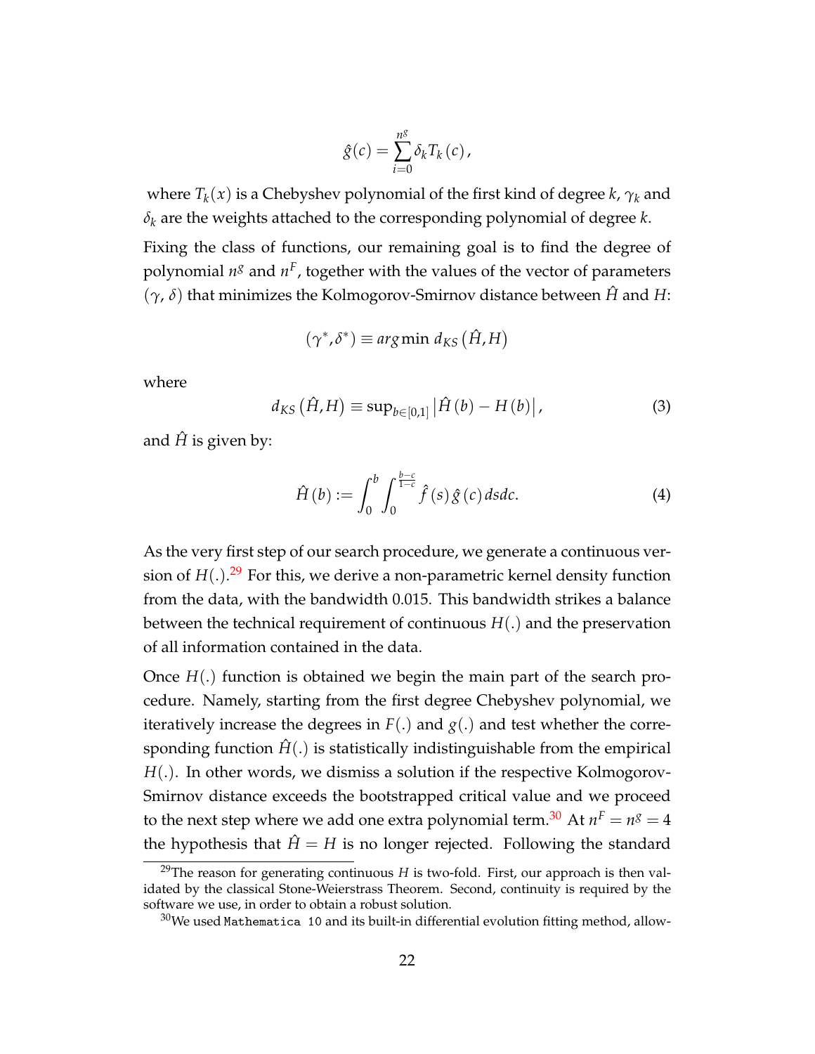$$\hat{g}(c) = \sum_{i=0}^{n^g} \delta_k T_k(c),$$

where $T_k(x)$ is a Chebyshev polynomial of the first kind of degree $k$, $\gamma_k$ and $\delta_k$ are the weights attached to the corresponding polynomial of degree $k$.

Fixing the class of functions, our remaining goal is to find the degree of polynomial $n^g$ and $n^F$, together with the values of the vector of parameters ($\gamma$, $\delta$) that minimizes the Kolmogorov-Smirnov distance between $\hat{H}$ and $H$:

$$(\gamma^*, \delta^*) \equiv arg \min d_{KS}\left(\hat{H}, H\right)$$

where

$$d_{KS}\left(\hat{H}, H\right) \equiv \sup_{b \in [0,1]} \left|\hat{H}(b) - H(b)\right|, \tag{3}$$

and $\hat{H}$ is given by:

$$\hat{H}(b) := \int_0^b \int_0^{\frac{b-c}{1-c}} \hat{f}(s)\, \hat{g}(c)\, ds dc. \tag{4}$$

As the very first step of our search procedure, we generate a continuous version of $H(.)$.[29] For this, we derive a non-parametric kernel density function from the data, with the bandwidth 0.015. This bandwidth strikes a balance between the technical requirement of continuous $H(.)$ and the preservation of all information contained in the data.

Once $H(.)$ function is obtained we begin the main part of the search procedure. Namely, starting from the first degree Chebyshev polynomial, we iteratively increase the degrees in $F(.)$ and $g(.)$ and test whether the corresponding function $\hat{H}(.)$ is statistically indistinguishable from the empirical $H(.)$. In other words, we dismiss a solution if the respective Kolmogorov-Smirnov distance exceeds the bootstrapped critical value and we proceed to the next step where we add one extra polynomial term.[30] At $n^F = n^g = 4$ the hypothesis that $\hat{H} = H$ is no longer rejected. Following the standard

[29] The reason for generating continuous $H$ is two-fold. First, our approach is then validated by the classical Stone-Weierstrass Theorem. Second, continuity is required by the software we use, in order to obtain a robust solution.

[30] We used `Mathematica 10` and its built-in differential evolution fitting method, allow-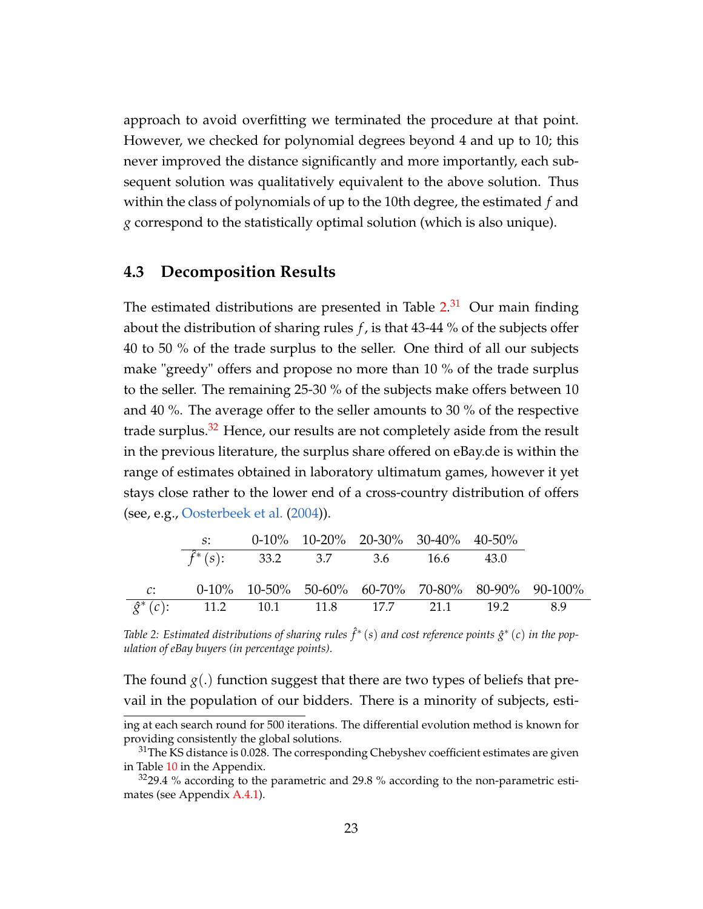approach to avoid overfitting we terminated the procedure at that point. However, we checked for polynomial degrees beyond 4 and up to 10; this never improved the distance significantly and more importantly, each subsequent solution was qualitatively equivalent to the above solution. Thus within the class of polynomials of up to the 10th degree, the estimated $f$ and $g$ correspond to the statistically optimal solution (which is also unique).

## 4.3 Decomposition Results

The estimated distributions are presented in Table 2.[31] Our main finding about the distribution of sharing rules $f$, is that 43-44 % of the subjects offer 40 to 50 % of the trade surplus to the seller. One third of all our subjects make "greedy" offers and propose no more than 10 % of the trade surplus to the seller. The remaining 25-30 % of the subjects make offers between 10 and 40 %. The average offer to the seller amounts to 30 % of the respective trade surplus.[32] Hence, our results are not completely aside from the result in the previous literature, the surplus share offered on eBay.de is within the range of estimates obtained in laboratory ultimatum games, however it yet stays close rather to the lower end of a cross-country distribution of offers (see, e.g., Oosterbeek et al. (2004)).

| $s$: | 0-10% | 10-20% | 20-30% | 30-40% | 40-50% |
|---|---|---|---|---|---|
| $\hat{f}^*(s)$: | 33.2 | 3.7 | 3.6 | 16.6 | 43.0 |

| $c$: | 0-10% | 10-50% | 50-60% | 60-70% | 70-80% | 80-90% | 90-100% |
|---|---|---|---|---|---|---|---|
| $\hat{g}^*(c)$: | 11.2 | 10.1 | 11.8 | 17.7 | 21.1 | 19.2 | 8.9 |

*Table 2: Estimated distributions of sharing rules $\hat{f}^*(s)$ and cost reference points $\hat{g}^*(c)$ in the population of eBay buyers (in percentage points).*

The found $g(.)$ function suggest that there are two types of beliefs that prevail in the population of our bidders. There is a minority of subjects, esti-

ing at each search round for 500 iterations. The differential evolution method is known for providing consistently the global solutions.

[31] The KS distance is 0.028. The corresponding Chebyshev coefficient estimates are given in Table 10 in the Appendix.

[32] 29.4 % according to the parametric and 29.8 % according to the non-parametric estimates (see Appendix A.4.1).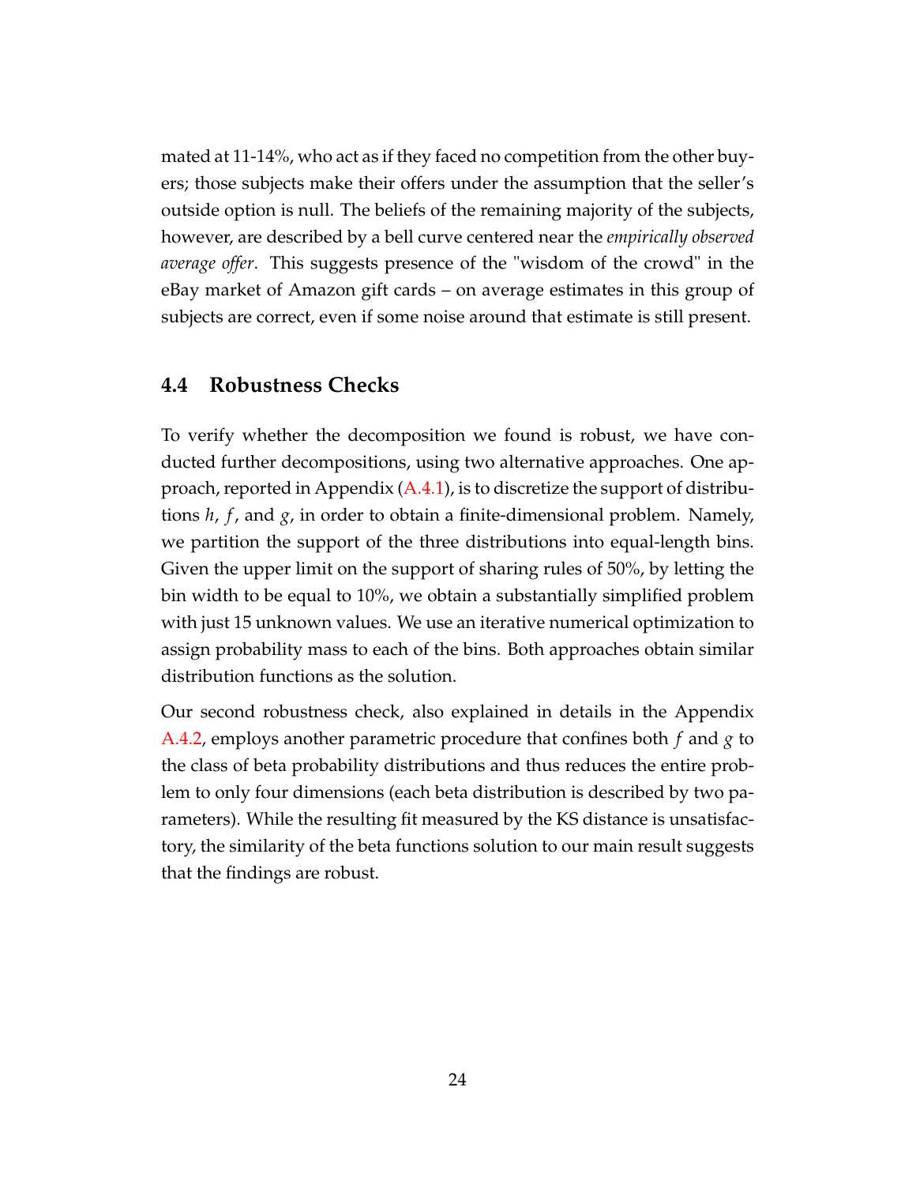mated at 11-14%, who act as if they faced no competition from the other buyers; those subjects make their offers under the assumption that the seller's outside option is null. The beliefs of the remaining majority of the subjects, however, are described by a bell curve centered near the *empirically observed average offer*. This suggests presence of the "wisdom of the crowd" in the eBay market of Amazon gift cards – on average estimates in this group of subjects are correct, even if some noise around that estimate is still present.

## 4.4 Robustness Checks

To verify whether the decomposition we found is robust, we have conducted further decompositions, using two alternative approaches. One approach, reported in Appendix (A.4.1), is to discretize the support of distributions $h$, $f$, and $g$, in order to obtain a finite-dimensional problem. Namely, we partition the support of the three distributions into equal-length bins. Given the upper limit on the support of sharing rules of 50%, by letting the bin width to be equal to 10%, we obtain a substantially simplified problem with just 15 unknown values. We use an iterative numerical optimization to assign probability mass to each of the bins. Both approaches obtain similar distribution functions as the solution.

Our second robustness check, also explained in details in the Appendix A.4.2, employs another parametric procedure that confines both $f$ and $g$ to the class of beta probability distributions and thus reduces the entire problem to only four dimensions (each beta distribution is described by two parameters). While the resulting fit measured by the KS distance is unsatisfactory, the similarity of the beta functions solution to our main result suggests that the findings are robust.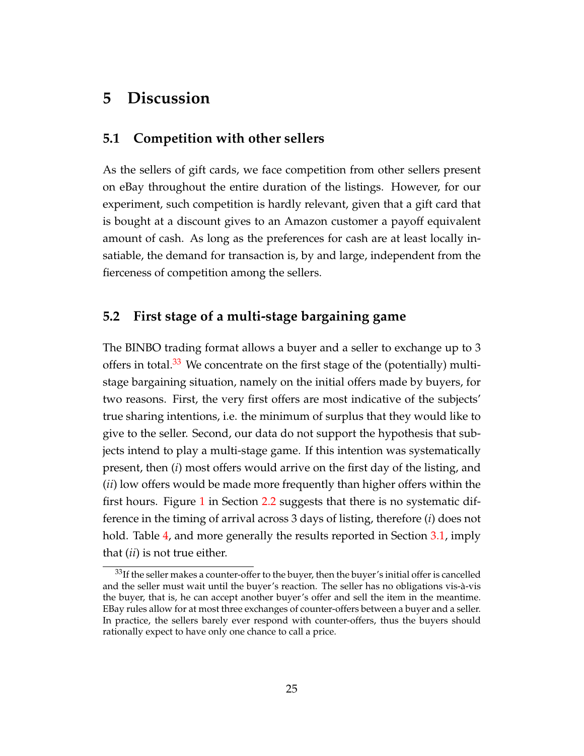# 5 Discussion

## 5.1 Competition with other sellers

As the sellers of gift cards, we face competition from other sellers present on eBay throughout the entire duration of the listings. However, for our experiment, such competition is hardly relevant, given that a gift card that is bought at a discount gives to an Amazon customer a payoff equivalent amount of cash. As long as the preferences for cash are at least locally insatiable, the demand for transaction is, by and large, independent from the fierceness of competition among the sellers.

## 5.2 First stage of a multi-stage bargaining game

The BINBO trading format allows a buyer and a seller to exchange up to 3 offers in total.[33] We concentrate on the first stage of the (potentially) multi-stage bargaining situation, namely on the initial offers made by buyers, for two reasons. First, the very first offers are most indicative of the subjects' true sharing intentions, i.e. the minimum of surplus that they would like to give to the seller. Second, our data do not support the hypothesis that subjects intend to play a multi-stage game. If this intention was systematically present, then (*i*) most offers would arrive on the first day of the listing, and (*ii*) low offers would be made more frequently than higher offers within the first hours. Figure 1 in Section 2.2 suggests that there is no systematic difference in the timing of arrival across 3 days of listing, therefore (*i*) does not hold. Table 4, and more generally the results reported in Section 3.1, imply that (*ii*) is not true either.

[33] If the seller makes a counter-offer to the buyer, then the buyer's initial offer is cancelled and the seller must wait until the buyer's reaction. The seller has no obligations vis-à-vis the buyer, that is, he can accept another buyer's offer and sell the item in the meantime. EBay rules allow for at most three exchanges of counter-offers between a buyer and a seller. In practice, the sellers barely ever respond with counter-offers, thus the buyers should rationally expect to have only one chance to call a price.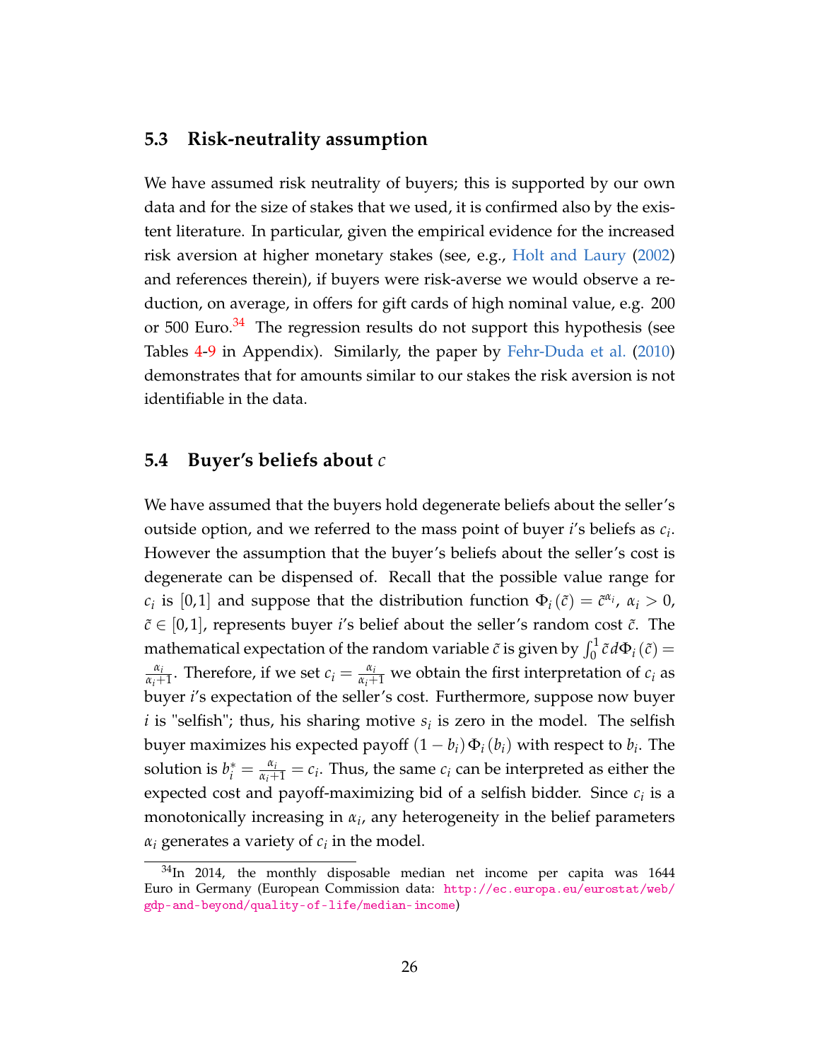## 5.3 Risk-neutrality assumption

We have assumed risk neutrality of buyers; this is supported by our own data and for the size of stakes that we used, it is confirmed also by the existent literature. In particular, given the empirical evidence for the increased risk aversion at higher monetary stakes (see, e.g., Holt and Laury (2002) and references therein), if buyers were risk-averse we would observe a reduction, on average, in offers for gift cards of high nominal value, e.g. 200 or 500 Euro.[34] The regression results do not support this hypothesis (see Tables 4-9 in Appendix). Similarly, the paper by Fehr-Duda et al. (2010) demonstrates that for amounts similar to our stakes the risk aversion is not identifiable in the data.

## 5.4 Buyer's beliefs about $c$

We have assumed that the buyers hold degenerate beliefs about the seller's outside option, and we referred to the mass point of buyer $i$'s beliefs as $c_i$. However the assumption that the buyer's beliefs about the seller's cost is degenerate can be dispensed of. Recall that the possible value range for $c_i$ is $[0,1]$ and suppose that the distribution function $\Phi_i(\tilde{c}) = \tilde{c}^{\alpha_i}$, $\alpha_i > 0$, $\tilde{c} \in [0,1]$, represents buyer $i$'s belief about the seller's random cost $\tilde{c}$. The mathematical expectation of the random variable $\tilde{c}$ is given by $\int_0^1 \tilde{c}\, d\Phi_i(\tilde{c}) = \frac{\alpha_i}{\alpha_i+1}$. Therefore, if we set $c_i = \frac{\alpha_i}{\alpha_i+1}$ we obtain the first interpretation of $c_i$ as buyer $i$'s expectation of the seller's cost. Furthermore, suppose now buyer $i$ is "selfish"; thus, his sharing motive $s_i$ is zero in the model. The selfish buyer maximizes his expected payoff $(1-b_i)\Phi_i(b_i)$ with respect to $b_i$. The solution is $b_i^* = \frac{\alpha_i}{\alpha_i+1} = c_i$. Thus, the same $c_i$ can be interpreted as either the expected cost and payoff-maximizing bid of a selfish bidder. Since $c_i$ is a monotonically increasing in $\alpha_i$, any heterogeneity in the belief parameters $\alpha_i$ generates a variety of $c_i$ in the model.

[34] In 2014, the monthly disposable median net income per capita was 1644 Euro in Germany (European Commission data: http://ec.europa.eu/eurostat/web/gdp-and-beyond/quality-of-life/median-income)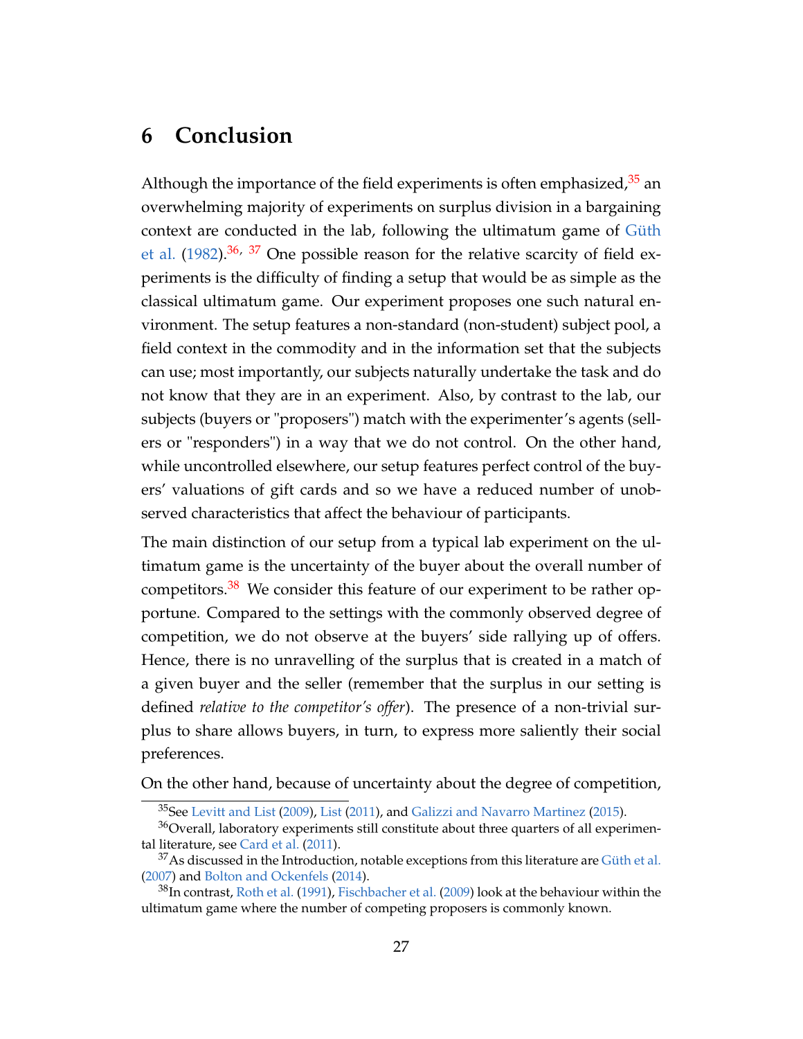# 6 Conclusion

Although the importance of the field experiments is often emphasized,[35] an overwhelming majority of experiments on surplus division in a bargaining context are conducted in the lab, following the ultimatum game of Güth et al. (1982).[36, 37] One possible reason for the relative scarcity of field experiments is the difficulty of finding a setup that would be as simple as the classical ultimatum game. Our experiment proposes one such natural environment. The setup features a non-standard (non-student) subject pool, a field context in the commodity and in the information set that the subjects can use; most importantly, our subjects naturally undertake the task and do not know that they are in an experiment. Also, by contrast to the lab, our subjects (buyers or "proposers") match with the experimenter's agents (sellers or "responders") in a way that we do not control. On the other hand, while uncontrolled elsewhere, our setup features perfect control of the buyers' valuations of gift cards and so we have a reduced number of unobserved characteristics that affect the behaviour of participants.

The main distinction of our setup from a typical lab experiment on the ultimatum game is the uncertainty of the buyer about the overall number of competitors.[38] We consider this feature of our experiment to be rather opportune. Compared to the settings with the commonly observed degree of competition, we do not observe at the buyers' side rallying up of offers. Hence, there is no unravelling of the surplus that is created in a match of a given buyer and the seller (remember that the surplus in our setting is defined *relative to the competitor's offer*). The presence of a non-trivial surplus to share allows buyers, in turn, to express more saliently their social preferences.

On the other hand, because of uncertainty about the degree of competition,

---

[35] See Levitt and List (2009), List (2011), and Galizzi and Navarro Martinez (2015).

[36] Overall, laboratory experiments still constitute about three quarters of all experimental literature, see Card et al. (2011).

[37] As discussed in the Introduction, notable exceptions from this literature are Güth et al. (2007) and Bolton and Ockenfels (2014).

[38] In contrast, Roth et al. (1991), Fischbacher et al. (2009) look at the behaviour within the ultimatum game where the number of competing proposers is commonly known.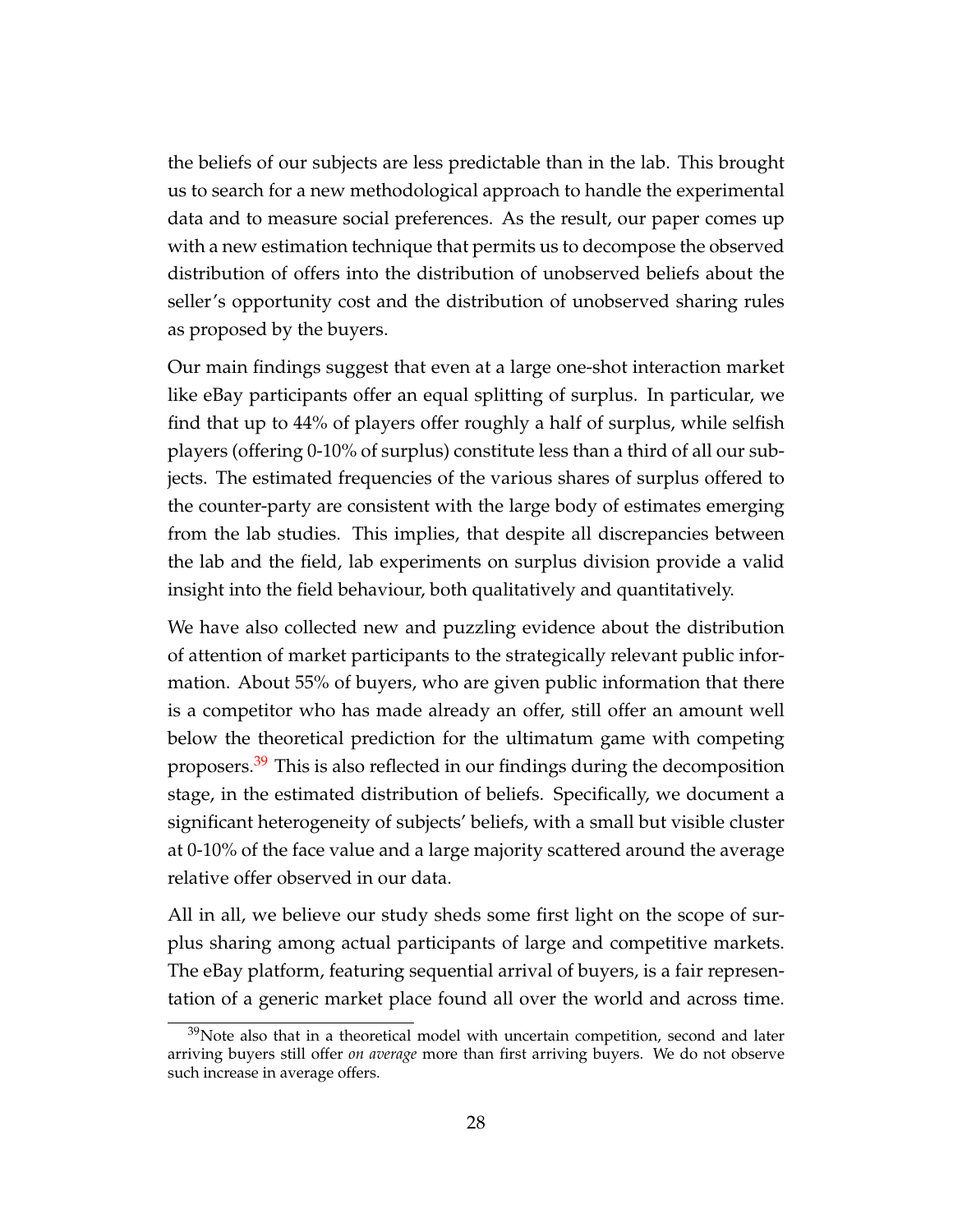the beliefs of our subjects are less predictable than in the lab. This brought us to search for a new methodological approach to handle the experimental data and to measure social preferences. As the result, our paper comes up with a new estimation technique that permits us to decompose the observed distribution of offers into the distribution of unobserved beliefs about the seller's opportunity cost and the distribution of unobserved sharing rules as proposed by the buyers.

Our main findings suggest that even at a large one-shot interaction market like eBay participants offer an equal splitting of surplus. In particular, we find that up to 44% of players offer roughly a half of surplus, while selfish players (offering 0-10% of surplus) constitute less than a third of all our subjects. The estimated frequencies of the various shares of surplus offered to the counter-party are consistent with the large body of estimates emerging from the lab studies. This implies, that despite all discrepancies between the lab and the field, lab experiments on surplus division provide a valid insight into the field behaviour, both qualitatively and quantitatively.

We have also collected new and puzzling evidence about the distribution of attention of market participants to the strategically relevant public information. About 55% of buyers, who are given public information that there is a competitor who has made already an offer, still offer an amount well below the theoretical prediction for the ultimatum game with competing proposers.[39] This is also reflected in our findings during the decomposition stage, in the estimated distribution of beliefs. Specifically, we document a significant heterogeneity of subjects' beliefs, with a small but visible cluster at 0-10% of the face value and a large majority scattered around the average relative offer observed in our data.

All in all, we believe our study sheds some first light on the scope of surplus sharing among actual participants of large and competitive markets. The eBay platform, featuring sequential arrival of buyers, is a fair representation of a generic market place found all over the world and across time.

[39] Note also that in a theoretical model with uncertain competition, second and later arriving buyers still offer *on average* more than first arriving buyers. We do not observe such increase in average offers.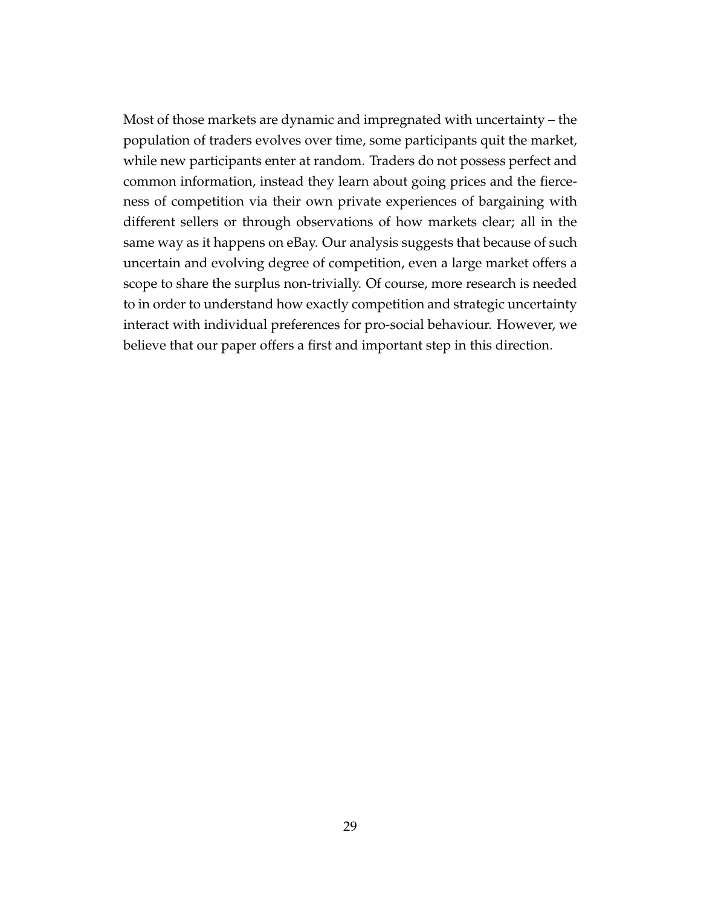Most of those markets are dynamic and impregnated with uncertainty – the population of traders evolves over time, some participants quit the market, while new participants enter at random. Traders do not possess perfect and common information, instead they learn about going prices and the fierceness of competition via their own private experiences of bargaining with different sellers or through observations of how markets clear; all in the same way as it happens on eBay. Our analysis suggests that because of such uncertain and evolving degree of competition, even a large market offers a scope to share the surplus non-trivially. Of course, more research is needed to in order to understand how exactly competition and strategic uncertainty interact with individual preferences for pro-social behaviour. However, we believe that our paper offers a first and important step in this direction.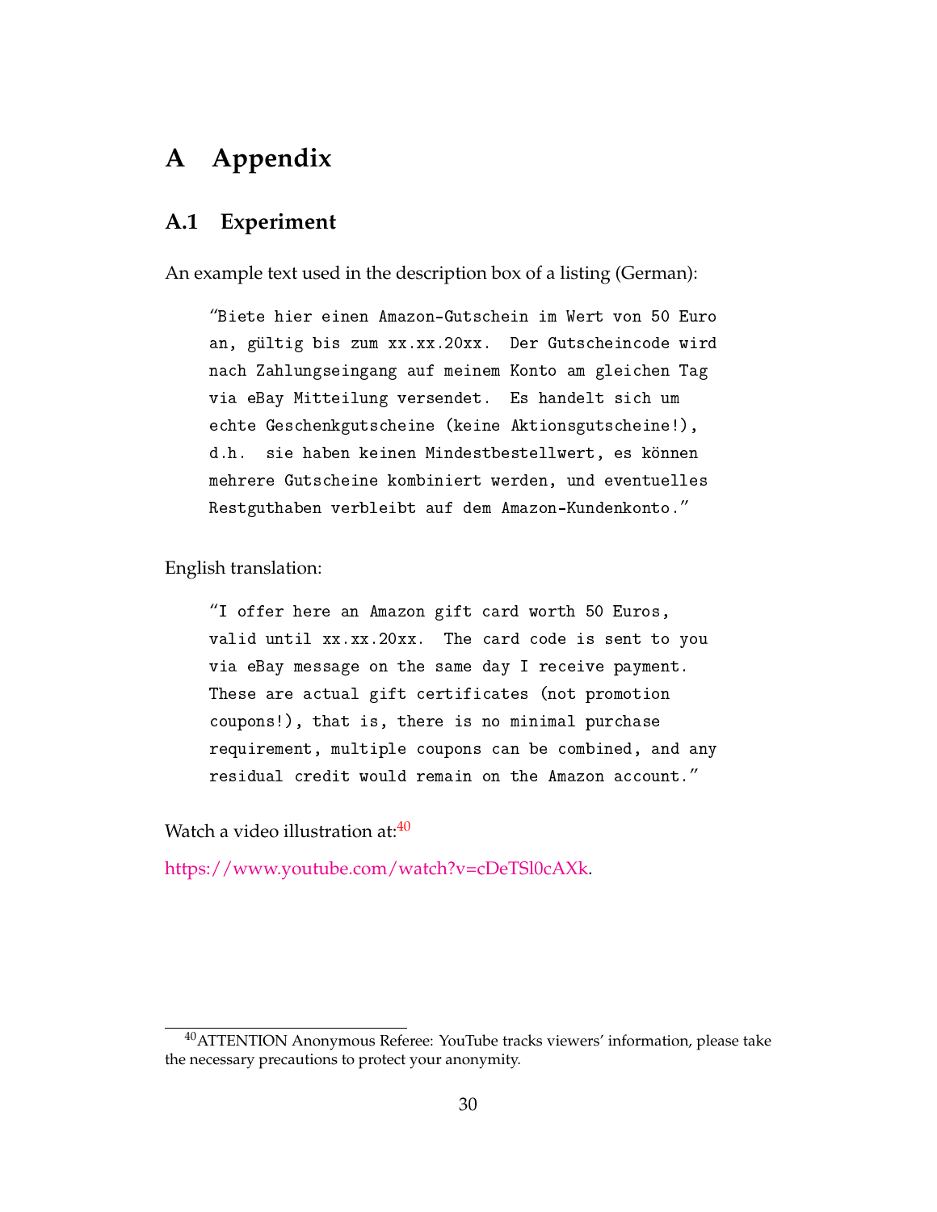# A Appendix

## A.1 Experiment

An example text used in the description box of a listing (German):

> "Biete hier einen Amazon-Gutschein im Wert von 50 Euro an, gültig bis zum xx.xx.20xx. Der Gutscheincode wird nach Zahlungseingang auf meinem Konto am gleichen Tag via eBay Mitteilung versendet. Es handelt sich um echte Geschenkgutscheine (keine Aktionsgutscheine!), d.h. sie haben keinen Mindestbestellwert, es können mehrere Gutscheine kombiniert werden, und eventuelles Restguthaben verbleibt auf dem Amazon-Kundenkonto."

English translation:

> "I offer here an Amazon gift card worth 50 Euros, valid until xx.xx.20xx. The card code is sent to you via eBay message on the same day I receive payment. These are actual gift certificates (not promotion coupons!), that is, there is no minimal purchase requirement, multiple coupons can be combined, and any residual credit would remain on the Amazon account."

Watch a video illustration at:[40]

https://www.youtube.com/watch?v=cDeTSl0cAXk.

[40] ATTENTION Anonymous Referee: YouTube tracks viewers' information, please take the necessary precautions to protect your anonymity.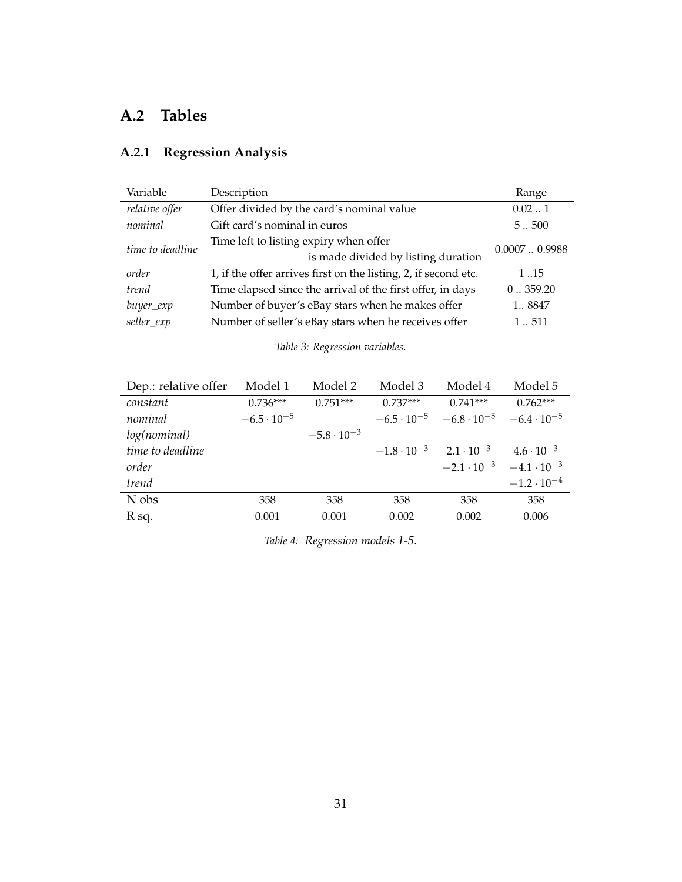## A.2 Tables

### A.2.1 Regression Analysis

| Variable | Description | Range |
|---|---|---|
| *relative offer* | Offer divided by the card's nominal value | 0.02 .. 1 |
| *nominal* | Gift card's nominal in euros | 5 .. 500 |
| *time to deadline* | Time left to listing expiry when offer is made divided by listing duration | 0.0007 .. 0.9988 |
| *order* | 1, if the offer arrives first on the listing, 2, if second etc. | 1 ..15 |
| *trend* | Time elapsed since the arrival of the first offer, in days | 0 .. 359.20 |
| *buyer_exp* | Number of buyer's eBay stars when he makes offer | 1.. 8847 |
| *seller_exp* | Number of seller's eBay stars when he receives offer | 1 .. 511 |

*Table 3: Regression variables.*

| Dep.: relative offer | Model 1 | Model 2 | Model 3 | Model 4 | Model 5 |
|---|---|---|---|---|---|
| *constant* | 0.736*** | 0.751*** | 0.737*** | 0.741*** | 0.762*** |
| *nominal* | $-6.5 \cdot 10^{-5}$ | | $-6.5 \cdot 10^{-5}$ | $-6.8 \cdot 10^{-5}$ | $-6.4 \cdot 10^{-5}$ |
| *log(nominal)* | | $-5.8 \cdot 10^{-3}$ | | | |
| *time to deadline* | | | $-1.8 \cdot 10^{-3}$ | $2.1 \cdot 10^{-3}$ | $4.6 \cdot 10^{-3}$ |
| *order* | | | | $-2.1 \cdot 10^{-3}$ | $-4.1 \cdot 10^{-3}$ |
| *trend* | | | | | $-1.2 \cdot 10^{-4}$ |
| N obs | 358 | 358 | 358 | 358 | 358 |
| R sq. | 0.001 | 0.001 | 0.002 | 0.002 | 0.006 |

*Table 4: Regression models 1-5.*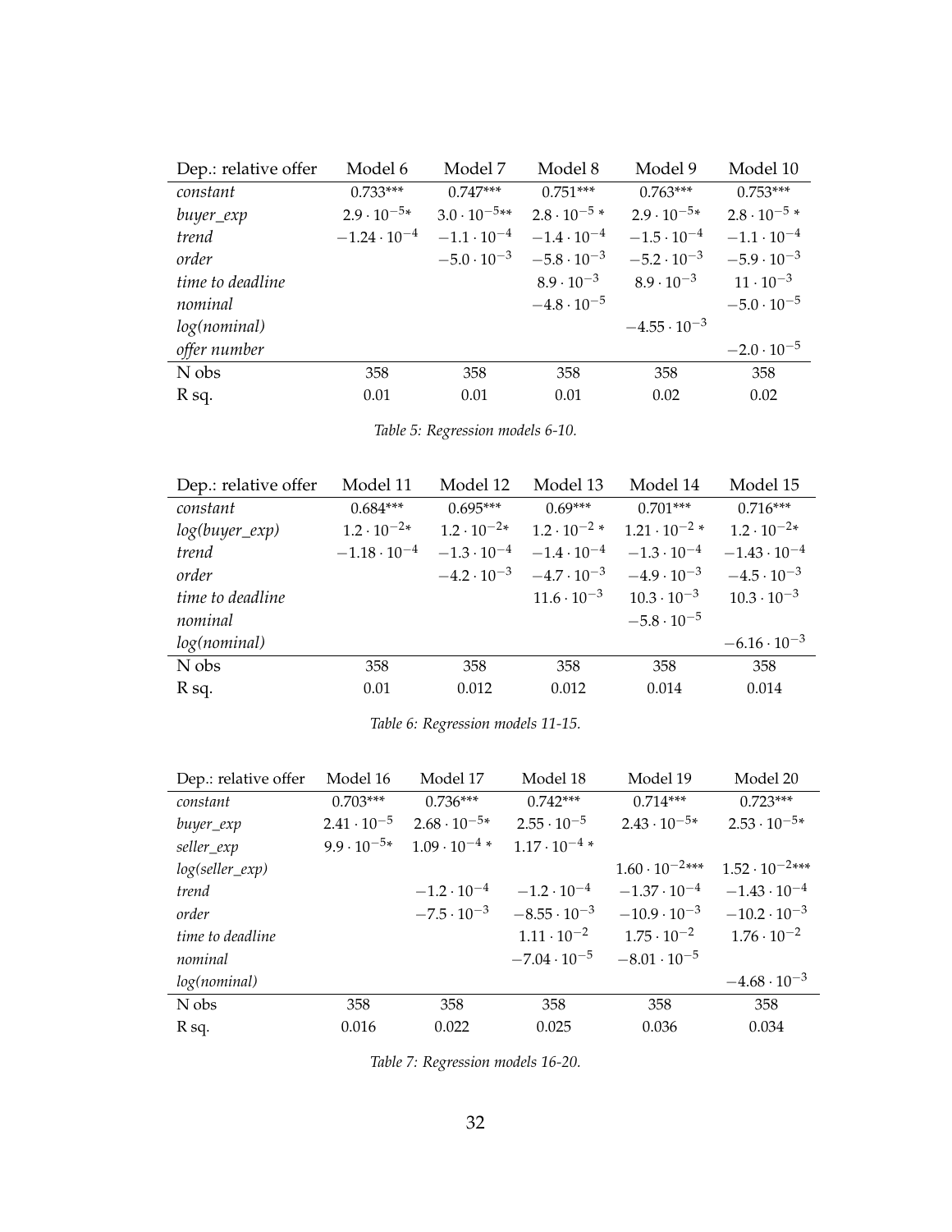| Dep.: relative offer | Model 6 | Model 7 | Model 8 | Model 9 | Model 10 |
|---|---|---|---|---|---|
| *constant* | 0.733*** | 0.747*** | 0.751*** | 0.763*** | 0.753*** |
| *buyer_exp* | $2.9 \cdot 10^{-5}$* | $3.0 \cdot 10^{-5}$** | $2.8 \cdot 10^{-5}$ * | $2.9 \cdot 10^{-5}$* | $2.8 \cdot 10^{-5}$ * |
| *trend* | $-1.24 \cdot 10^{-4}$ | $-1.1 \cdot 10^{-4}$ | $-1.4 \cdot 10^{-4}$ | $-1.5 \cdot 10^{-4}$ | $-1.1 \cdot 10^{-4}$ |
| *order* | | $-5.0 \cdot 10^{-3}$ | $-5.8 \cdot 10^{-3}$ | $-5.2 \cdot 10^{-3}$ | $-5.9 \cdot 10^{-3}$ |
| *time to deadline* | | | $8.9 \cdot 10^{-3}$ | $8.9 \cdot 10^{-3}$ | $11 \cdot 10^{-3}$ |
| *nominal* | | | $-4.8 \cdot 10^{-5}$ | | $-5.0 \cdot 10^{-5}$ |
| *log(nominal)* | | | | $-4.55 \cdot 10^{-3}$ | |
| *offer number* | | | | | $-2.0 \cdot 10^{-5}$ |
| N obs | 358 | 358 | 358 | 358 | 358 |
| R sq. | 0.01 | 0.01 | 0.01 | 0.02 | 0.02 |

*Table 5: Regression models 6-10.*

| Dep.: relative offer | Model 11 | Model 12 | Model 13 | Model 14 | Model 15 |
|---|---|---|---|---|---|
| *constant* | 0.684*** | 0.695*** | 0.69*** | 0.701*** | 0.716*** |
| *log(buyer_exp)* | $1.2 \cdot 10^{-2}$* | $1.2 \cdot 10^{-2}$* | $1.2 \cdot 10^{-2}$ * | $1.21 \cdot 10^{-2}$ * | $1.2 \cdot 10^{-2}$* |
| *trend* | $-1.18 \cdot 10^{-4}$ | $-1.3 \cdot 10^{-4}$ | $-1.4 \cdot 10^{-4}$ | $-1.3 \cdot 10^{-4}$ | $-1.43 \cdot 10^{-4}$ |
| *order* | | $-4.2 \cdot 10^{-3}$ | $-4.7 \cdot 10^{-3}$ | $-4.9 \cdot 10^{-3}$ | $-4.5 \cdot 10^{-3}$ |
| *time to deadline* | | | $11.6 \cdot 10^{-3}$ | $10.3 \cdot 10^{-3}$ | $10.3 \cdot 10^{-3}$ |
| *nominal* | | | | $-5.8 \cdot 10^{-5}$ | |
| *log(nominal)* | | | | | $-6.16 \cdot 10^{-3}$ |
| N obs | 358 | 358 | 358 | 358 | 358 |
| R sq. | 0.01 | 0.012 | 0.012 | 0.014 | 0.014 |

*Table 6: Regression models 11-15.*

| Dep.: relative offer | Model 16 | Model 17 | Model 18 | Model 19 | Model 20 |
|---|---|---|---|---|---|
| *constant* | 0.703*** | 0.736*** | 0.742*** | 0.714*** | 0.723*** |
| *buyer_exp* | $2.41 \cdot 10^{-5}$ | $2.68 \cdot 10^{-5}$* | $2.55 \cdot 10^{-5}$ | $2.43 \cdot 10^{-5}$* | $2.53 \cdot 10^{-5}$* |
| *seller_exp* | $9.9 \cdot 10^{-5}$* | $1.09 \cdot 10^{-4}$ * | $1.17 \cdot 10^{-4}$ * | | |
| *log(seller_exp)* | | | | $1.60 \cdot 10^{-2}$*** | $1.52 \cdot 10^{-2}$*** |
| *trend* | | $-1.2 \cdot 10^{-4}$ | $-1.2 \cdot 10^{-4}$ | $-1.37 \cdot 10^{-4}$ | $-1.43 \cdot 10^{-4}$ |
| *order* | | $-7.5 \cdot 10^{-3}$ | $-8.55 \cdot 10^{-3}$ | $-10.9 \cdot 10^{-3}$ | $-10.2 \cdot 10^{-3}$ |
| *time to deadline* | | | $1.11 \cdot 10^{-2}$ | $1.75 \cdot 10^{-2}$ | $1.76 \cdot 10^{-2}$ |
| *nominal* | | | $-7.04 \cdot 10^{-5}$ | $-8.01 \cdot 10^{-5}$ | |
| *log(nominal)* | | | | | $-4.68 \cdot 10^{-3}$ |
| N obs | 358 | 358 | 358 | 358 | 358 |
| R sq. | 0.016 | 0.022 | 0.025 | 0.036 | 0.034 |

*Table 7: Regression models 16-20.*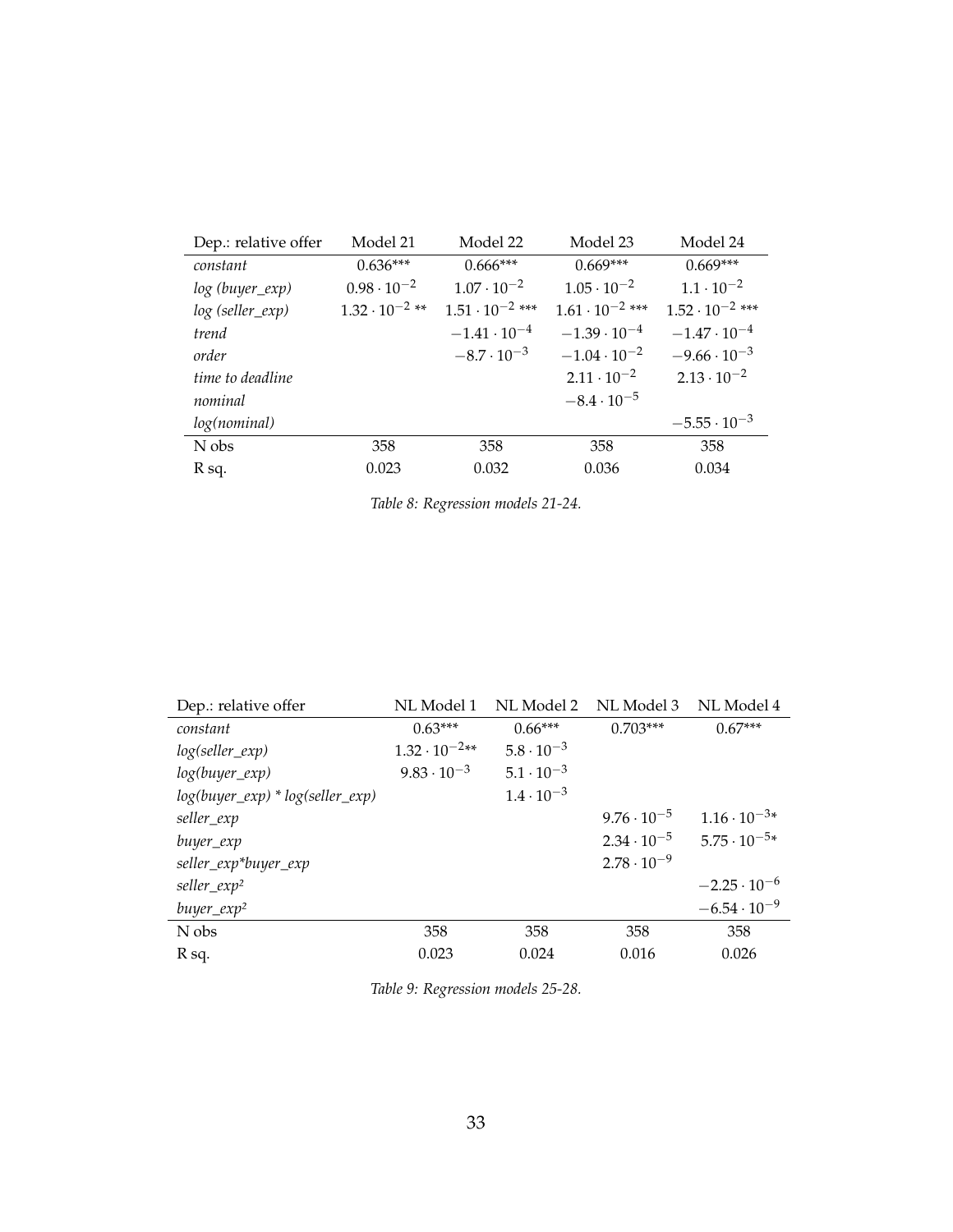| Dep.: relative offer | Model 21 | Model 22 | Model 23 | Model 24 |
|---|---|---|---|---|
| *constant* | 0.636*** | 0.666*** | 0.669*** | 0.669*** |
| *log (buyer_exp)* | $0.98 \cdot 10^{-2}$ | $1.07 \cdot 10^{-2}$ | $1.05 \cdot 10^{-2}$ | $1.1 \cdot 10^{-2}$ |
| *log (seller_exp)* | $1.32 \cdot 10^{-2}$ ** | $1.51 \cdot 10^{-2}$ *** | $1.61 \cdot 10^{-2}$ *** | $1.52 \cdot 10^{-2}$ *** |
| *trend* | | $-1.41 \cdot 10^{-4}$ | $-1.39 \cdot 10^{-4}$ | $-1.47 \cdot 10^{-4}$ |
| *order* | | $-8.7 \cdot 10^{-3}$ | $-1.04 \cdot 10^{-2}$ | $-9.66 \cdot 10^{-3}$ |
| *time to deadline* | | | $2.11 \cdot 10^{-2}$ | $2.13 \cdot 10^{-2}$ |
| *nominal* | | | $-8.4 \cdot 10^{-5}$ | |
| *log(nominal)* | | | | $-5.55 \cdot 10^{-3}$ |
| N obs | 358 | 358 | 358 | 358 |
| R sq. | 0.023 | 0.032 | 0.036 | 0.034 |

*Table 8: Regression models 21-24.*

| Dep.: relative offer | NL Model 1 | NL Model 2 | NL Model 3 | NL Model 4 |
|---|---|---|---|---|
| *constant* | 0.63*** | 0.66*** | 0.703*** | 0.67*** |
| *log(seller_exp)* | $1.32 \cdot 10^{-2}$** | $5.8 \cdot 10^{-3}$ | | |
| *log(buyer_exp)* | $9.83 \cdot 10^{-3}$ | $5.1 \cdot 10^{-3}$ | | |
| *log(buyer_exp) * log(seller_exp)* | | $1.4 \cdot 10^{-3}$ | | |
| *seller_exp* | | | $9.76 \cdot 10^{-5}$ | $1.16 \cdot 10^{-3}$* |
| *buyer_exp* | | | $2.34 \cdot 10^{-5}$ | $5.75 \cdot 10^{-5}$* |
| *seller_exp*buyer_exp* | | | $2.78 \cdot 10^{-9}$ | |
| *seller_exp²* | | | | $-2.25 \cdot 10^{-6}$ |
| *buyer_exp²* | | | | $-6.54 \cdot 10^{-9}$ |
| N obs | 358 | 358 | 358 | 358 |
| R sq. | 0.023 | 0.024 | 0.016 | 0.026 |

*Table 9: Regression models 25-28.*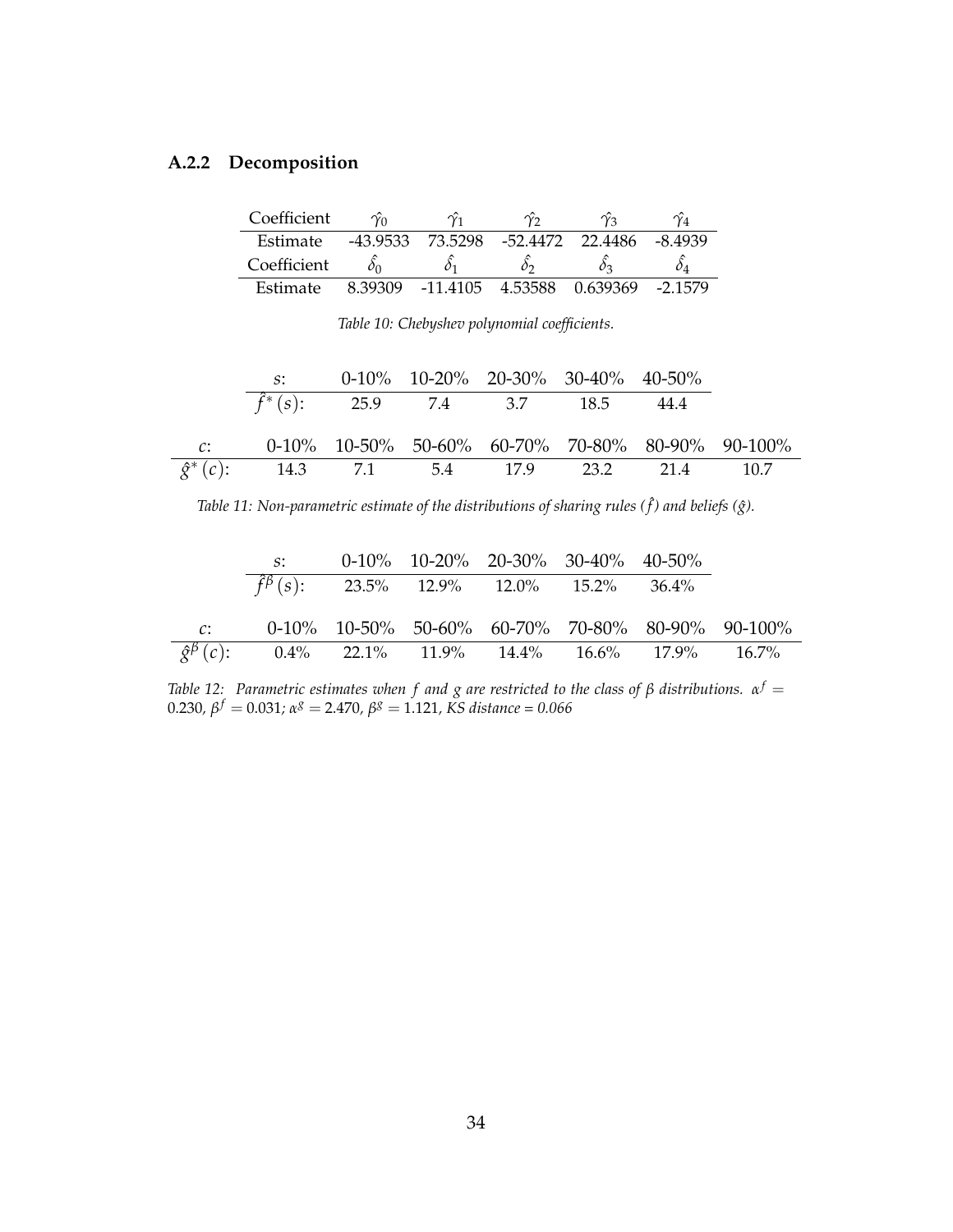### A.2.2 Decomposition

| Coefficient | $\hat{\gamma}_0$ | $\hat{\gamma}_1$ | $\hat{\gamma}_2$ | $\hat{\gamma}_3$ | $\hat{\gamma}_4$ |
|---|---|---|---|---|---|
| Estimate | -43.9533 | 73.5298 | -52.4472 | 22.4486 | -8.4939 |
| Coefficient | $\hat{\delta}_0$ | $\hat{\delta}_1$ | $\hat{\delta}_2$ | $\hat{\delta}_3$ | $\hat{\delta}_4$ |
| Estimate | 8.39309 | -11.4105 | 4.53588 | 0.639369 | -2.1579 |

*Table 10: Chebyshev polynomial coefficients.*

| $s$: | 0-10% | 10-20% | 20-30% | 30-40% | 40-50% |
|---|---|---|---|---|---|
| $\hat{f}^*(s)$: | 25.9 | 7.4 | 3.7 | 18.5 | 44.4 |

| $c$: | 0-10% | 10-50% | 50-60% | 60-70% | 70-80% | 80-90% | 90-100% |
|---|---|---|---|---|---|---|---|
| $\hat{g}^*(c)$: | 14.3 | 7.1 | 5.4 | 17.9 | 23.2 | 21.4 | 10.7 |

*Table 11: Non-parametric estimate of the distributions of sharing rules ($\hat{f}$) and beliefs ($\hat{g}$).*

| $s$: | 0-10% | 10-20% | 20-30% | 30-40% | 40-50% |
|---|---|---|---|---|---|
| $\hat{f}^{\beta}(s)$: | 23.5% | 12.9% | 12.0% | 15.2% | 36.4% |

| $c$: | 0-10% | 10-50% | 50-60% | 60-70% | 70-80% | 80-90% | 90-100% |
|---|---|---|---|---|---|---|---|
| $\hat{g}^{\beta}(c)$: | 0.4% | 22.1% | 11.9% | 14.4% | 16.6% | 17.9% | 16.7% |

*Table 12: Parametric estimates when $f$ and $g$ are restricted to the class of $\beta$ distributions. $\alpha^f = 0.230$, $\beta^f = 0.031$; $\alpha^g = 2.470$, $\beta^g = 1.121$, KS distance = 0.066*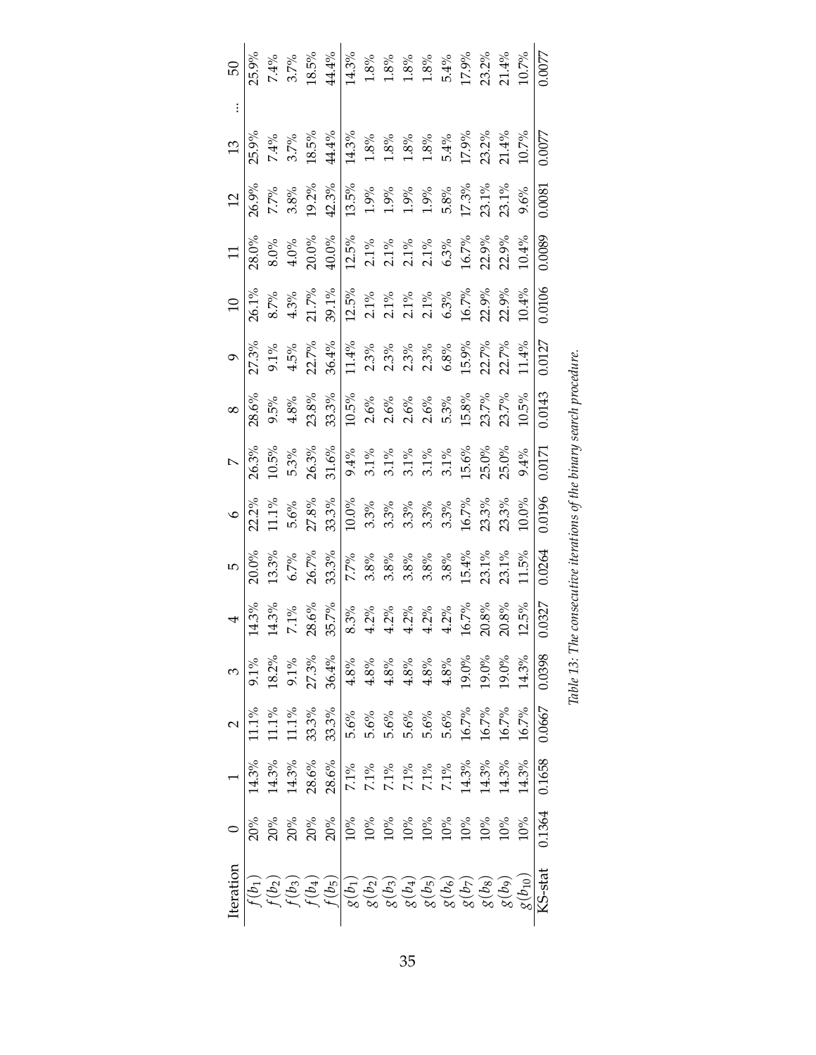| Iteration | 0 | 1 | 2 | 3 | 4 | 5 | 6 | 7 | 8 | 9 | 10 | 11 | 12 | 13 | ... | 50 |
|---|---|---|---|---|---|---|---|---|---|---|---|---|---|---|---|---|
| $f(b_1)$ | 20% | 14.3% | 11.1% | 9.1% | 14.3% | 20.0% | 22.2% | 26.3% | 28.6% | 27.3% | 26.1% | 28.0% | 26.9% | 25.9% | | 25.9% |
| $f(b_2)$ | 20% | 14.3% | 11.1% | 18.2% | 14.3% | 13.3% | 11.1% | 10.5% | 9.5% | 9.1% | 8.7% | 8.0% | 7.7% | 7.4% | | 7.4% |
| $f(b_3)$ | 20% | 14.3% | 11.1% | 9.1% | 7.1% | 6.7% | 5.6% | 5.3% | 4.8% | 4.5% | 4.3% | 4.0% | 3.8% | 3.7% | | 3.7% |
| $f(b_4)$ | 20% | 28.6% | 33.3% | 27.3% | 28.6% | 26.7% | 27.8% | 26.3% | 23.8% | 22.7% | 21.7% | 20.0% | 19.2% | 18.5% | | 18.5% |
| $f(b_5)$ | 20% | 28.6% | 33.3% | 36.4% | 35.7% | 33.3% | 33.3% | 31.6% | 33.3% | 36.4% | 39.1% | 40.0% | 42.3% | 44.4% | | 44.4% |
| $g(b_1)$ | 10% | 7.1% | 5.6% | 4.8% | 8.3% | 7.7% | 10.0% | 9.4% | 10.5% | 11.4% | 12.5% | 12.5% | 13.5% | 14.3% | | 14.3% |
| $g(b_2)$ | 10% | 7.1% | 5.6% | 4.8% | 4.2% | 3.8% | 3.3% | 3.1% | 2.6% | 2.3% | 2.1% | 2.1% | 1.9% | 1.8% | | 1.8% |
| $g(b_3)$ | 10% | 7.1% | 5.6% | 4.8% | 4.2% | 3.8% | 3.3% | 3.1% | 2.6% | 2.3% | 2.1% | 2.1% | 1.9% | 1.8% | | 1.8% |
| $g(b_4)$ | 10% | 7.1% | 5.6% | 4.8% | 4.2% | 3.8% | 3.3% | 3.1% | 2.6% | 2.3% | 2.1% | 2.1% | 1.9% | 1.8% | | 1.8% |
| $g(b_5)$ | 10% | 7.1% | 5.6% | 4.8% | 4.2% | 3.8% | 3.3% | 3.1% | 2.6% | 2.3% | 2.1% | 2.1% | 1.9% | 1.8% | | 1.8% |
| $g(b_6)$ | 10% | 7.1% | 5.6% | 4.8% | 4.2% | 3.8% | 3.3% | 3.1% | 5.3% | 6.8% | 6.3% | 6.3% | 5.8% | 5.4% | | 5.4% |
| $g(b_7)$ | 10% | 14.3% | 16.7% | 19.0% | 16.7% | 15.4% | 16.7% | 15.6% | 15.8% | 15.9% | 16.7% | 16.7% | 17.3% | 17.9% | | 17.9% |
| $g(b_8)$ | 10% | 14.3% | 16.7% | 19.0% | 20.8% | 23.1% | 23.3% | 25.0% | 23.7% | 22.7% | 22.9% | 22.9% | 23.1% | 23.2% | | 23.2% |
| $g(b_9)$ | 10% | 14.3% | 16.7% | 19.0% | 20.8% | 23.1% | 23.3% | 25.0% | 23.7% | 22.7% | 22.9% | 22.9% | 23.1% | 21.4% | | 21.4% |
| $g(b_{10})$ | 10% | 14.3% | 16.7% | 14.3% | 12.5% | 11.5% | 10.0% | 9.4% | 10.5% | 11.4% | 10.4% | 10.4% | 9.6% | 10.7% | | 10.7% |
| KS-stat | 0.1364 | 0.1658 | 0.0667 | 0.0398 | 0.0327 | 0.0264 | 0.0196 | 0.0171 | 0.0143 | 0.0127 | 0.0106 | 0.0089 | 0.0081 | 0.0077 | | 0.0077 |

*Table 13: The consecutive iterations of the binary search procedure.*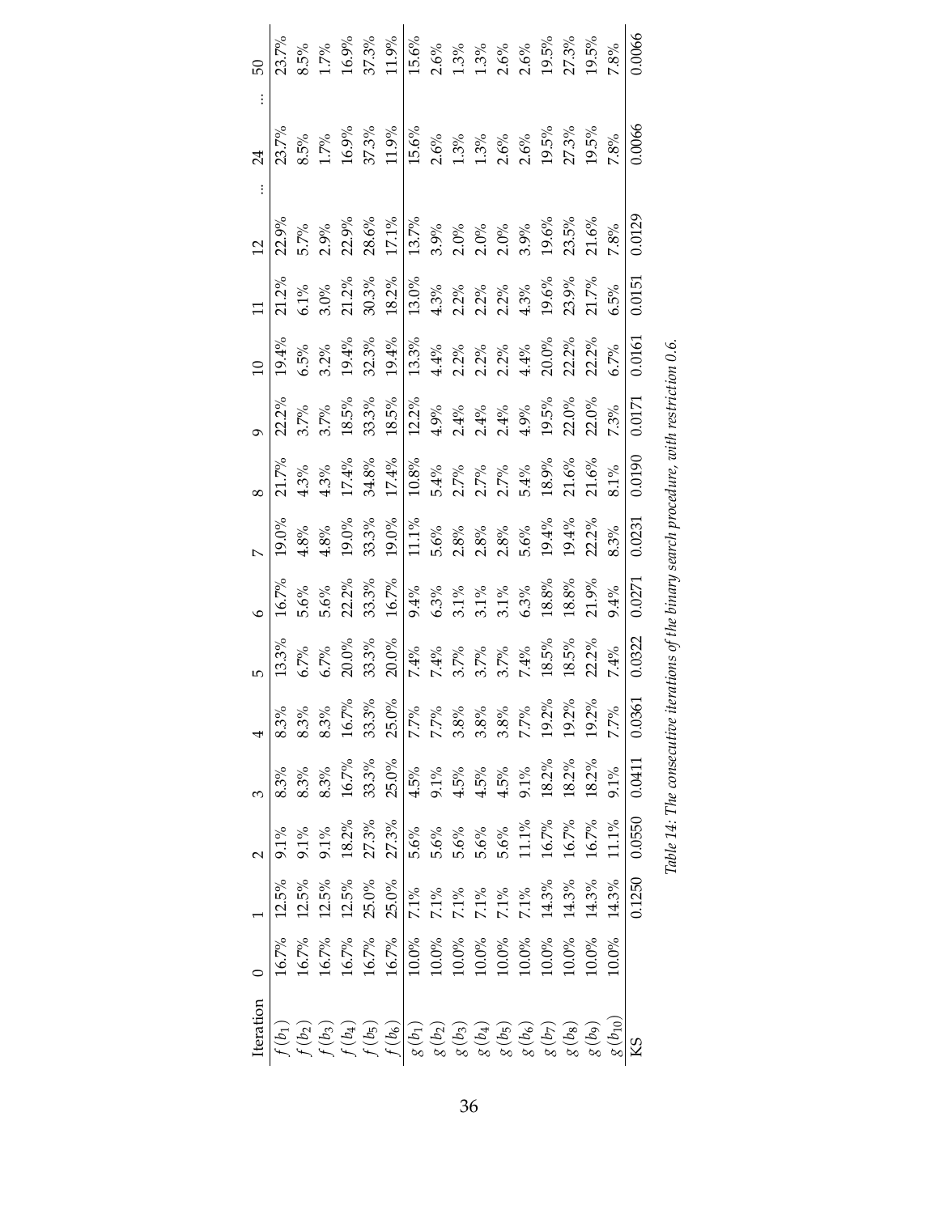| Iteration | 0 | 1 | 2 | 3 | 4 | 5 | 6 | 7 | 8 | 9 | 10 | 11 | 12 | ... | 24 | ... | 50 |
|---|---|---|---|---|---|---|---|---|---|---|---|---|---|---|---|---|---|
| $f(b_1)$ | 16.7% | 12.5% | 9.1% | 8.3% | 8.3% | 13.3% | 16.7% | 19.0% | 21.7% | 22.2% | 19.4% | 21.2% | 22.9% | | 23.7% | | 23.7% |
| $f(b_2)$ | 16.7% | 12.5% | 9.1% | 8.3% | 8.3% | 6.7% | 5.6% | 4.8% | 4.3% | 3.7% | 6.5% | 6.1% | 5.7% | | 8.5% | | 8.5% |
| $f(b_3)$ | 16.7% | 12.5% | 9.1% | 8.3% | 8.3% | 6.7% | 5.6% | 4.8% | 4.3% | 3.7% | 3.2% | 3.0% | 2.9% | | 1.7% | | 1.7% |
| $f(b_4)$ | 16.7% | 12.5% | 18.2% | 16.7% | 16.7% | 20.0% | 22.2% | 19.0% | 17.4% | 18.5% | 19.4% | 21.2% | 22.9% | | 16.9% | | 16.9% |
| $f(b_5)$ | 16.7% | 25.0% | 27.3% | 33.3% | 33.3% | 33.3% | 33.3% | 33.3% | 34.8% | 33.3% | 32.3% | 30.3% | 28.6% | | 37.3% | | 37.3% |
| $f(b_6)$ | 16.7% | 25.0% | 27.3% | 25.0% | 25.0% | 20.0% | 16.7% | 19.0% | 17.4% | 18.5% | 19.4% | 18.2% | 17.1% | | 11.9% | | 11.9% |
| $g(b_1)$ | 10.0% | 7.1% | 5.6% | 4.5% | 7.7% | 7.4% | 9.4% | 11.1% | 10.8% | 12.2% | 13.3% | 13.0% | 13.7% | | 15.6% | | 15.6% |
| $g(b_2)$ | 10.0% | 7.1% | 5.6% | 9.1% | 7.7% | 7.4% | 6.3% | 5.6% | 5.4% | 4.9% | 4.4% | 4.3% | 3.9% | | 2.6% | | 2.6% |
| $g(b_3)$ | 10.0% | 7.1% | 5.6% | 4.5% | 3.8% | 3.7% | 3.1% | 2.8% | 2.7% | 2.4% | 2.2% | 2.2% | 2.0% | | 1.3% | | 1.3% |
| $g(b_4)$ | 10.0% | 7.1% | 5.6% | 4.5% | 3.8% | 3.7% | 3.1% | 2.8% | 2.7% | 2.4% | 2.2% | 2.2% | 2.0% | | 1.3% | | 1.3% |
| $g(b_5)$ | 10.0% | 7.1% | 5.6% | 4.5% | 3.8% | 3.7% | 3.1% | 2.8% | 2.7% | 2.4% | 2.2% | 2.2% | 2.0% | | 2.6% | | 2.6% |
| $g(b_6)$ | 10.0% | 7.1% | 11.1% | 9.1% | 7.7% | 7.4% | 6.3% | 5.6% | 5.4% | 4.9% | 4.4% | 4.3% | 3.9% | | 2.6% | | 2.6% |
| $g(b_7)$ | 10.0% | 14.3% | 16.7% | 18.2% | 19.2% | 18.5% | 18.8% | 19.4% | 18.9% | 19.5% | 20.0% | 19.6% | 19.6% | | 19.5% | | 19.5% |
| $g(b_8)$ | 10.0% | 14.3% | 16.7% | 18.2% | 19.2% | 18.5% | 18.8% | 19.4% | 21.6% | 22.0% | 22.2% | 23.9% | 23.5% | | 27.3% | | 27.3% |
| $g(b_9)$ | 10.0% | 14.3% | 16.7% | 18.2% | 19.2% | 22.2% | 21.9% | 22.2% | 21.6% | 22.0% | 22.2% | 21.7% | 21.6% | | 19.5% | | 19.5% |
| $g(b_{10})$ | 10.0% | 14.3% | 11.1% | 9.1% | 7.7% | 7.4% | 9.4% | 8.3% | 8.1% | 7.3% | 6.7% | 6.5% | 7.8% | | 7.8% | | 7.8% |
| KS | | 0.1250 | 0.0550 | 0.0411 | 0.0361 | 0.0322 | 0.0271 | 0.0231 | 0.0190 | 0.0171 | 0.0161 | 0.0151 | 0.0129 | | 0.0066 | | 0.0066 |

*Table 14: The consecutive iterations of the binary search procedure, with restriction 0.6.*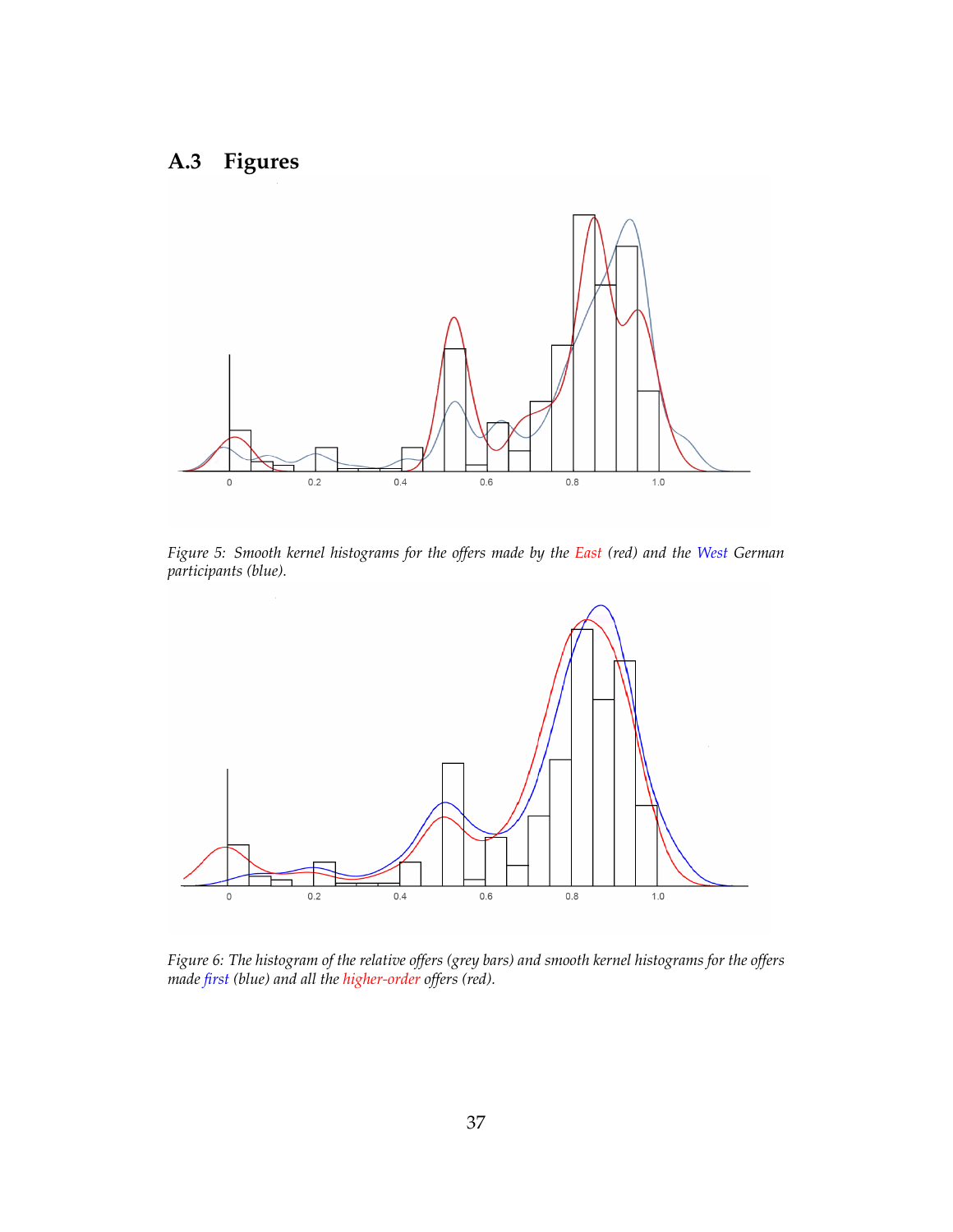## A.3 Figures

*Figure 5: Smooth kernel histograms for the offers made by the East (red) and the West German participants (blue).*

*Figure 6: The histogram of the relative offers (grey bars) and smooth kernel histograms for the offers made first (blue) and all the higher-order offers (red).*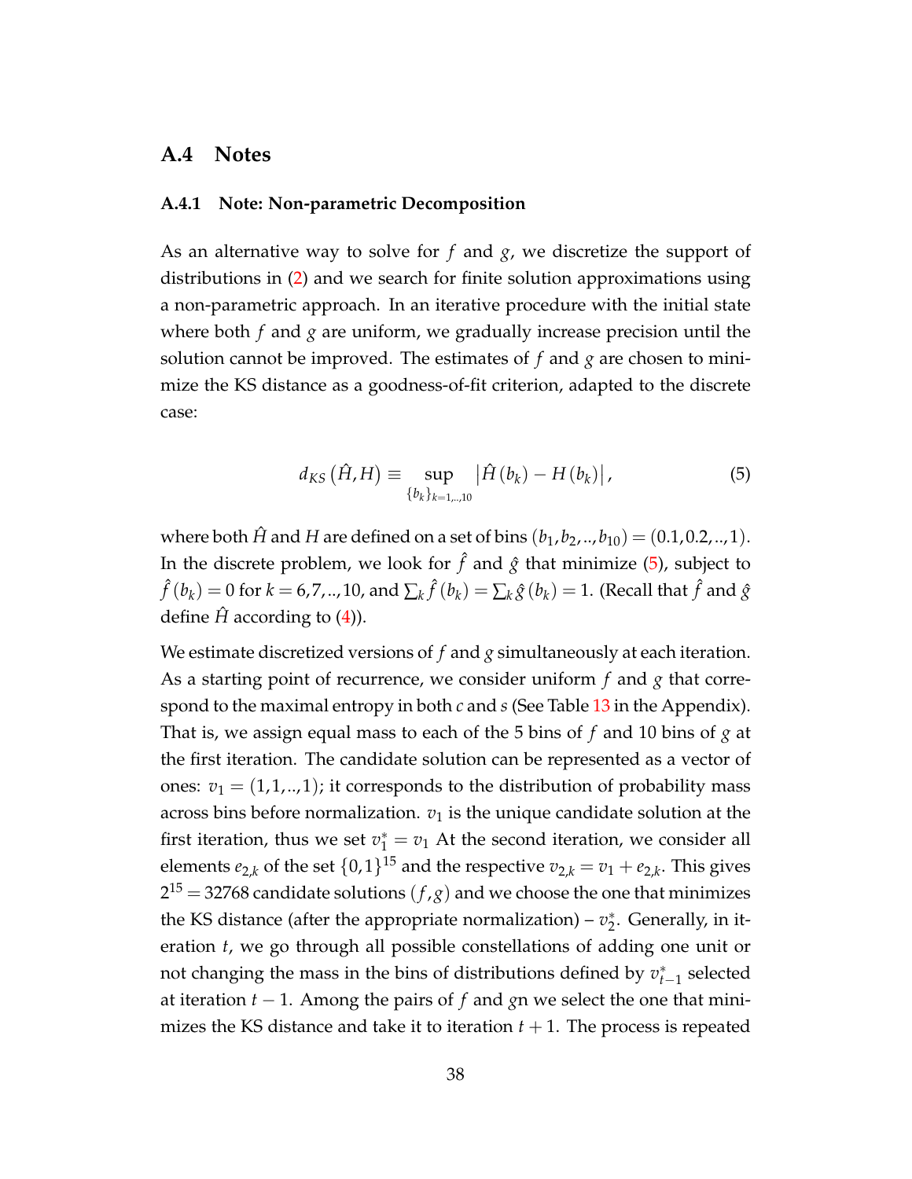## A.4 Notes

### A.4.1 Note: Non-parametric Decomposition

As an alternative way to solve for $f$ and $g$, we discretize the support of distributions in (2) and we search for finite solution approximations using a non-parametric approach. In an iterative procedure with the initial state where both $f$ and $g$ are uniform, we gradually increase precision until the solution cannot be improved. The estimates of $f$ and $g$ are chosen to minimize the KS distance as a goodness-of-fit criterion, adapted to the discrete case:

$$d_{KS}\left(\hat{H}, H\right) \equiv \sup_{\{b_k\}_{k=1,..,10}} \left|\hat{H}\left(b_k\right) - H\left(b_k\right)\right|, \tag{5}$$

where both $\hat{H}$ and $H$ are defined on a set of bins $(b_1, b_2, .., b_{10}) = (0.1, 0.2, .., 1)$. In the discrete problem, we look for $\hat{f}$ and $\hat{g}$ that minimize (5), subject to $\hat{f}(b_k) = 0$ for $k = 6, 7, .., 10$, and $\sum_k \hat{f}(b_k) = \sum_k \hat{g}(b_k) = 1$. (Recall that $\hat{f}$ and $\hat{g}$ define $\hat{H}$ according to (4)).

We estimate discretized versions of $f$ and $g$ simultaneously at each iteration. As a starting point of recurrence, we consider uniform $f$ and $g$ that correspond to the maximal entropy in both $c$ and $s$ (See Table 13 in the Appendix). That is, we assign equal mass to each of the 5 bins of $f$ and 10 bins of $g$ at the first iteration. The candidate solution can be represented as a vector of ones: $v_1 = (1, 1, .., 1)$; it corresponds to the distribution of probability mass across bins before normalization. $v_1$ is the unique candidate solution at the first iteration, thus we set $v_1^* = v_1$ At the second iteration, we consider all elements $e_{2,k}$ of the set $\{0, 1\}^{15}$ and the respective $v_{2,k} = v_1 + e_{2,k}$. This gives $2^{15} = 32768$ candidate solutions $(f, g)$ and we choose the one that minimizes the KS distance (after the appropriate normalization) – $v_2^*$. Generally, in iteration $t$, we go through all possible constellations of adding one unit or not changing the mass in the bins of distributions defined by $v_{t-1}^*$ selected at iteration $t-1$. Among the pairs of $f$ and $g$n we select the one that minimizes the KS distance and take it to iteration $t+1$. The process is repeated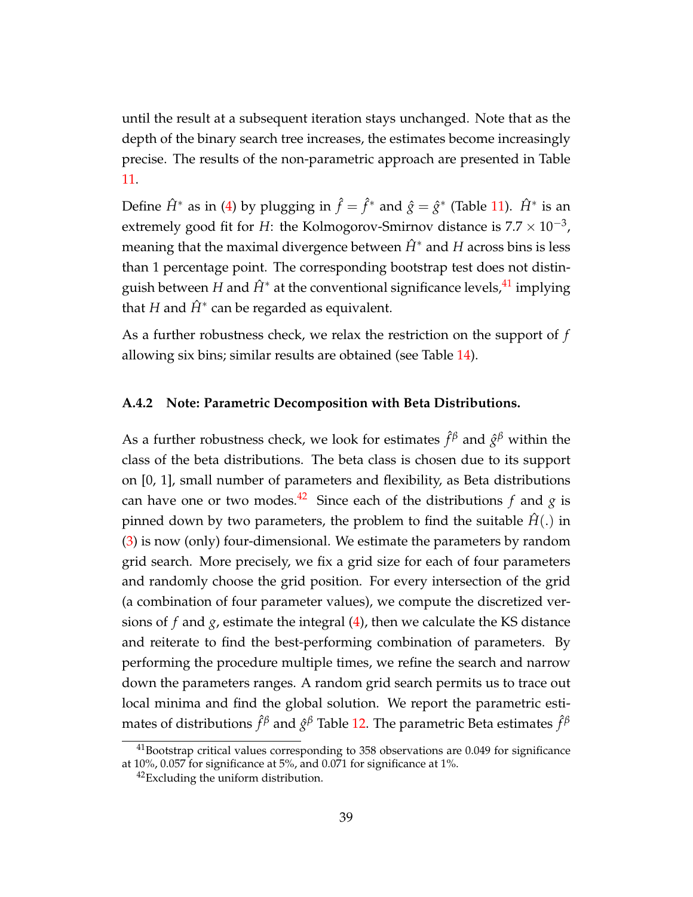until the result at a subsequent iteration stays unchanged. Note that as the depth of the binary search tree increases, the estimates become increasingly precise. The results of the non-parametric approach are presented in Table 11.

Define $\hat{H}^*$ as in (4) by plugging in $\hat{f} = \hat{f}^*$ and $\hat{g} = \hat{g}^*$ (Table 11). $\hat{H}^*$ is an extremely good fit for $H$: the Kolmogorov-Smirnov distance is $7.7 \times 10^{-3}$, meaning that the maximal divergence between $\hat{H}^*$ and $H$ across bins is less than 1 percentage point. The corresponding bootstrap test does not distinguish between $H$ and $\hat{H}^*$ at the conventional significance levels,[41] implying that $H$ and $\hat{H}^*$ can be regarded as equivalent.

As a further robustness check, we relax the restriction on the support of $f$ allowing six bins; similar results are obtained (see Table 14).

### A.4.2 Note: Parametric Decomposition with Beta Distributions.

As a further robustness check, we look for estimates $\hat{f}^\beta$ and $\hat{g}^\beta$ within the class of the beta distributions. The beta class is chosen due to its support on [0, 1], small number of parameters and flexibility, as Beta distributions can have one or two modes.[42] Since each of the distributions $f$ and $g$ is pinned down by two parameters, the problem to find the suitable $\hat{H}(.)$ in (3) is now (only) four-dimensional. We estimate the parameters by random grid search. More precisely, we fix a grid size for each of four parameters and randomly choose the grid position. For every intersection of the grid (a combination of four parameter values), we compute the discretized versions of $f$ and $g$, estimate the integral (4), then we calculate the KS distance and reiterate to find the best-performing combination of parameters. By performing the procedure multiple times, we refine the search and narrow down the parameters ranges. A random grid search permits us to trace out local minima and find the global solution. We report the parametric estimates of distributions $\hat{f}^\beta$ and $\hat{g}^\beta$ Table 12. The parametric Beta estimates $\hat{f}^\beta$

[41] Bootstrap critical values corresponding to 358 observations are 0.049 for significance at 10%, 0.057 for significance at 5%, and 0.071 for significance at 1%.

[42] Excluding the uniform distribution.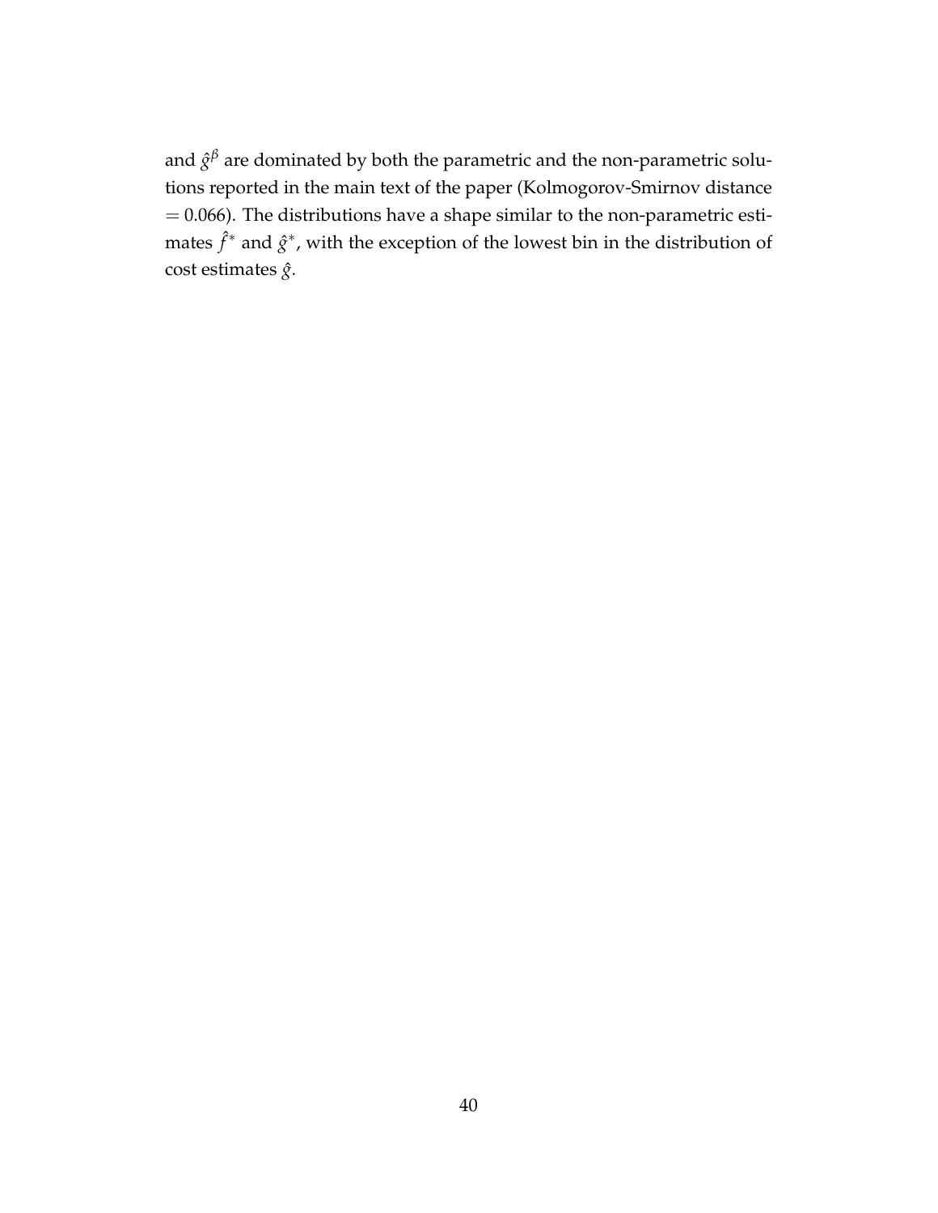and $\hat{g}^{\beta}$ are dominated by both the parametric and the non-parametric solutions reported in the main text of the paper (Kolmogorov-Smirnov distance $= 0.066$). The distributions have a shape similar to the non-parametric estimates $\hat{f}^{*}$ and $\hat{g}^{*}$, with the exception of the lowest bin in the distribution of cost estimates $\hat{g}$.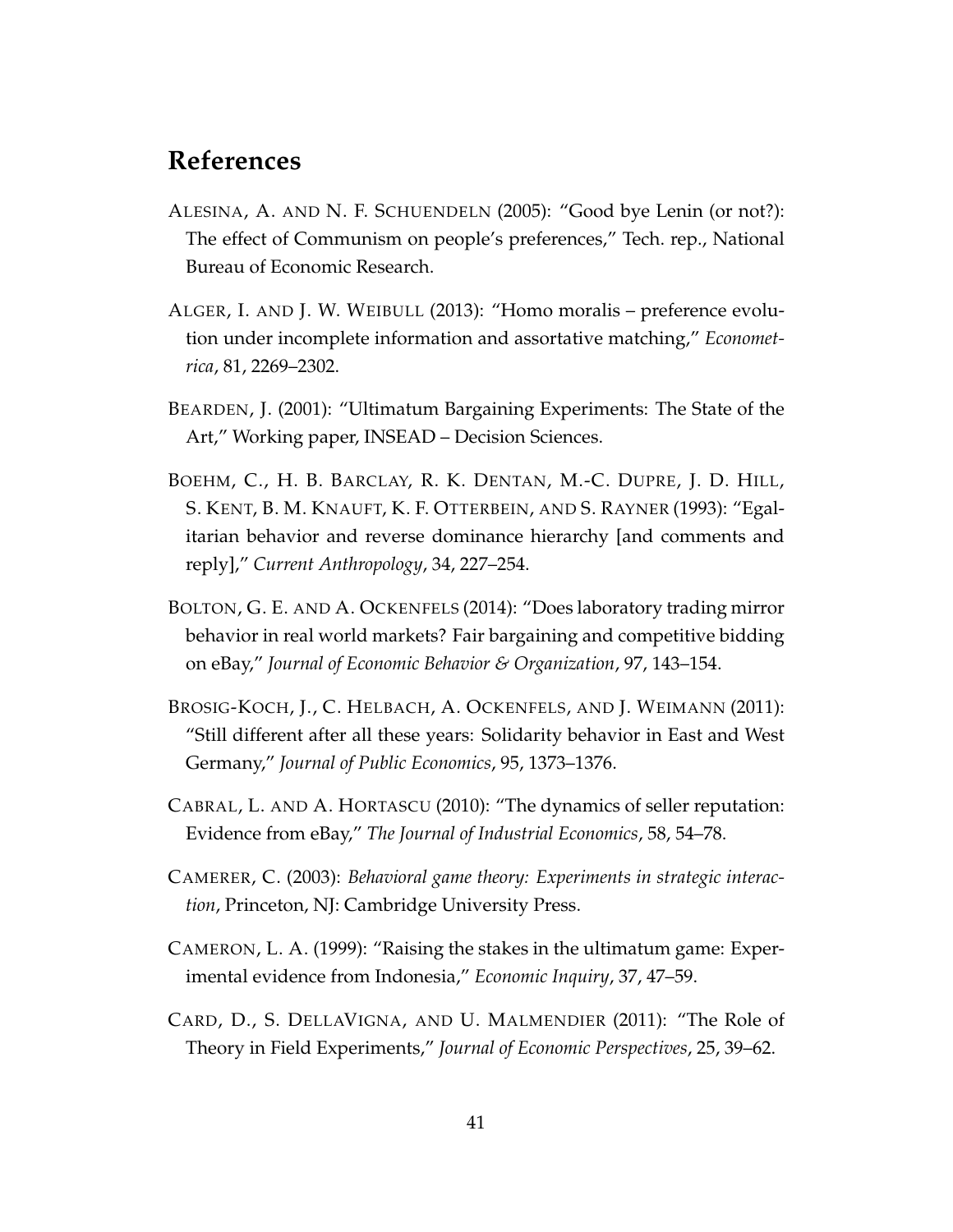## References

ALESINA, A. AND N. F. SCHUENDELN (2005): "Good bye Lenin (or not?): The effect of Communism on people's preferences," Tech. rep., National Bureau of Economic Research.

ALGER, I. AND J. W. WEIBULL (2013): "Homo moralis – preference evolution under incomplete information and assortative matching," *Econometrica*, 81, 2269–2302.

BEARDEN, J. (2001): "Ultimatum Bargaining Experiments: The State of the Art," Working paper, INSEAD – Decision Sciences.

BOEHM, C., H. B. BARCLAY, R. K. DENTAN, M.-C. DUPRE, J. D. HILL, S. KENT, B. M. KNAUFT, K. F. OTTERBEIN, AND S. RAYNER (1993): "Egalitarian behavior and reverse dominance hierarchy [and comments and reply]," *Current Anthropology*, 34, 227–254.

BOLTON, G. E. AND A. OCKENFELS (2014): "Does laboratory trading mirror behavior in real world markets? Fair bargaining and competitive bidding on eBay," *Journal of Economic Behavior & Organization*, 97, 143–154.

BROSIG-KOCH, J., C. HELBACH, A. OCKENFELS, AND J. WEIMANN (2011): "Still different after all these years: Solidarity behavior in East and West Germany," *Journal of Public Economics*, 95, 1373–1376.

CABRAL, L. AND A. HORTASCU (2010): "The dynamics of seller reputation: Evidence from eBay," *The Journal of Industrial Economics*, 58, 54–78.

CAMERER, C. (2003): *Behavioral game theory: Experiments in strategic interaction*, Princeton, NJ: Cambridge University Press.

CAMERON, L. A. (1999): "Raising the stakes in the ultimatum game: Experimental evidence from Indonesia," *Economic Inquiry*, 37, 47–59.

CARD, D., S. DELLAVIGNA, AND U. MALMENDIER (2011): "The Role of Theory in Field Experiments," *Journal of Economic Perspectives*, 25, 39–62.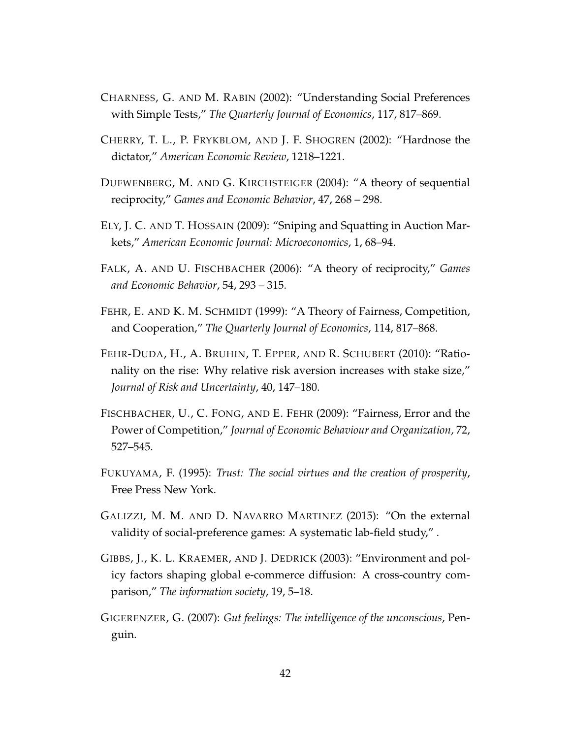CHARNESS, G. AND M. RABIN (2002): "Understanding Social Preferences with Simple Tests," *The Quarterly Journal of Economics*, 117, 817–869.

CHERRY, T. L., P. FRYKBLOM, AND J. F. SHOGREN (2002): "Hardnose the dictator," *American Economic Review*, 1218–1221.

DUFWENBERG, M. AND G. KIRCHSTEIGER (2004): "A theory of sequential reciprocity," *Games and Economic Behavior*, 47, 268 – 298.

ELY, J. C. AND T. HOSSAIN (2009): "Sniping and Squatting in Auction Markets," *American Economic Journal: Microeconomics*, 1, 68–94.

FALK, A. AND U. FISCHBACHER (2006): "A theory of reciprocity," *Games and Economic Behavior*, 54, 293 – 315.

FEHR, E. AND K. M. SCHMIDT (1999): "A Theory of Fairness, Competition, and Cooperation," *The Quarterly Journal of Economics*, 114, 817–868.

FEHR-DUDA, H., A. BRUHIN, T. EPPER, AND R. SCHUBERT (2010): "Rationality on the rise: Why relative risk aversion increases with stake size," *Journal of Risk and Uncertainty*, 40, 147–180.

FISCHBACHER, U., C. FONG, AND E. FEHR (2009): "Fairness, Error and the Power of Competition," *Journal of Economic Behaviour and Organization*, 72, 527–545.

FUKUYAMA, F. (1995): *Trust: The social virtues and the creation of prosperity*, Free Press New York.

GALIZZI, M. M. AND D. NAVARRO MARTINEZ (2015): "On the external validity of social-preference games: A systematic lab-field study," .

GIBBS, J., K. L. KRAEMER, AND J. DEDRICK (2003): "Environment and policy factors shaping global e-commerce diffusion: A cross-country comparison," *The information society*, 19, 5–18.

GIGERENZER, G. (2007): *Gut feelings: The intelligence of the unconscious*, Penguin.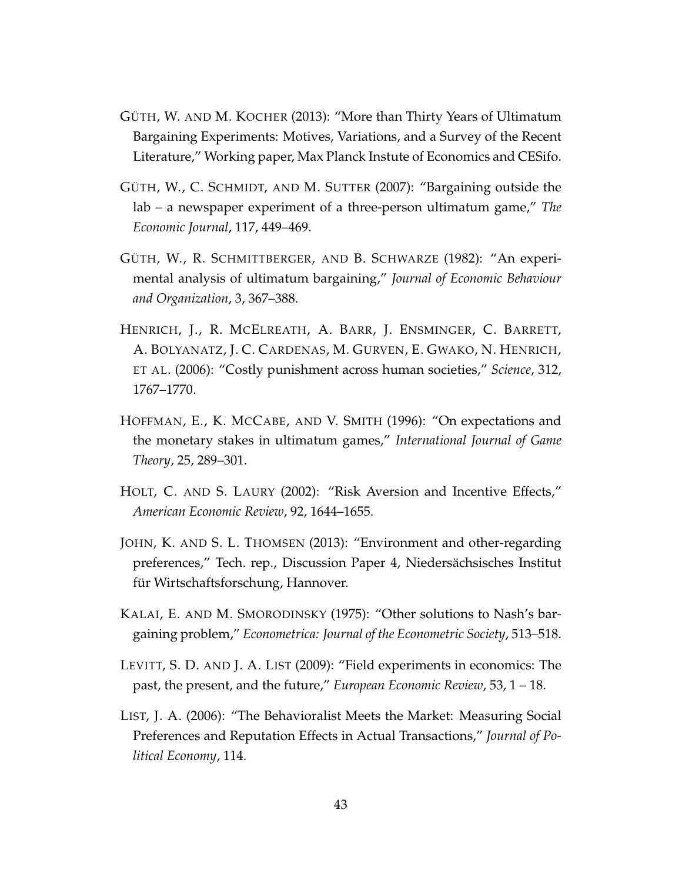GÜTH, W. AND M. KOCHER (2013): "More than Thirty Years of Ultimatum Bargaining Experiments: Motives, Variations, and a Survey of the Recent Literature," Working paper, Max Planck Instute of Economics and CESifo.

GÜTH, W., C. SCHMIDT, AND M. SUTTER (2007): "Bargaining outside the lab – a newspaper experiment of a three-person ultimatum game," *The Economic Journal*, 117, 449–469.

GÜTH, W., R. SCHMITTBERGER, AND B. SCHWARZE (1982): "An experimental analysis of ultimatum bargaining," *Journal of Economic Behaviour and Organization*, 3, 367–388.

HENRICH, J., R. MCELREATH, A. BARR, J. ENSMINGER, C. BARRETT, A. BOLYANATZ, J. C. CARDENAS, M. GURVEN, E. GWAKO, N. HENRICH, ET AL. (2006): "Costly punishment across human societies," *Science*, 312, 1767–1770.

HOFFMAN, E., K. MCCABE, AND V. SMITH (1996): "On expectations and the monetary stakes in ultimatum games," *International Journal of Game Theory*, 25, 289–301.

HOLT, C. AND S. LAURY (2002): "Risk Aversion and Incentive Effects," *American Economic Review*, 92, 1644–1655.

JOHN, K. AND S. L. THOMSEN (2013): "Environment and other-regarding preferences," Tech. rep., Discussion Paper 4, Niedersächsisches Institut für Wirtschaftsforschung, Hannover.

KALAI, E. AND M. SMORODINSKY (1975): "Other solutions to Nash's bargaining problem," *Econometrica: Journal of the Econometric Society*, 513–518.

LEVITT, S. D. AND J. A. LIST (2009): "Field experiments in economics: The past, the present, and the future," *European Economic Review*, 53, 1 – 18.

LIST, J. A. (2006): "The Behavioralist Meets the Market: Measuring Social Preferences and Reputation Effects in Actual Transactions," *Journal of Political Economy*, 114.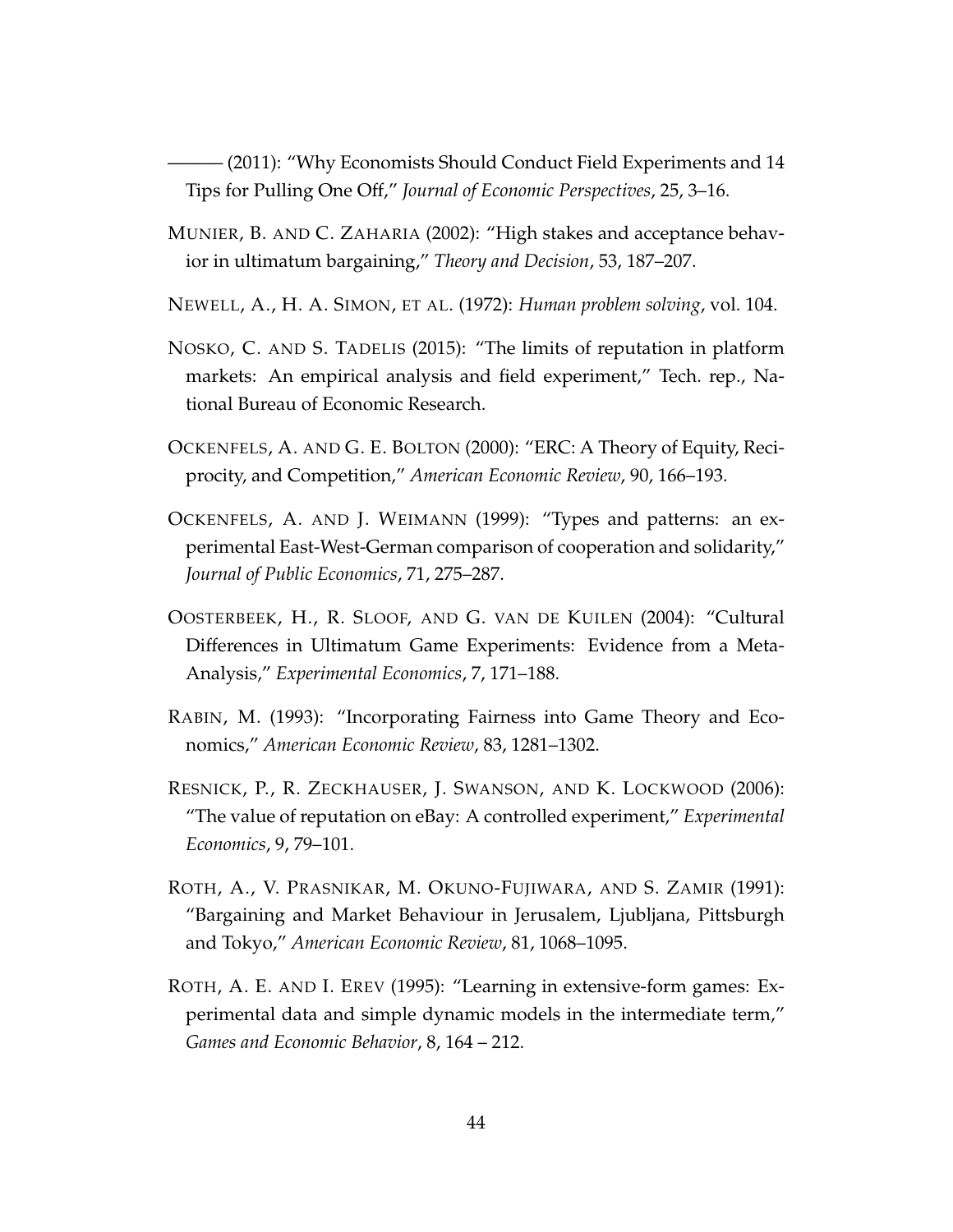——— (2011): "Why Economists Should Conduct Field Experiments and 14 Tips for Pulling One Off," *Journal of Economic Perspectives*, 25, 3–16.

MUNIER, B. AND C. ZAHARIA (2002): "High stakes and acceptance behavior in ultimatum bargaining," *Theory and Decision*, 53, 187–207.

NEWELL, A., H. A. SIMON, ET AL. (1972): *Human problem solving*, vol. 104.

NOSKO, C. AND S. TADELIS (2015): "The limits of reputation in platform markets: An empirical analysis and field experiment," Tech. rep., National Bureau of Economic Research.

OCKENFELS, A. AND G. E. BOLTON (2000): "ERC: A Theory of Equity, Reciprocity, and Competition," *American Economic Review*, 90, 166–193.

OCKENFELS, A. AND J. WEIMANN (1999): "Types and patterns: an experimental East-West-German comparison of cooperation and solidarity," *Journal of Public Economics*, 71, 275–287.

OOSTERBEEK, H., R. SLOOF, AND G. VAN DE KUILEN (2004): "Cultural Differences in Ultimatum Game Experiments: Evidence from a Meta-Analysis," *Experimental Economics*, 7, 171–188.

RABIN, M. (1993): "Incorporating Fairness into Game Theory and Economics," *American Economic Review*, 83, 1281–1302.

RESNICK, P., R. ZECKHAUSER, J. SWANSON, AND K. LOCKWOOD (2006): "The value of reputation on eBay: A controlled experiment," *Experimental Economics*, 9, 79–101.

ROTH, A., V. PRASNIKAR, M. OKUNO-FUJIWARA, AND S. ZAMIR (1991): "Bargaining and Market Behaviour in Jerusalem, Ljubljana, Pittsburgh and Tokyo," *American Economic Review*, 81, 1068–1095.

ROTH, A. E. AND I. EREV (1995): "Learning in extensive-form games: Experimental data and simple dynamic models in the intermediate term," *Games and Economic Behavior*, 8, 164 – 212.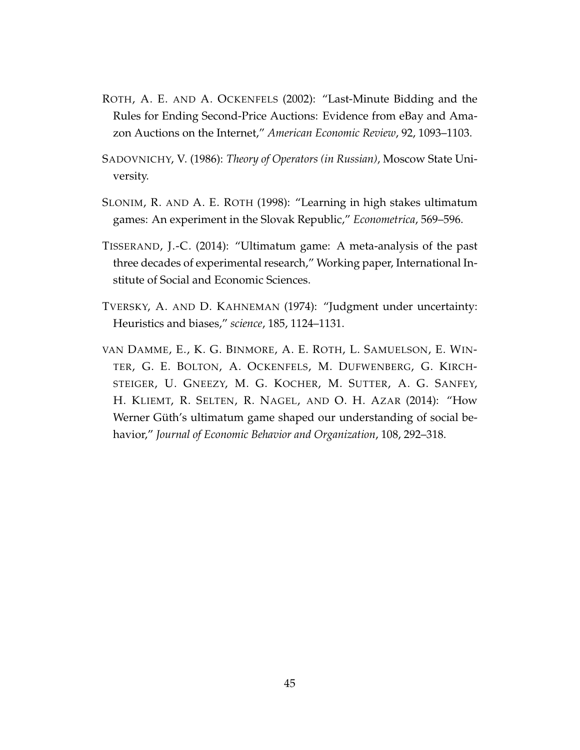ROTH, A. E. AND A. OCKENFELS (2002): "Last-Minute Bidding and the Rules for Ending Second-Price Auctions: Evidence from eBay and Amazon Auctions on the Internet," *American Economic Review*, 92, 1093–1103.

SADOVNICHY, V. (1986): *Theory of Operators (in Russian)*, Moscow State University.

SLONIM, R. AND A. E. ROTH (1998): "Learning in high stakes ultimatum games: An experiment in the Slovak Republic," *Econometrica*, 569–596.

TISSERAND, J.-C. (2014): "Ultimatum game: A meta-analysis of the past three decades of experimental research," Working paper, International Institute of Social and Economic Sciences.

TVERSKY, A. AND D. KAHNEMAN (1974): "Judgment under uncertainty: Heuristics and biases," *science*, 185, 1124–1131.

VAN DAMME, E., K. G. BINMORE, A. E. ROTH, L. SAMUELSON, E. WINTER, G. E. BOLTON, A. OCKENFELS, M. DUFWENBERG, G. KIRCHSTEIGER, U. GNEEZY, M. G. KOCHER, M. SUTTER, A. G. SANFEY, H. KLIEMT, R. SELTEN, R. NAGEL, AND O. H. AZAR (2014): "How Werner Güth's ultimatum game shaped our understanding of social behavior," *Journal of Economic Behavior and Organization*, 108, 292–318.